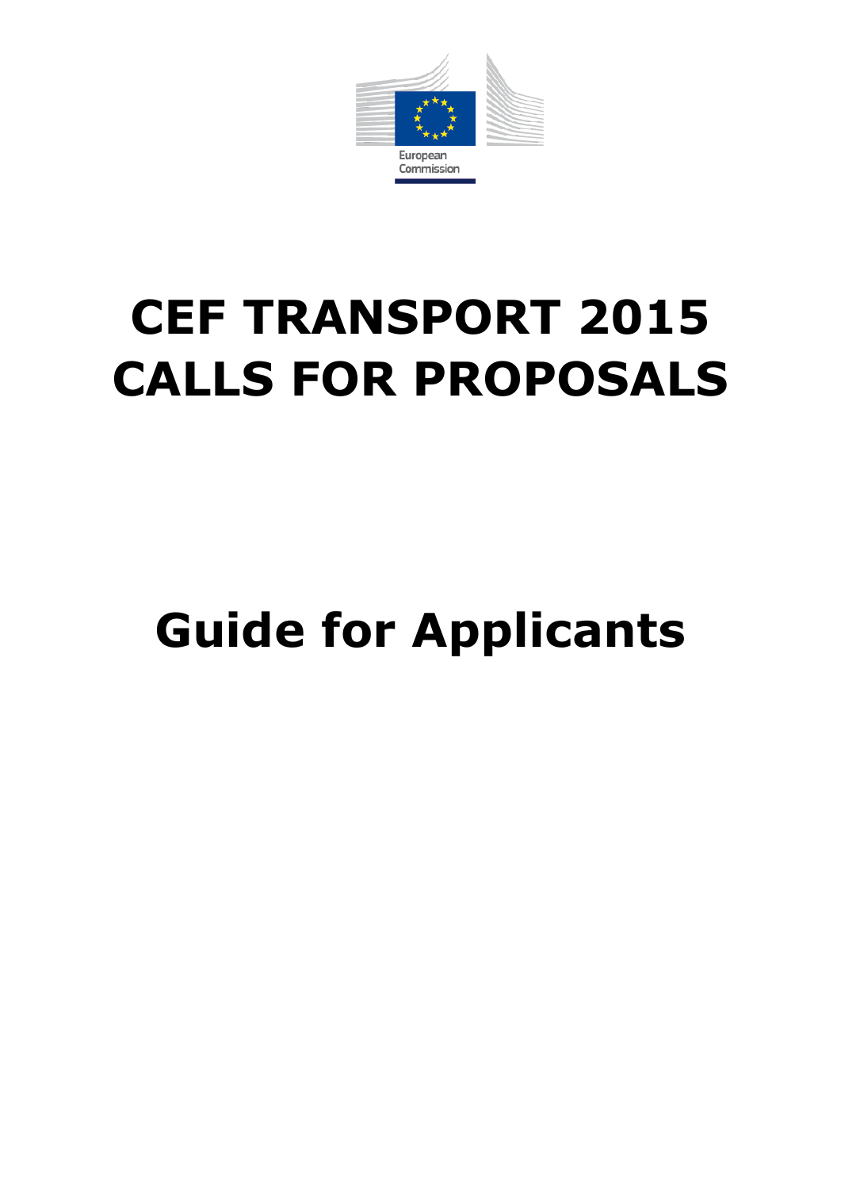European Commission

# CEF TRANSPORT 2015 CALLS FOR PROPOSALS

# Guide for Applicants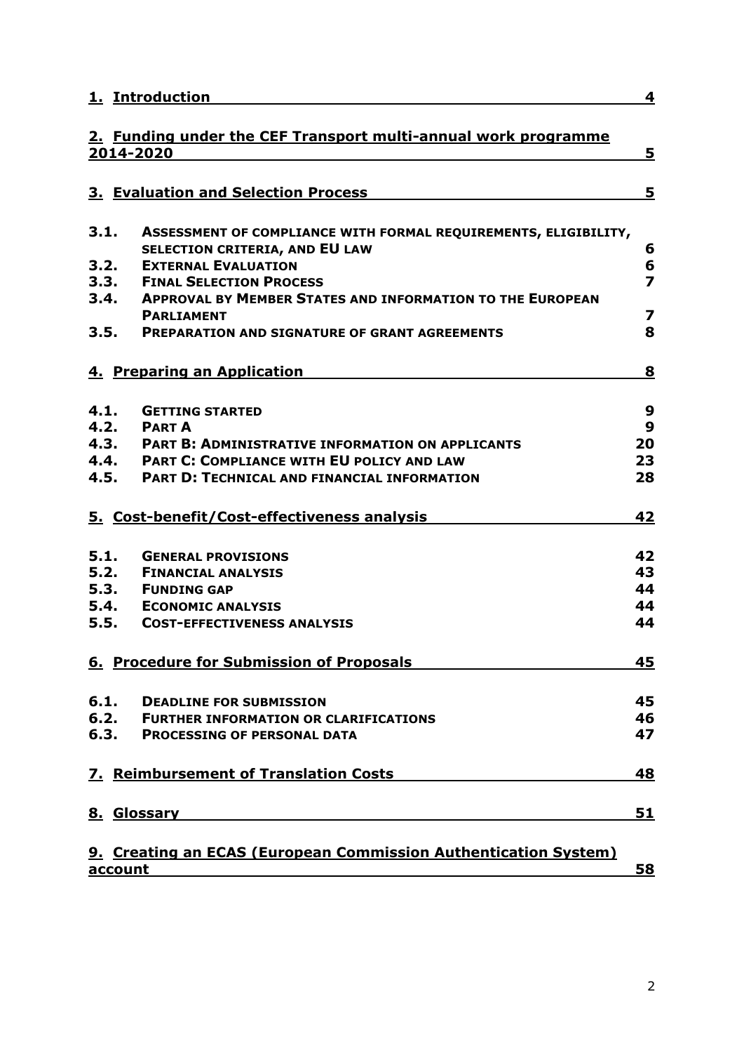| | | |
|---|---|---|
| **1.** | **Introduction** | **4** |
| **2.** | **Funding under the CEF Transport multi-annual work programme 2014-2020** | **5** |
| **3.** | **Evaluation and Selection Process** | **5** |
| **3.1.** | **ASSESSMENT OF COMPLIANCE WITH FORMAL REQUIREMENTS, ELIGIBILITY, SELECTION CRITERIA, AND EU LAW** | **6** |
| **3.2.** | **EXTERNAL EVALUATION** | **6** |
| **3.3.** | **FINAL SELECTION PROCESS** | **7** |
| **3.4.** | **APPROVAL BY MEMBER STATES AND INFORMATION TO THE EUROPEAN PARLIAMENT** | **7** |
| **3.5.** | **PREPARATION AND SIGNATURE OF GRANT AGREEMENTS** | **8** |
| **4.** | **Preparing an Application** | **8** |
| **4.1.** | **GETTING STARTED** | **9** |
| **4.2.** | **PART A** | **9** |
| **4.3.** | **PART B: ADMINISTRATIVE INFORMATION ON APPLICANTS** | **20** |
| **4.4.** | **PART C: COMPLIANCE WITH EU POLICY AND LAW** | **23** |
| **4.5.** | **PART D: TECHNICAL AND FINANCIAL INFORMATION** | **28** |
| **5.** | **Cost-benefit/Cost-effectiveness analysis** | **42** |
| **5.1.** | **GENERAL PROVISIONS** | **42** |
| **5.2.** | **FINANCIAL ANALYSIS** | **43** |
| **5.3.** | **FUNDING GAP** | **44** |
| **5.4.** | **ECONOMIC ANALYSIS** | **44** |
| **5.5.** | **COST-EFFECTIVENESS ANALYSIS** | **44** |
| **6.** | **Procedure for Submission of Proposals** | **45** |
| **6.1.** | **DEADLINE FOR SUBMISSION** | **45** |
| **6.2.** | **FURTHER INFORMATION OR CLARIFICATIONS** | **46** |
| **6.3.** | **PROCESSING OF PERSONAL DATA** | **47** |
| **7.** | **Reimbursement of Translation Costs** | **48** |
| **8.** | **Glossary** | **51** |
| **9.** | **Creating an ECAS (European Commission Authentication System) account** | **58** |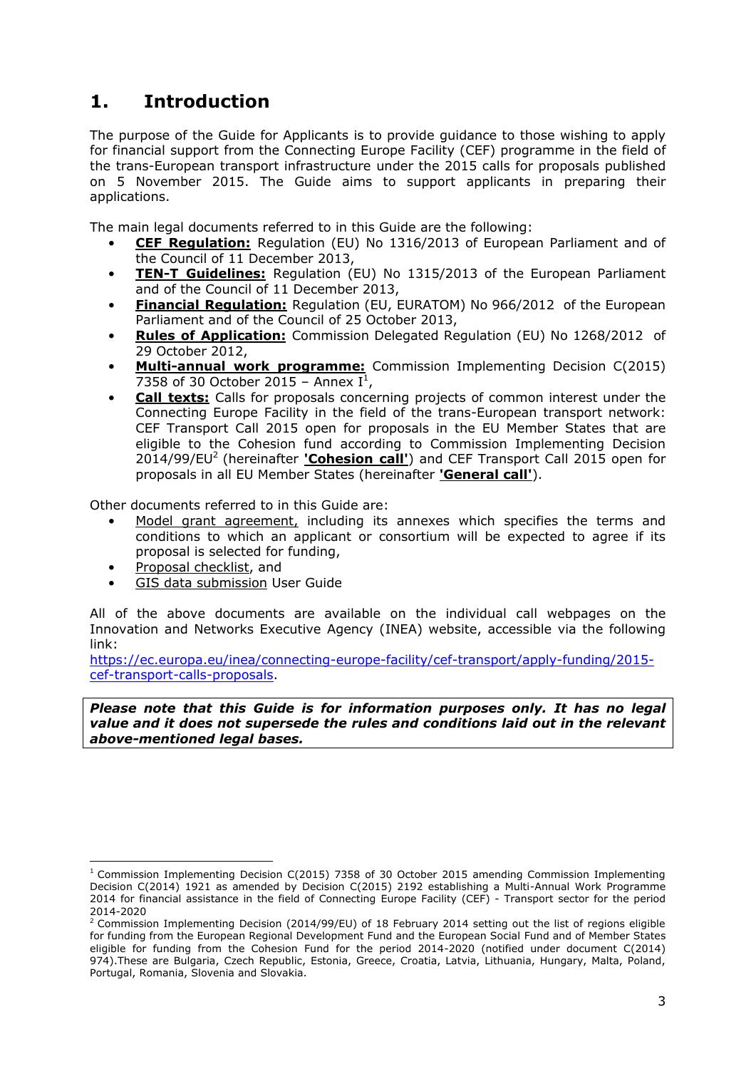# 1. Introduction

The purpose of the Guide for Applicants is to provide guidance to those wishing to apply for financial support from the Connecting Europe Facility (CEF) programme in the field of the trans-European transport infrastructure under the 2015 calls for proposals published on 5 November 2015. The Guide aims to support applicants in preparing their applications.

The main legal documents referred to in this Guide are the following:

- **CEF Regulation:** Regulation (EU) No 1316/2013 of European Parliament and of the Council of 11 December 2013,
- **TEN-T Guidelines:** Regulation (EU) No 1315/2013 of the European Parliament and of the Council of 11 December 2013,
- **Financial Regulation:** Regulation (EU, EURATOM) No 966/2012 of the European Parliament and of the Council of 25 October 2013,
- **Rules of Application:** Commission Delegated Regulation (EU) No 1268/2012 of 29 October 2012,
- **Multi-annual work programme:** Commission Implementing Decision C(2015) 7358 of 30 October 2015 – Annex I[1],
- **Call texts:** Calls for proposals concerning projects of common interest under the Connecting Europe Facility in the field of the trans-European transport network: CEF Transport Call 2015 open for proposals in the EU Member States that are eligible to the Cohesion fund according to Commission Implementing Decision 2014/99/EU[2] (hereinafter **'Cohesion call'**) and CEF Transport Call 2015 open for proposals in all EU Member States (hereinafter **'General call'**).

Other documents referred to in this Guide are:

- Model grant agreement, including its annexes which specifies the terms and conditions to which an applicant or consortium will be expected to agree if its proposal is selected for funding,
- Proposal checklist, and
- GIS data submission User Guide

All of the above documents are available on the individual call webpages on the Innovation and Networks Executive Agency (INEA) website, accessible via the following link:
https://ec.europa.eu/inea/connecting-europe-facility/cef-transport/apply-funding/2015-cef-transport-calls-proposals.

***Please note that this Guide is for information purposes only. It has no legal value and it does not supersede the rules and conditions laid out in the relevant above-mentioned legal bases.***

---

[1] Commission Implementing Decision C(2015) 7358 of 30 October 2015 amending Commission Implementing Decision C(2014) 1921 as amended by Decision C(2015) 2192 establishing a Multi-Annual Work Programme 2014 for financial assistance in the field of Connecting Europe Facility (CEF) - Transport sector for the period 2014-2020

[2] Commission Implementing Decision (2014/99/EU) of 18 February 2014 setting out the list of regions eligible for funding from the European Regional Development Fund and the European Social Fund and of Member States eligible for funding from the Cohesion Fund for the period 2014-2020 (notified under document C(2014) 974).These are Bulgaria, Czech Republic, Estonia, Greece, Croatia, Latvia, Lithuania, Hungary, Malta, Poland, Portugal, Romania, Slovenia and Slovakia.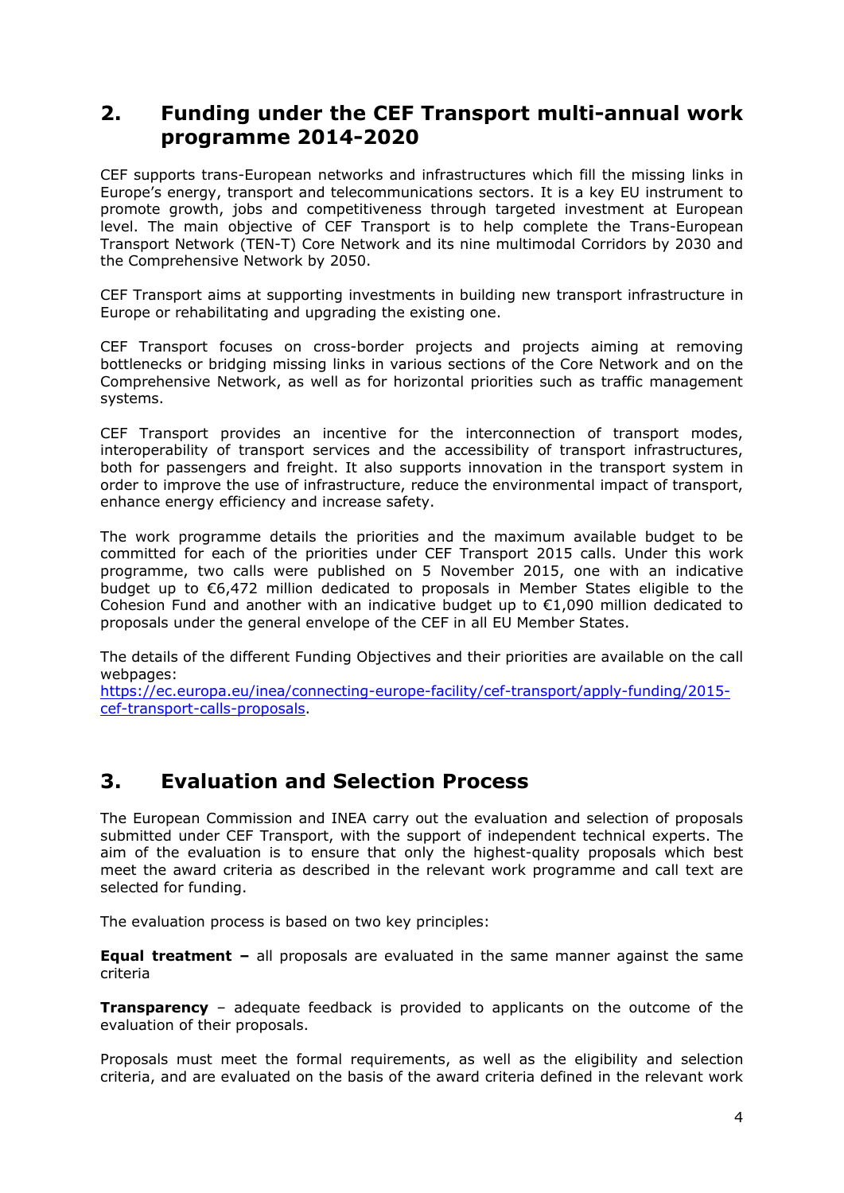## 2. Funding under the CEF Transport multi-annual work programme 2014-2020

CEF supports trans-European networks and infrastructures which fill the missing links in Europe's energy, transport and telecommunications sectors. It is a key EU instrument to promote growth, jobs and competitiveness through targeted investment at European level. The main objective of CEF Transport is to help complete the Trans-European Transport Network (TEN-T) Core Network and its nine multimodal Corridors by 2030 and the Comprehensive Network by 2050.

CEF Transport aims at supporting investments in building new transport infrastructure in Europe or rehabilitating and upgrading the existing one.

CEF Transport focuses on cross-border projects and projects aiming at removing bottlenecks or bridging missing links in various sections of the Core Network and on the Comprehensive Network, as well as for horizontal priorities such as traffic management systems.

CEF Transport provides an incentive for the interconnection of transport modes, interoperability of transport services and the accessibility of transport infrastructures, both for passengers and freight. It also supports innovation in the transport system in order to improve the use of infrastructure, reduce the environmental impact of transport, enhance energy efficiency and increase safety.

The work programme details the priorities and the maximum available budget to be committed for each of the priorities under CEF Transport 2015 calls. Under this work programme, two calls were published on 5 November 2015, one with an indicative budget up to €6,472 million dedicated to proposals in Member States eligible to the Cohesion Fund and another with an indicative budget up to €1,090 million dedicated to proposals under the general envelope of the CEF in all EU Member States.

The details of the different Funding Objectives and their priorities are available on the call webpages:
[https://ec.europa.eu/inea/connecting-europe-facility/cef-transport/apply-funding/2015-cef-transport-calls-proposals](https://ec.europa.eu/inea/connecting-europe-facility/cef-transport/apply-funding/2015-cef-transport-calls-proposals).

## 3. Evaluation and Selection Process

The European Commission and INEA carry out the evaluation and selection of proposals submitted under CEF Transport, with the support of independent technical experts. The aim of the evaluation is to ensure that only the highest-quality proposals which best meet the award criteria as described in the relevant work programme and call text are selected for funding.

The evaluation process is based on two key principles:

**Equal treatment –** all proposals are evaluated in the same manner against the same criteria

**Transparency** – adequate feedback is provided to applicants on the outcome of the evaluation of their proposals.

Proposals must meet the formal requirements, as well as the eligibility and selection criteria, and are evaluated on the basis of the award criteria defined in the relevant work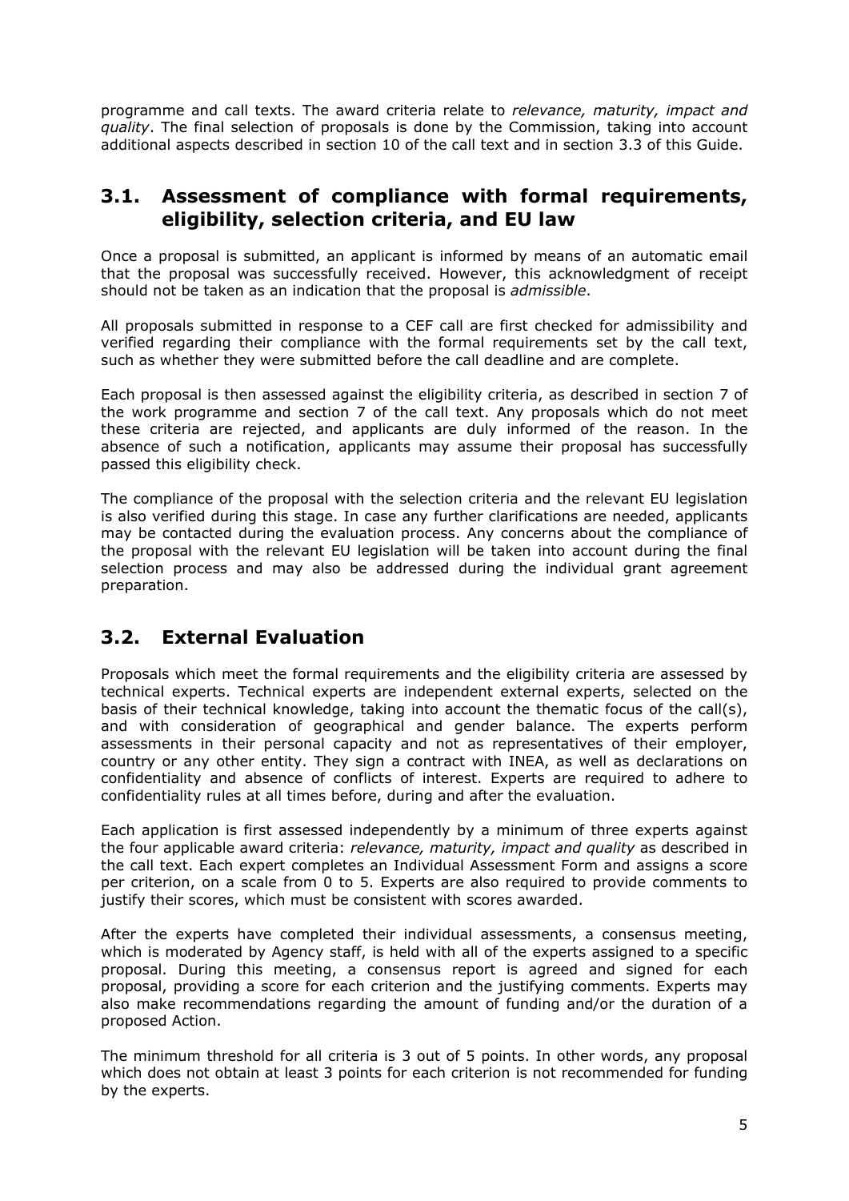programme and call texts. The award criteria relate to *relevance, maturity, impact and quality*. The final selection of proposals is done by the Commission, taking into account additional aspects described in section 10 of the call text and in section 3.3 of this Guide.

## 3.1. Assessment of compliance with formal requirements, eligibility, selection criteria, and EU law

Once a proposal is submitted, an applicant is informed by means of an automatic email that the proposal was successfully received. However, this acknowledgment of receipt should not be taken as an indication that the proposal is *admissible*.

All proposals submitted in response to a CEF call are first checked for admissibility and verified regarding their compliance with the formal requirements set by the call text, such as whether they were submitted before the call deadline and are complete.

Each proposal is then assessed against the eligibility criteria, as described in section 7 of the work programme and section 7 of the call text. Any proposals which do not meet these criteria are rejected, and applicants are duly informed of the reason. In the absence of such a notification, applicants may assume their proposal has successfully passed this eligibility check.

The compliance of the proposal with the selection criteria and the relevant EU legislation is also verified during this stage. In case any further clarifications are needed, applicants may be contacted during the evaluation process. Any concerns about the compliance of the proposal with the relevant EU legislation will be taken into account during the final selection process and may also be addressed during the individual grant agreement preparation.

## 3.2. External Evaluation

Proposals which meet the formal requirements and the eligibility criteria are assessed by technical experts. Technical experts are independent external experts, selected on the basis of their technical knowledge, taking into account the thematic focus of the call(s), and with consideration of geographical and gender balance. The experts perform assessments in their personal capacity and not as representatives of their employer, country or any other entity. They sign a contract with INEA, as well as declarations on confidentiality and absence of conflicts of interest. Experts are required to adhere to confidentiality rules at all times before, during and after the evaluation.

Each application is first assessed independently by a minimum of three experts against the four applicable award criteria: *relevance, maturity, impact and quality* as described in the call text. Each expert completes an Individual Assessment Form and assigns a score per criterion, on a scale from 0 to 5. Experts are also required to provide comments to justify their scores, which must be consistent with scores awarded.

After the experts have completed their individual assessments, a consensus meeting, which is moderated by Agency staff, is held with all of the experts assigned to a specific proposal. During this meeting, a consensus report is agreed and signed for each proposal, providing a score for each criterion and the justifying comments. Experts may also make recommendations regarding the amount of funding and/or the duration of a proposed Action.

The minimum threshold for all criteria is 3 out of 5 points. In other words, any proposal which does not obtain at least 3 points for each criterion is not recommended for funding by the experts.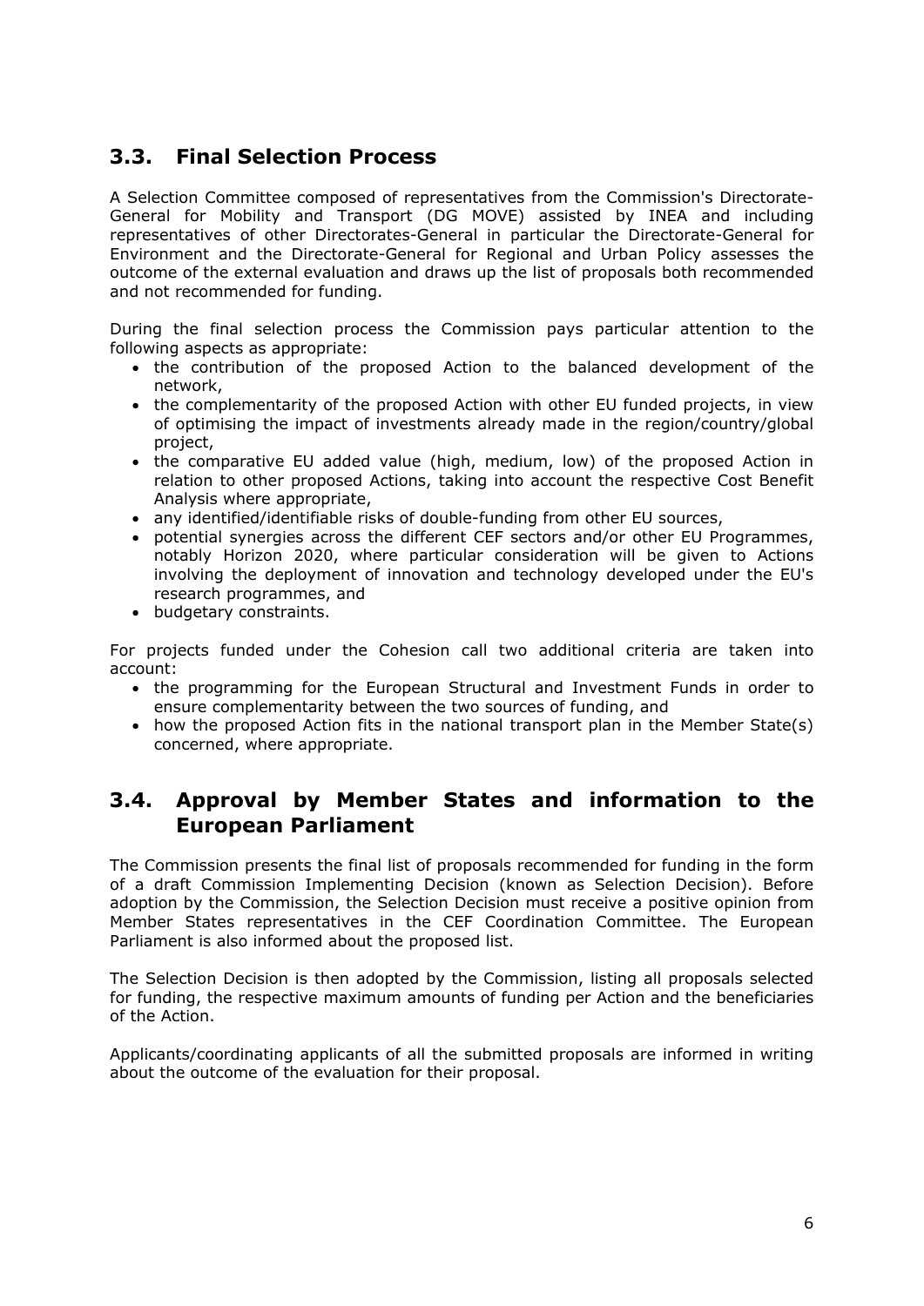## 3.3. Final Selection Process

A Selection Committee composed of representatives from the Commission's Directorate-General for Mobility and Transport (DG MOVE) assisted by INEA and including representatives of other Directorates-General in particular the Directorate-General for Environment and the Directorate-General for Regional and Urban Policy assesses the outcome of the external evaluation and draws up the list of proposals both recommended and not recommended for funding.

During the final selection process the Commission pays particular attention to the following aspects as appropriate:

- the contribution of the proposed Action to the balanced development of the network,
- the complementarity of the proposed Action with other EU funded projects, in view of optimising the impact of investments already made in the region/country/global project,
- the comparative EU added value (high, medium, low) of the proposed Action in relation to other proposed Actions, taking into account the respective Cost Benefit Analysis where appropriate,
- any identified/identifiable risks of double-funding from other EU sources,
- potential synergies across the different CEF sectors and/or other EU Programmes, notably Horizon 2020, where particular consideration will be given to Actions involving the deployment of innovation and technology developed under the EU's research programmes, and
- budgetary constraints.

For projects funded under the Cohesion call two additional criteria are taken into account:

- the programming for the European Structural and Investment Funds in order to ensure complementarity between the two sources of funding, and
- how the proposed Action fits in the national transport plan in the Member State(s) concerned, where appropriate.

## 3.4. Approval by Member States and information to the European Parliament

The Commission presents the final list of proposals recommended for funding in the form of a draft Commission Implementing Decision (known as Selection Decision). Before adoption by the Commission, the Selection Decision must receive a positive opinion from Member States representatives in the CEF Coordination Committee. The European Parliament is also informed about the proposed list.

The Selection Decision is then adopted by the Commission, listing all proposals selected for funding, the respective maximum amounts of funding per Action and the beneficiaries of the Action.

Applicants/coordinating applicants of all the submitted proposals are informed in writing about the outcome of the evaluation for their proposal.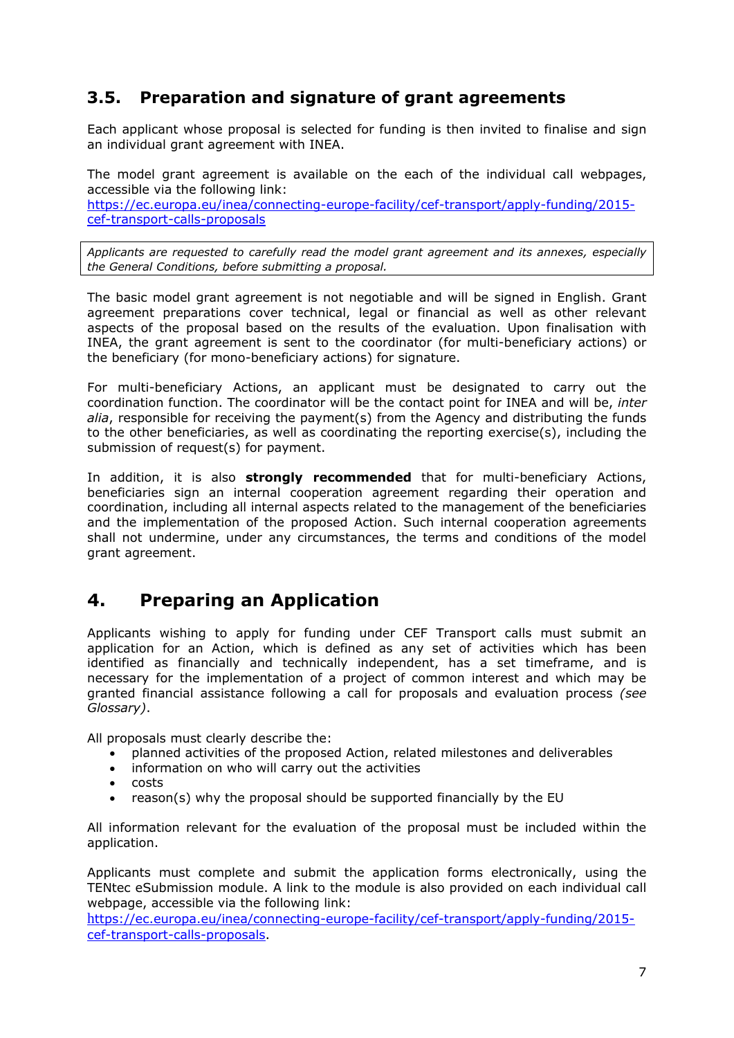## 3.5. Preparation and signature of grant agreements

Each applicant whose proposal is selected for funding is then invited to finalise and sign an individual grant agreement with INEA.

The model grant agreement is available on the each of the individual call webpages, accessible via the following link:
https://ec.europa.eu/inea/connecting-europe-facility/cef-transport/apply-funding/2015-cef-transport-calls-proposals

*Applicants are requested to carefully read the model grant agreement and its annexes, especially the General Conditions, before submitting a proposal.*

The basic model grant agreement is not negotiable and will be signed in English. Grant agreement preparations cover technical, legal or financial as well as other relevant aspects of the proposal based on the results of the evaluation. Upon finalisation with INEA, the grant agreement is sent to the coordinator (for multi-beneficiary actions) or the beneficiary (for mono-beneficiary actions) for signature.

For multi-beneficiary Actions, an applicant must be designated to carry out the coordination function. The coordinator will be the contact point for INEA and will be, *inter alia*, responsible for receiving the payment(s) from the Agency and distributing the funds to the other beneficiaries, as well as coordinating the reporting exercise(s), including the submission of request(s) for payment.

In addition, it is also **strongly recommended** that for multi-beneficiary Actions, beneficiaries sign an internal cooperation agreement regarding their operation and coordination, including all internal aspects related to the management of the beneficiaries and the implementation of the proposed Action. Such internal cooperation agreements shall not undermine, under any circumstances, the terms and conditions of the model grant agreement.

# 4. Preparing an Application

Applicants wishing to apply for funding under CEF Transport calls must submit an application for an Action, which is defined as any set of activities which has been identified as financially and technically independent, has a set timeframe, and is necessary for the implementation of a project of common interest and which may be granted financial assistance following a call for proposals and evaluation process *(see Glossary)*.

All proposals must clearly describe the:

- planned activities of the proposed Action, related milestones and deliverables
- information on who will carry out the activities
- costs
- reason(s) why the proposal should be supported financially by the EU

All information relevant for the evaluation of the proposal must be included within the application.

Applicants must complete and submit the application forms electronically, using the TENtec eSubmission module. A link to the module is also provided on each individual call webpage, accessible via the following link:
https://ec.europa.eu/inea/connecting-europe-facility/cef-transport/apply-funding/2015-cef-transport-calls-proposals.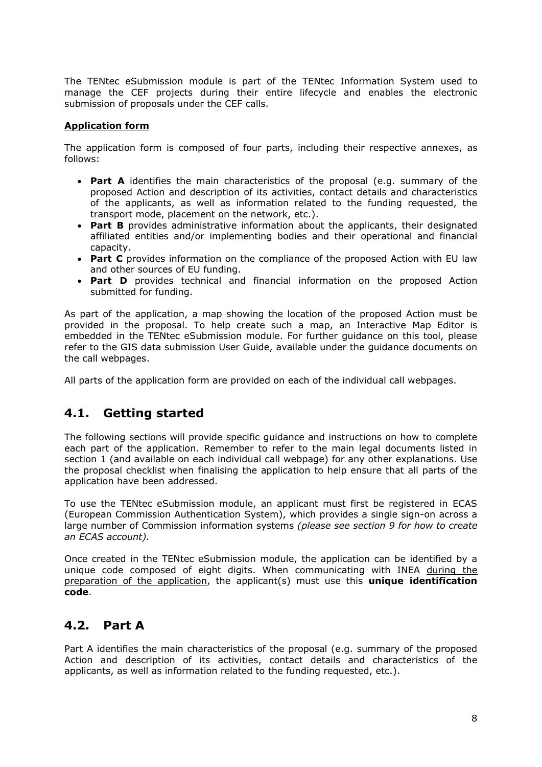The TENtec eSubmission module is part of the TENtec Information System used to manage the CEF projects during their entire lifecycle and enables the electronic submission of proposals under the CEF calls.

**Application form**

The application form is composed of four parts, including their respective annexes, as follows:

- **Part A** identifies the main characteristics of the proposal (e.g. summary of the proposed Action and description of its activities, contact details and characteristics of the applicants, as well as information related to the funding requested, the transport mode, placement on the network, etc.).
- **Part B** provides administrative information about the applicants, their designated affiliated entities and/or implementing bodies and their operational and financial capacity.
- **Part C** provides information on the compliance of the proposed Action with EU law and other sources of EU funding.
- **Part D** provides technical and financial information on the proposed Action submitted for funding.

As part of the application, a map showing the location of the proposed Action must be provided in the proposal. To help create such a map, an Interactive Map Editor is embedded in the TENtec eSubmission module. For further guidance on this tool, please refer to the GIS data submission User Guide, available under the guidance documents on the call webpages.

All parts of the application form are provided on each of the individual call webpages.

## 4.1. Getting started

The following sections will provide specific guidance and instructions on how to complete each part of the application. Remember to refer to the main legal documents listed in section 1 (and available on each individual call webpage) for any other explanations. Use the proposal checklist when finalising the application to help ensure that all parts of the application have been addressed.

To use the TENtec eSubmission module, an applicant must first be registered in ECAS (European Commission Authentication System), which provides a single sign-on across a large number of Commission information systems *(please see section 9 for how to create an ECAS account).*

Once created in the TENtec eSubmission module, the application can be identified by a unique code composed of eight digits. When communicating with INEA during the preparation of the application, the applicant(s) must use this **unique identification code**.

## 4.2. Part A

Part A identifies the main characteristics of the proposal (e.g. summary of the proposed Action and description of its activities, contact details and characteristics of the applicants, as well as information related to the funding requested, etc.).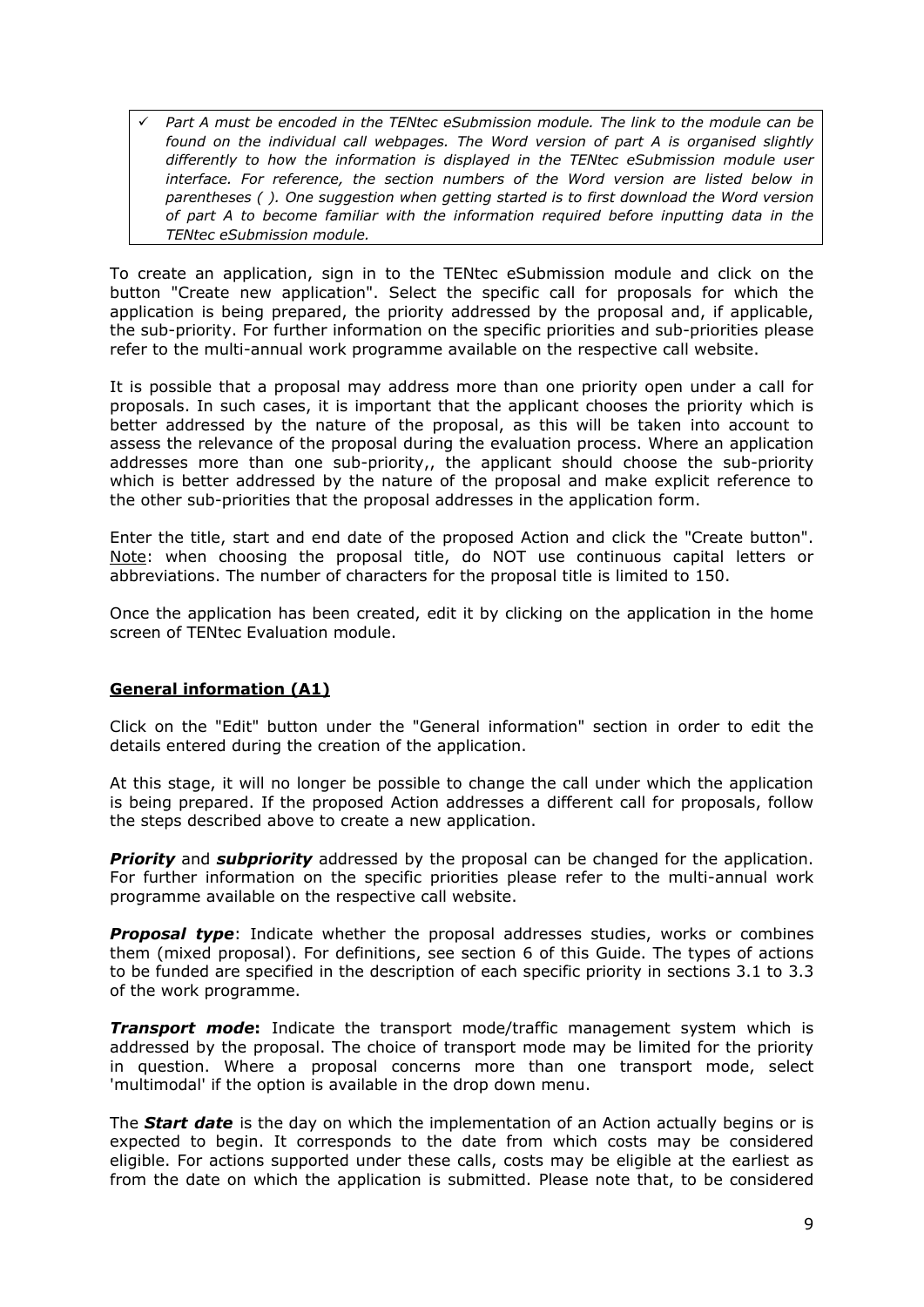> ✓ *Part A must be encoded in the TENtec eSubmission module. The link to the module can be found on the individual call webpages. The Word version of part A is organised slightly differently to how the information is displayed in the TENtec eSubmission module user interface. For reference, the section numbers of the Word version are listed below in parentheses ( ). One suggestion when getting started is to first download the Word version of part A to become familiar with the information required before inputting data in the TENtec eSubmission module.*

To create an application, sign in to the TENtec eSubmission module and click on the button "Create new application". Select the specific call for proposals for which the application is being prepared, the priority addressed by the proposal and, if applicable, the sub-priority. For further information on the specific priorities and sub-priorities please refer to the multi-annual work programme available on the respective call website.

It is possible that a proposal may address more than one priority open under a call for proposals. In such cases, it is important that the applicant chooses the priority which is better addressed by the nature of the proposal, as this will be taken into account to assess the relevance of the proposal during the evaluation process. Where an application addresses more than one sub-priority,, the applicant should choose the sub-priority which is better addressed by the nature of the proposal and make explicit reference to the other sub-priorities that the proposal addresses in the application form.

Enter the title, start and end date of the proposed Action and click the "Create button". Note: when choosing the proposal title, do NOT use continuous capital letters or abbreviations. The number of characters for the proposal title is limited to 150.

Once the application has been created, edit it by clicking on the application in the home screen of TENtec Evaluation module.

## General information (A1)

Click on the "Edit" button under the "General information" section in order to edit the details entered during the creation of the application.

At this stage, it will no longer be possible to change the call under which the application is being prepared. If the proposed Action addresses a different call for proposals, follow the steps described above to create a new application.

***Priority*** and ***subpriority*** addressed by the proposal can be changed for the application. For further information on the specific priorities please refer to the multi-annual work programme available on the respective call website.

***Proposal type***: Indicate whether the proposal addresses studies, works or combines them (mixed proposal). For definitions, see section 6 of this Guide. The types of actions to be funded are specified in the description of each specific priority in sections 3.1 to 3.3 of the work programme.

***Transport mode*:** Indicate the transport mode/traffic management system which is addressed by the proposal. The choice of transport mode may be limited for the priority in question. Where a proposal concerns more than one transport mode, select 'multimodal' if the option is available in the drop down menu.

The ***Start date*** is the day on which the implementation of an Action actually begins or is expected to begin. It corresponds to the date from which costs may be considered eligible. For actions supported under these calls, costs may be eligible at the earliest as from the date on which the application is submitted. Please note that, to be considered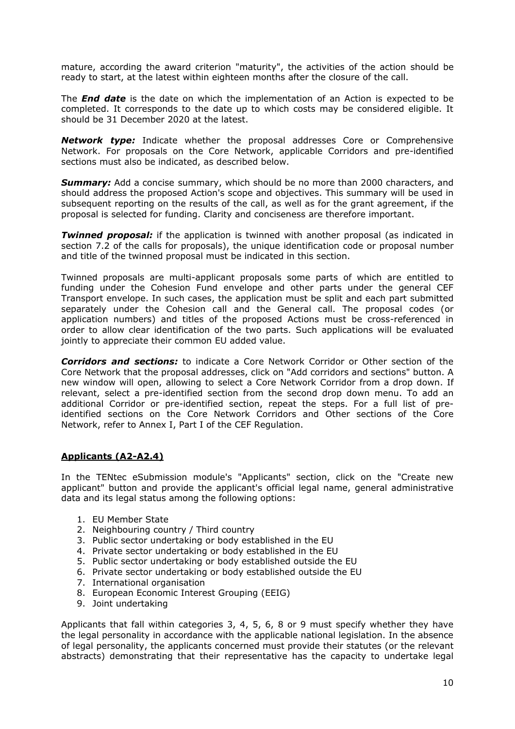mature, according the award criterion "maturity", the activities of the action should be ready to start, at the latest within eighteen months after the closure of the call.

The ***End date*** is the date on which the implementation of an Action is expected to be completed. It corresponds to the date up to which costs may be considered eligible. It should be 31 December 2020 at the latest.

***Network type:*** Indicate whether the proposal addresses Core or Comprehensive Network. For proposals on the Core Network, applicable Corridors and pre-identified sections must also be indicated, as described below.

***Summary:*** Add a concise summary, which should be no more than 2000 characters, and should address the proposed Action's scope and objectives. This summary will be used in subsequent reporting on the results of the call, as well as for the grant agreement, if the proposal is selected for funding. Clarity and conciseness are therefore important.

***Twinned proposal:*** if the application is twinned with another proposal (as indicated in section 7.2 of the calls for proposals), the unique identification code or proposal number and title of the twinned proposal must be indicated in this section.

Twinned proposals are multi-applicant proposals some parts of which are entitled to funding under the Cohesion Fund envelope and other parts under the general CEF Transport envelope. In such cases, the application must be split and each part submitted separately under the Cohesion call and the General call. The proposal codes (or application numbers) and titles of the proposed Actions must be cross-referenced in order to allow clear identification of the two parts. Such applications will be evaluated jointly to appreciate their common EU added value.

***Corridors and sections:*** to indicate a Core Network Corridor or Other section of the Core Network that the proposal addresses, click on "Add corridors and sections" button. A new window will open, allowing to select a Core Network Corridor from a drop down. If relevant, select a pre-identified section from the second drop down menu. To add an additional Corridor or pre-identified section, repeat the steps. For a full list of pre-identified sections on the Core Network Corridors and Other sections of the Core Network, refer to Annex I, Part I of the CEF Regulation.

## Applicants (A2-A2.4)

In the TENtec eSubmission module's "Applicants" section, click on the "Create new applicant" button and provide the applicant's official legal name, general administrative data and its legal status among the following options:

1. EU Member State
2. Neighbouring country / Third country
3. Public sector undertaking or body established in the EU
4. Private sector undertaking or body established in the EU
5. Public sector undertaking or body established outside the EU
6. Private sector undertaking or body established outside the EU
7. International organisation
8. European Economic Interest Grouping (EEIG)
9. Joint undertaking

Applicants that fall within categories 3, 4, 5, 6, 8 or 9 must specify whether they have the legal personality in accordance with the applicable national legislation. In the absence of legal personality, the applicants concerned must provide their statutes (or the relevant abstracts) demonstrating that their representative has the capacity to undertake legal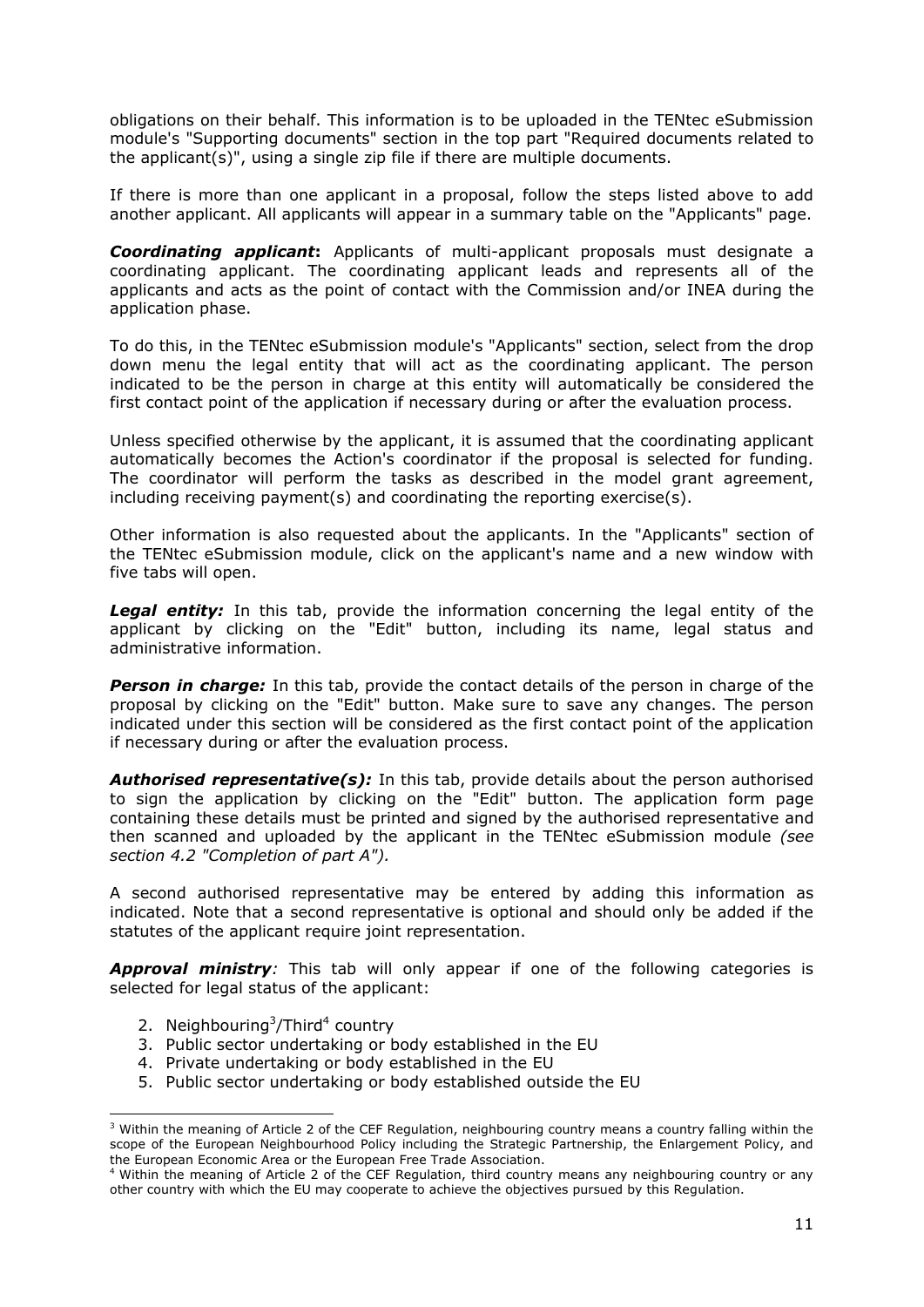obligations on their behalf. This information is to be uploaded in the TENtec eSubmission module's "Supporting documents" section in the top part "Required documents related to the applicant(s)", using a single zip file if there are multiple documents.

If there is more than one applicant in a proposal, follow the steps listed above to add another applicant. All applicants will appear in a summary table on the "Applicants" page.

***Coordinating applicant*:** Applicants of multi-applicant proposals must designate a coordinating applicant. The coordinating applicant leads and represents all of the applicants and acts as the point of contact with the Commission and/or INEA during the application phase.

To do this, in the TENtec eSubmission module's "Applicants" section, select from the drop down menu the legal entity that will act as the coordinating applicant. The person indicated to be the person in charge at this entity will automatically be considered the first contact point of the application if necessary during or after the evaluation process.

Unless specified otherwise by the applicant, it is assumed that the coordinating applicant automatically becomes the Action's coordinator if the proposal is selected for funding. The coordinator will perform the tasks as described in the model grant agreement, including receiving payment(s) and coordinating the reporting exercise(s).

Other information is also requested about the applicants. In the "Applicants" section of the TENtec eSubmission module, click on the applicant's name and a new window with five tabs will open.

***Legal entity:*** In this tab, provide the information concerning the legal entity of the applicant by clicking on the "Edit" button, including its name, legal status and administrative information.

***Person in charge:*** In this tab, provide the contact details of the person in charge of the proposal by clicking on the "Edit" button. Make sure to save any changes. The person indicated under this section will be considered as the first contact point of the application if necessary during or after the evaluation process.

***Authorised representative(s):*** In this tab, provide details about the person authorised to sign the application by clicking on the "Edit" button. The application form page containing these details must be printed and signed by the authorised representative and then scanned and uploaded by the applicant in the TENtec eSubmission module *(see section 4.2 "Completion of part A").*

A second authorised representative may be entered by adding this information as indicated. Note that a second representative is optional and should only be added if the statutes of the applicant require joint representation.

***Approval ministry**:* This tab will only appear if one of the following categories is selected for legal status of the applicant:

2. Neighbouring[3]/Third[4] country
3. Public sector undertaking or body established in the EU
4. Private undertaking or body established in the EU
5. Public sector undertaking or body established outside the EU

---

[3] Within the meaning of Article 2 of the CEF Regulation, neighbouring country means a country falling within the scope of the European Neighbourhood Policy including the Strategic Partnership, the Enlargement Policy, and the European Economic Area or the European Free Trade Association.

[4] Within the meaning of Article 2 of the CEF Regulation, third country means any neighbouring country or any other country with which the EU may cooperate to achieve the objectives pursued by this Regulation.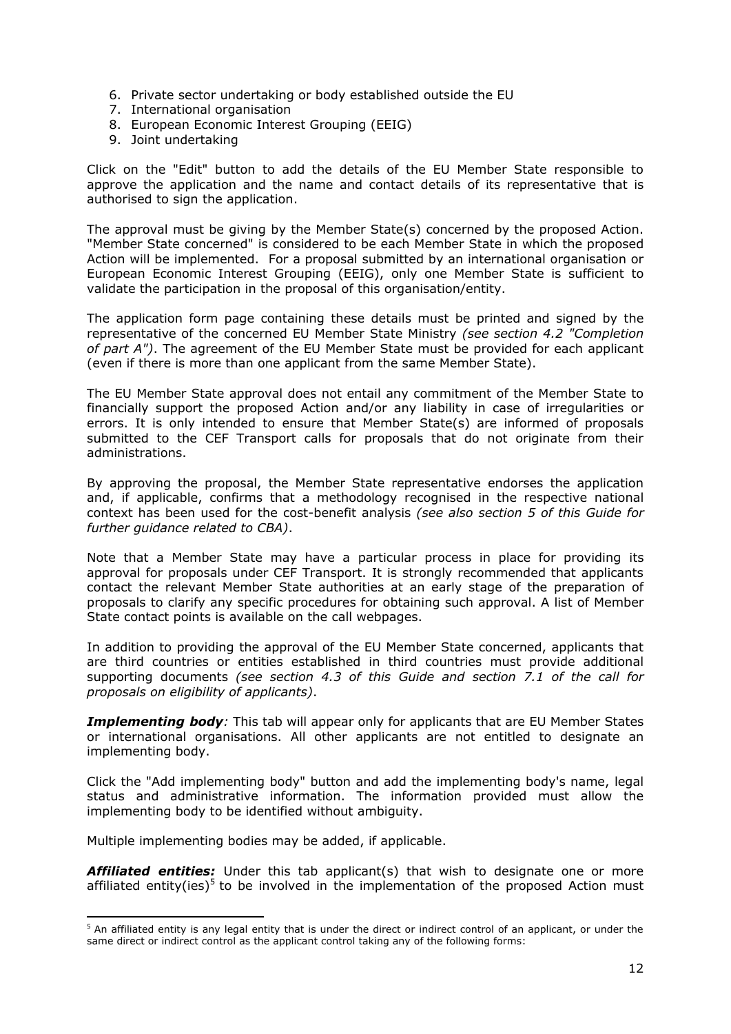6. Private sector undertaking or body established outside the EU
7. International organisation
8. European Economic Interest Grouping (EEIG)
9. Joint undertaking

Click on the "Edit" button to add the details of the EU Member State responsible to approve the application and the name and contact details of its representative that is authorised to sign the application.

The approval must be giving by the Member State(s) concerned by the proposed Action. "Member State concerned" is considered to be each Member State in which the proposed Action will be implemented. For a proposal submitted by an international organisation or European Economic Interest Grouping (EEIG), only one Member State is sufficient to validate the participation in the proposal of this organisation/entity.

The application form page containing these details must be printed and signed by the representative of the concerned EU Member State Ministry *(see section 4.2 "Completion of part A")*. The agreement of the EU Member State must be provided for each applicant (even if there is more than one applicant from the same Member State).

The EU Member State approval does not entail any commitment of the Member State to financially support the proposed Action and/or any liability in case of irregularities or errors. It is only intended to ensure that Member State(s) are informed of proposals submitted to the CEF Transport calls for proposals that do not originate from their administrations.

By approving the proposal, the Member State representative endorses the application and, if applicable, confirms that a methodology recognised in the respective national context has been used for the cost-benefit analysis *(see also section 5 of this Guide for further guidance related to CBA)*.

Note that a Member State may have a particular process in place for providing its approval for proposals under CEF Transport. It is strongly recommended that applicants contact the relevant Member State authorities at an early stage of the preparation of proposals to clarify any specific procedures for obtaining such approval. A list of Member State contact points is available on the call webpages.

In addition to providing the approval of the EU Member State concerned, applicants that are third countries or entities established in third countries must provide additional supporting documents *(see section 4.3 of this Guide and section 7.1 of the call for proposals on eligibility of applicants)*.

***Implementing body****:* This tab will appear only for applicants that are EU Member States or international organisations. All other applicants are not entitled to designate an implementing body.

Click the "Add implementing body" button and add the implementing body's name, legal status and administrative information. The information provided must allow the implementing body to be identified without ambiguity.

Multiple implementing bodies may be added, if applicable.

***Affiliated entities:*** Under this tab applicant(s) that wish to designate one or more affiliated entity(ies)[5] to be involved in the implementation of the proposed Action must

---

[5] An affiliated entity is any legal entity that is under the direct or indirect control of an applicant, or under the same direct or indirect control as the applicant control taking any of the following forms: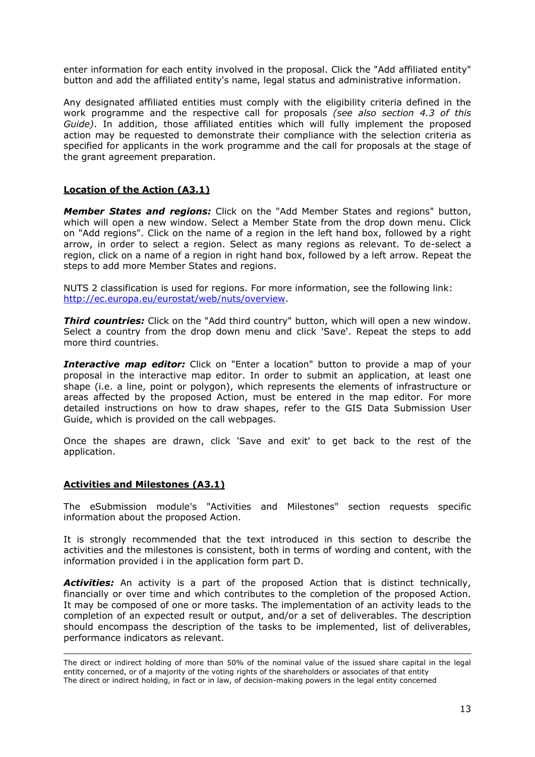enter information for each entity involved in the proposal. Click the "Add affiliated entity" button and add the affiliated entity's name, legal status and administrative information.

Any designated affiliated entities must comply with the eligibility criteria defined in the work programme and the respective call for proposals *(see also section 4.3 of this Guide)*. In addition, those affiliated entities which will fully implement the proposed action may be requested to demonstrate their compliance with the selection criteria as specified for applicants in the work programme and the call for proposals at the stage of the grant agreement preparation.

## Location of the Action (A3.1)

***Member States and regions:*** Click on the "Add Member States and regions" button, which will open a new window. Select a Member State from the drop down menu. Click on "Add regions". Click on the name of a region in the left hand box, followed by a right arrow, in order to select a region. Select as many regions as relevant. To de-select a region, click on a name of a region in right hand box, followed by a left arrow. Repeat the steps to add more Member States and regions.

NUTS 2 classification is used for regions. For more information, see the following link: http://ec.europa.eu/eurostat/web/nuts/overview.

***Third countries:*** Click on the "Add third country" button, which will open a new window. Select a country from the drop down menu and click 'Save'. Repeat the steps to add more third countries.

***Interactive map editor:*** Click on "Enter a location" button to provide a map of your proposal in the interactive map editor. In order to submit an application, at least one shape (i.e. a line, point or polygon), which represents the elements of infrastructure or areas affected by the proposed Action, must be entered in the map editor. For more detailed instructions on how to draw shapes, refer to the GIS Data Submission User Guide, which is provided on the call webpages.

Once the shapes are drawn, click 'Save and exit' to get back to the rest of the application.

## Activities and Milestones (A3.1)

The eSubmission module's "Activities and Milestones" section requests specific information about the proposed Action.

It is strongly recommended that the text introduced in this section to describe the activities and the milestones is consistent, both in terms of wording and content, with the information provided i in the application form part D.

***Activities:*** An activity is a part of the proposed Action that is distinct technically, financially or over time and which contributes to the completion of the proposed Action. It may be composed of one or more tasks. The implementation of an activity leads to the completion of an expected result or output, and/or a set of deliverables. The description should encompass the description of the tasks to be implemented, list of deliverables, performance indicators as relevant.

---

The direct or indirect holding of more than 50% of the nominal value of the issued share capital in the legal entity concerned, or of a majority of the voting rights of the shareholders or associates of that entity
The direct or indirect holding, in fact or in law, of decision-making powers in the legal entity concerned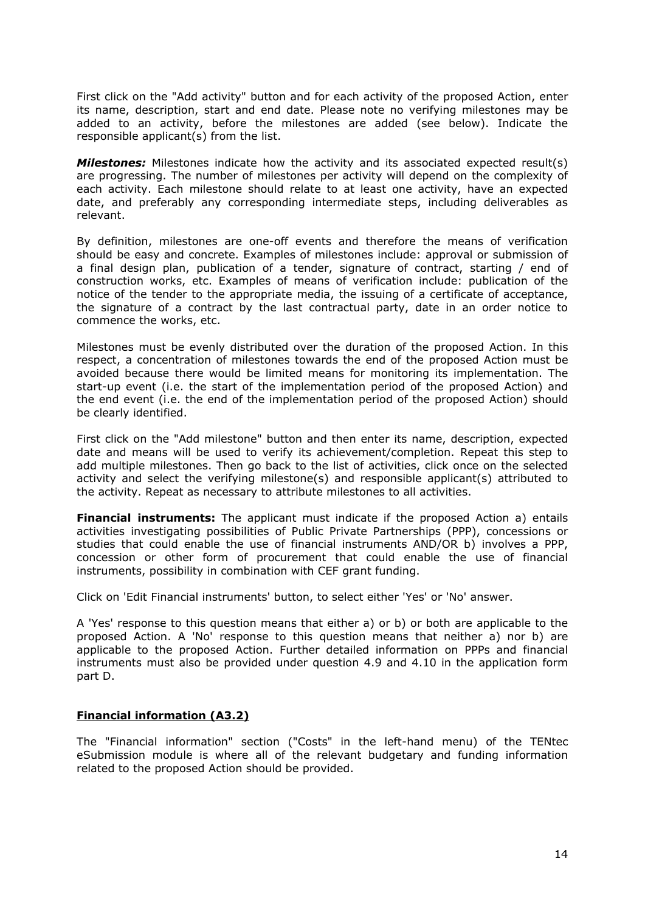First click on the "Add activity" button and for each activity of the proposed Action, enter its name, description, start and end date. Please note no verifying milestones may be added to an activity, before the milestones are added (see below). Indicate the responsible applicant(s) from the list.

***Milestones:*** Milestones indicate how the activity and its associated expected result(s) are progressing. The number of milestones per activity will depend on the complexity of each activity. Each milestone should relate to at least one activity, have an expected date, and preferably any corresponding intermediate steps, including deliverables as relevant.

By definition, milestones are one-off events and therefore the means of verification should be easy and concrete. Examples of milestones include: approval or submission of a final design plan, publication of a tender, signature of contract, starting / end of construction works, etc. Examples of means of verification include: publication of the notice of the tender to the appropriate media, the issuing of a certificate of acceptance, the signature of a contract by the last contractual party, date in an order notice to commence the works, etc.

Milestones must be evenly distributed over the duration of the proposed Action. In this respect, a concentration of milestones towards the end of the proposed Action must be avoided because there would be limited means for monitoring its implementation. The start-up event (i.e. the start of the implementation period of the proposed Action) and the end event (i.e. the end of the implementation period of the proposed Action) should be clearly identified.

First click on the "Add milestone" button and then enter its name, description, expected date and means will be used to verify its achievement/completion. Repeat this step to add multiple milestones. Then go back to the list of activities, click once on the selected activity and select the verifying milestone(s) and responsible applicant(s) attributed to the activity. Repeat as necessary to attribute milestones to all activities.

**Financial instruments:** The applicant must indicate if the proposed Action a) entails activities investigating possibilities of Public Private Partnerships (PPP), concessions or studies that could enable the use of financial instruments AND/OR b) involves a PPP, concession or other form of procurement that could enable the use of financial instruments, possibility in combination with CEF grant funding.

Click on 'Edit Financial instruments' button, to select either 'Yes' or 'No' answer.

A 'Yes' response to this question means that either a) or b) or both are applicable to the proposed Action. A 'No' response to this question means that neither a) nor b) are applicable to the proposed Action. Further detailed information on PPPs and financial instruments must also be provided under question 4.9 and 4.10 in the application form part D.

**Financial information (A3.2)**

The "Financial information" section ("Costs" in the left-hand menu) of the TENtec eSubmission module is where all of the relevant budgetary and funding information related to the proposed Action should be provided.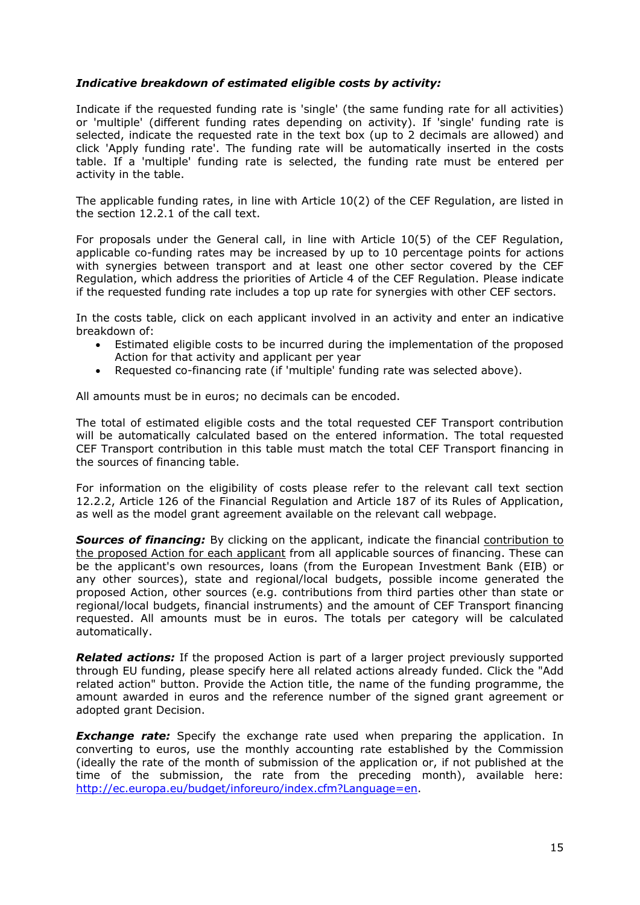***Indicative breakdown of estimated eligible costs by activity:***

Indicate if the requested funding rate is 'single' (the same funding rate for all activities) or 'multiple' (different funding rates depending on activity). If 'single' funding rate is selected, indicate the requested rate in the text box (up to 2 decimals are allowed) and click 'Apply funding rate'. The funding rate will be automatically inserted in the costs table. If a 'multiple' funding rate is selected, the funding rate must be entered per activity in the table.

The applicable funding rates, in line with Article 10(2) of the CEF Regulation, are listed in the section 12.2.1 of the call text.

For proposals under the General call, in line with Article 10(5) of the CEF Regulation, applicable co-funding rates may be increased by up to 10 percentage points for actions with synergies between transport and at least one other sector covered by the CEF Regulation, which address the priorities of Article 4 of the CEF Regulation. Please indicate if the requested funding rate includes a top up rate for synergies with other CEF sectors.

In the costs table, click on each applicant involved in an activity and enter an indicative breakdown of:

- Estimated eligible costs to be incurred during the implementation of the proposed Action for that activity and applicant per year
- Requested co-financing rate (if 'multiple' funding rate was selected above).

All amounts must be in euros; no decimals can be encoded.

The total of estimated eligible costs and the total requested CEF Transport contribution will be automatically calculated based on the entered information. The total requested CEF Transport contribution in this table must match the total CEF Transport financing in the sources of financing table.

For information on the eligibility of costs please refer to the relevant call text section 12.2.2, Article 126 of the Financial Regulation and Article 187 of its Rules of Application, as well as the model grant agreement available on the relevant call webpage.

***Sources of financing:*** By clicking on the applicant, indicate the financial contribution to the proposed Action for each applicant from all applicable sources of financing. These can be the applicant's own resources, loans (from the European Investment Bank (EIB) or any other sources), state and regional/local budgets, possible income generated the proposed Action, other sources (e.g. contributions from third parties other than state or regional/local budgets, financial instruments) and the amount of CEF Transport financing requested. All amounts must be in euros. The totals per category will be calculated automatically.

***Related actions:*** If the proposed Action is part of a larger project previously supported through EU funding, please specify here all related actions already funded. Click the "Add related action" button. Provide the Action title, the name of the funding programme, the amount awarded in euros and the reference number of the signed grant agreement or adopted grant Decision.

***Exchange rate:*** Specify the exchange rate used when preparing the application. In converting to euros, use the monthly accounting rate established by the Commission (ideally the rate of the month of submission of the application or, if not published at the time of the submission, the rate from the preceding month), available here: http://ec.europa.eu/budget/inforeuro/index.cfm?Language=en.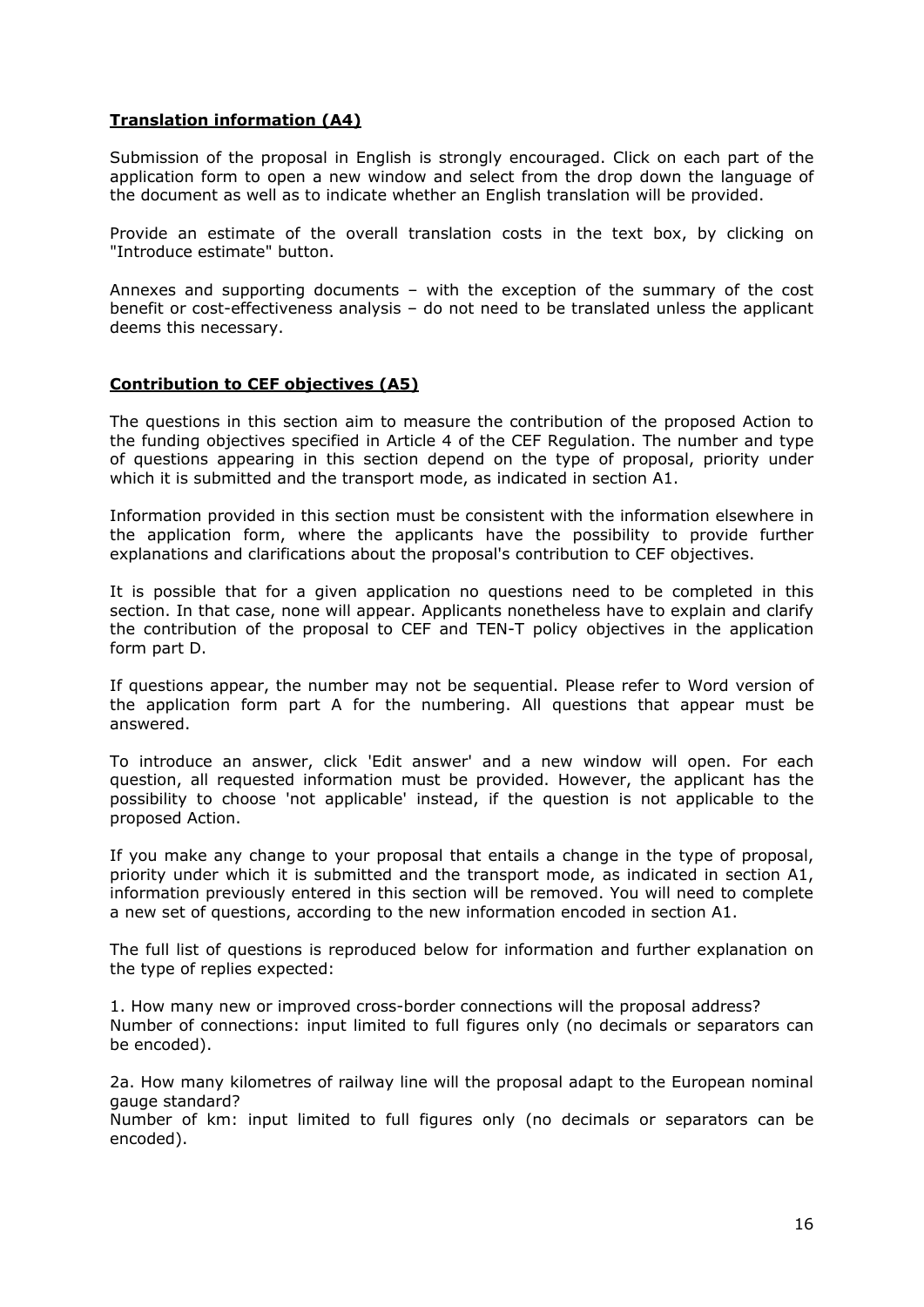## Translation information (A4)

Submission of the proposal in English is strongly encouraged. Click on each part of the application form to open a new window and select from the drop down the language of the document as well as to indicate whether an English translation will be provided.

Provide an estimate of the overall translation costs in the text box, by clicking on "Introduce estimate" button.

Annexes and supporting documents – with the exception of the summary of the cost benefit or cost-effectiveness analysis – do not need to be translated unless the applicant deems this necessary.

## Contribution to CEF objectives (A5)

The questions in this section aim to measure the contribution of the proposed Action to the funding objectives specified in Article 4 of the CEF Regulation. The number and type of questions appearing in this section depend on the type of proposal, priority under which it is submitted and the transport mode, as indicated in section A1.

Information provided in this section must be consistent with the information elsewhere in the application form, where the applicants have the possibility to provide further explanations and clarifications about the proposal's contribution to CEF objectives.

It is possible that for a given application no questions need to be completed in this section. In that case, none will appear. Applicants nonetheless have to explain and clarify the contribution of the proposal to CEF and TEN-T policy objectives in the application form part D.

If questions appear, the number may not be sequential. Please refer to Word version of the application form part A for the numbering. All questions that appear must be answered.

To introduce an answer, click 'Edit answer' and a new window will open. For each question, all requested information must be provided. However, the applicant has the possibility to choose 'not applicable' instead, if the question is not applicable to the proposed Action.

If you make any change to your proposal that entails a change in the type of proposal, priority under which it is submitted and the transport mode, as indicated in section A1, information previously entered in this section will be removed. You will need to complete a new set of questions, according to the new information encoded in section A1.

The full list of questions is reproduced below for information and further explanation on the type of replies expected:

1. How many new or improved cross-border connections will the proposal address?
Number of connections: input limited to full figures only (no decimals or separators can be encoded).

2a. How many kilometres of railway line will the proposal adapt to the European nominal gauge standard?
Number of km: input limited to full figures only (no decimals or separators can be encoded).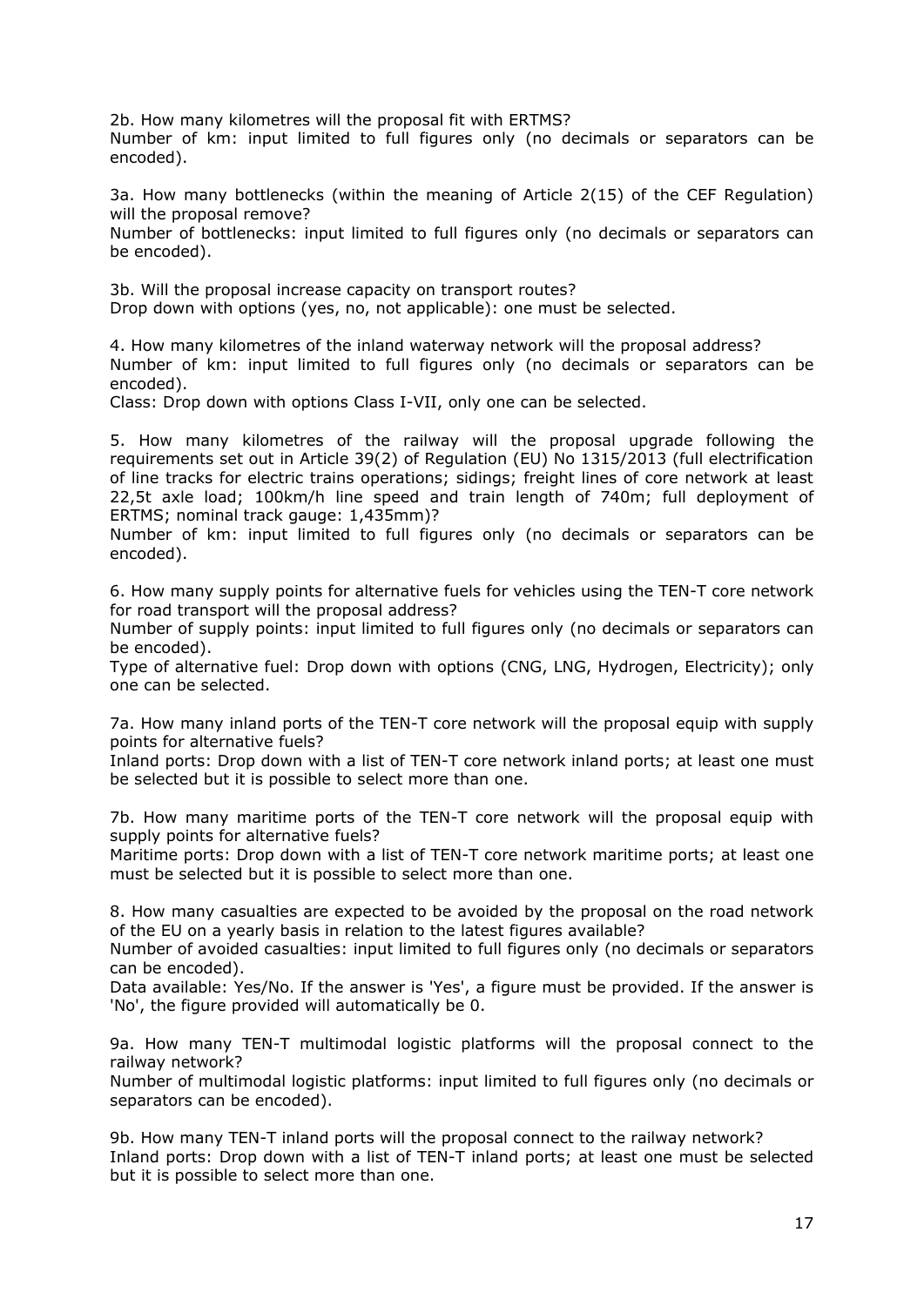2b. How many kilometres will the proposal fit with ERTMS?
Number of km: input limited to full figures only (no decimals or separators can be encoded).

3a. How many bottlenecks (within the meaning of Article 2(15) of the CEF Regulation) will the proposal remove?
Number of bottlenecks: input limited to full figures only (no decimals or separators can be encoded).

3b. Will the proposal increase capacity on transport routes?
Drop down with options (yes, no, not applicable): one must be selected.

4. How many kilometres of the inland waterway network will the proposal address?
Number of km: input limited to full figures only (no decimals or separators can be encoded).
Class: Drop down with options Class I-VII, only one can be selected.

5. How many kilometres of the railway will the proposal upgrade following the requirements set out in Article 39(2) of Regulation (EU) No 1315/2013 (full electrification of line tracks for electric trains operations; sidings; freight lines of core network at least 22,5t axle load; 100km/h line speed and train length of 740m; full deployment of ERTMS; nominal track gauge: 1,435mm)?
Number of km: input limited to full figures only (no decimals or separators can be encoded).

6. How many supply points for alternative fuels for vehicles using the TEN-T core network for road transport will the proposal address?
Number of supply points: input limited to full figures only (no decimals or separators can be encoded).
Type of alternative fuel: Drop down with options (CNG, LNG, Hydrogen, Electricity); only one can be selected.

7a. How many inland ports of the TEN-T core network will the proposal equip with supply points for alternative fuels?
Inland ports: Drop down with a list of TEN-T core network inland ports; at least one must be selected but it is possible to select more than one.

7b. How many maritime ports of the TEN-T core network will the proposal equip with supply points for alternative fuels?
Maritime ports: Drop down with a list of TEN-T core network maritime ports; at least one must be selected but it is possible to select more than one.

8. How many casualties are expected to be avoided by the proposal on the road network of the EU on a yearly basis in relation to the latest figures available?
Number of avoided casualties: input limited to full figures only (no decimals or separators can be encoded).
Data available: Yes/No. If the answer is 'Yes', a figure must be provided. If the answer is 'No', the figure provided will automatically be 0.

9a. How many TEN-T multimodal logistic platforms will the proposal connect to the railway network?
Number of multimodal logistic platforms: input limited to full figures only (no decimals or separators can be encoded).

9b. How many TEN-T inland ports will the proposal connect to the railway network?
Inland ports: Drop down with a list of TEN-T inland ports; at least one must be selected but it is possible to select more than one.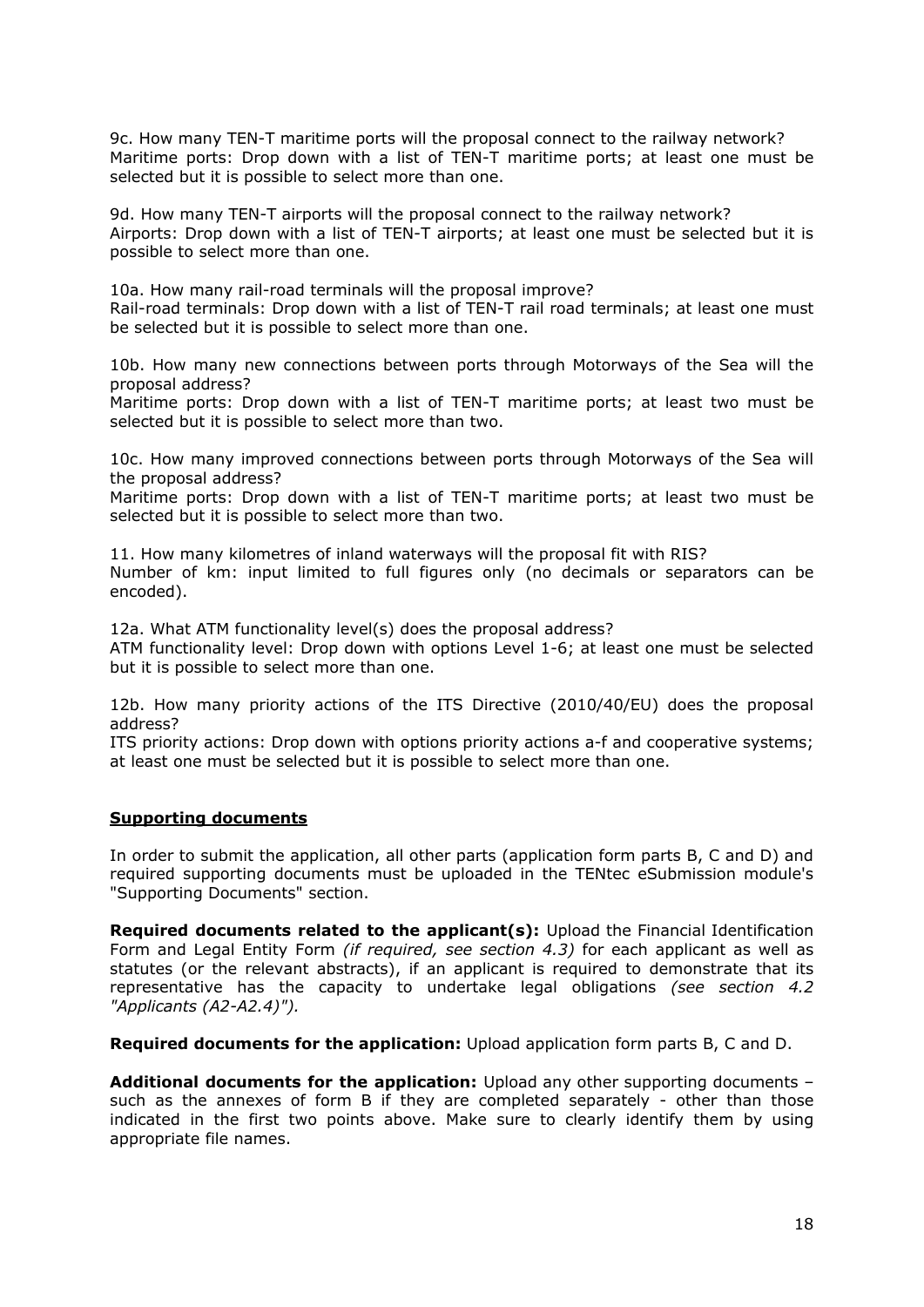9c. How many TEN-T maritime ports will the proposal connect to the railway network?
Maritime ports: Drop down with a list of TEN-T maritime ports; at least one must be selected but it is possible to select more than one.

9d. How many TEN-T airports will the proposal connect to the railway network?
Airports: Drop down with a list of TEN-T airports; at least one must be selected but it is possible to select more than one.

10a. How many rail-road terminals will the proposal improve?
Rail-road terminals: Drop down with a list of TEN-T rail road terminals; at least one must be selected but it is possible to select more than one.

10b. How many new connections between ports through Motorways of the Sea will the proposal address?
Maritime ports: Drop down with a list of TEN-T maritime ports; at least two must be selected but it is possible to select more than two.

10c. How many improved connections between ports through Motorways of the Sea will the proposal address?
Maritime ports: Drop down with a list of TEN-T maritime ports; at least two must be selected but it is possible to select more than two.

11. How many kilometres of inland waterways will the proposal fit with RIS?
Number of km: input limited to full figures only (no decimals or separators can be encoded).

12a. What ATM functionality level(s) does the proposal address?
ATM functionality level: Drop down with options Level 1-6; at least one must be selected but it is possible to select more than one.

12b. How many priority actions of the ITS Directive (2010/40/EU) does the proposal address?
ITS priority actions: Drop down with options priority actions a-f and cooperative systems; at least one must be selected but it is possible to select more than one.

**Supporting documents**

In order to submit the application, all other parts (application form parts B, C and D) and required supporting documents must be uploaded in the TENtec eSubmission module's "Supporting Documents" section.

**Required documents related to the applicant(s):** Upload the Financial Identification Form and Legal Entity Form *(if required, see section 4.3)* for each applicant as well as statutes (or the relevant abstracts), if an applicant is required to demonstrate that its representative has the capacity to undertake legal obligations *(see section 4.2 "Applicants (A2-A2.4)").*

**Required documents for the application:** Upload application form parts B, C and D.

**Additional documents for the application:** Upload any other supporting documents – such as the annexes of form B if they are completed separately - other than those indicated in the first two points above. Make sure to clearly identify them by using appropriate file names.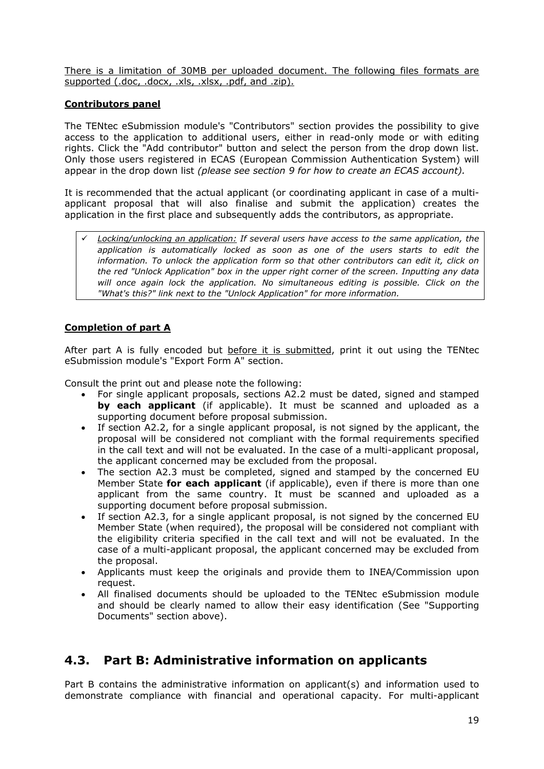<u>There is a limitation of 30MB per uploaded document. The following files formats are supported (.doc, .docx, .xls, .xlsx, .pdf, and .zip).</u>

**<u>Contributors panel</u>**

The TENtec eSubmission module's "Contributors" section provides the possibility to give access to the application to additional users, either in read-only mode or with editing rights. Click the "Add contributor" button and select the person from the drop down list. Only those users registered in ECAS (European Commission Authentication System) will appear in the drop down list *(please see section 9 for how to create an ECAS account).*

It is recommended that the actual applicant (or coordinating applicant in case of a multi-applicant proposal that will also finalise and submit the application) creates the application in the first place and subsequently adds the contributors, as appropriate.

> ✓ *<u>Locking/unlocking an application:</u> If several users have access to the same application, the application is automatically locked as soon as one of the users starts to edit the information. To unlock the application form so that other contributors can edit it, click on the red "Unlock Application" box in the upper right corner of the screen. Inputting any data will once again lock the application. No simultaneous editing is possible. Click on the "What's this?" link next to the "Unlock Application" for more information.*

**<u>Completion of part A</u>**

After part A is fully encoded but <u>before it is submitted</u>, print it out using the TENtec eSubmission module's "Export Form A" section.

Consult the print out and please note the following:

- For single applicant proposals, sections A2.2 must be dated, signed and stamped **by each applicant** (if applicable). It must be scanned and uploaded as a supporting document before proposal submission.
- If section A2.2, for a single applicant proposal, is not signed by the applicant, the proposal will be considered not compliant with the formal requirements specified in the call text and will not be evaluated. In the case of a multi-applicant proposal, the applicant concerned may be excluded from the proposal.
- The section A2.3 must be completed, signed and stamped by the concerned EU Member State **for each applicant** (if applicable), even if there is more than one applicant from the same country. It must be scanned and uploaded as a supporting document before proposal submission.
- If section A2.3, for a single applicant proposal, is not signed by the concerned EU Member State (when required), the proposal will be considered not compliant with the eligibility criteria specified in the call text and will not be evaluated. In the case of a multi-applicant proposal, the applicant concerned may be excluded from the proposal.
- Applicants must keep the originals and provide them to INEA/Commission upon request.
- All finalised documents should be uploaded to the TENtec eSubmission module and should be clearly named to allow their easy identification (See "Supporting Documents" section above).

## 4.3. Part B: Administrative information on applicants

Part B contains the administrative information on applicant(s) and information used to demonstrate compliance with financial and operational capacity. For multi-applicant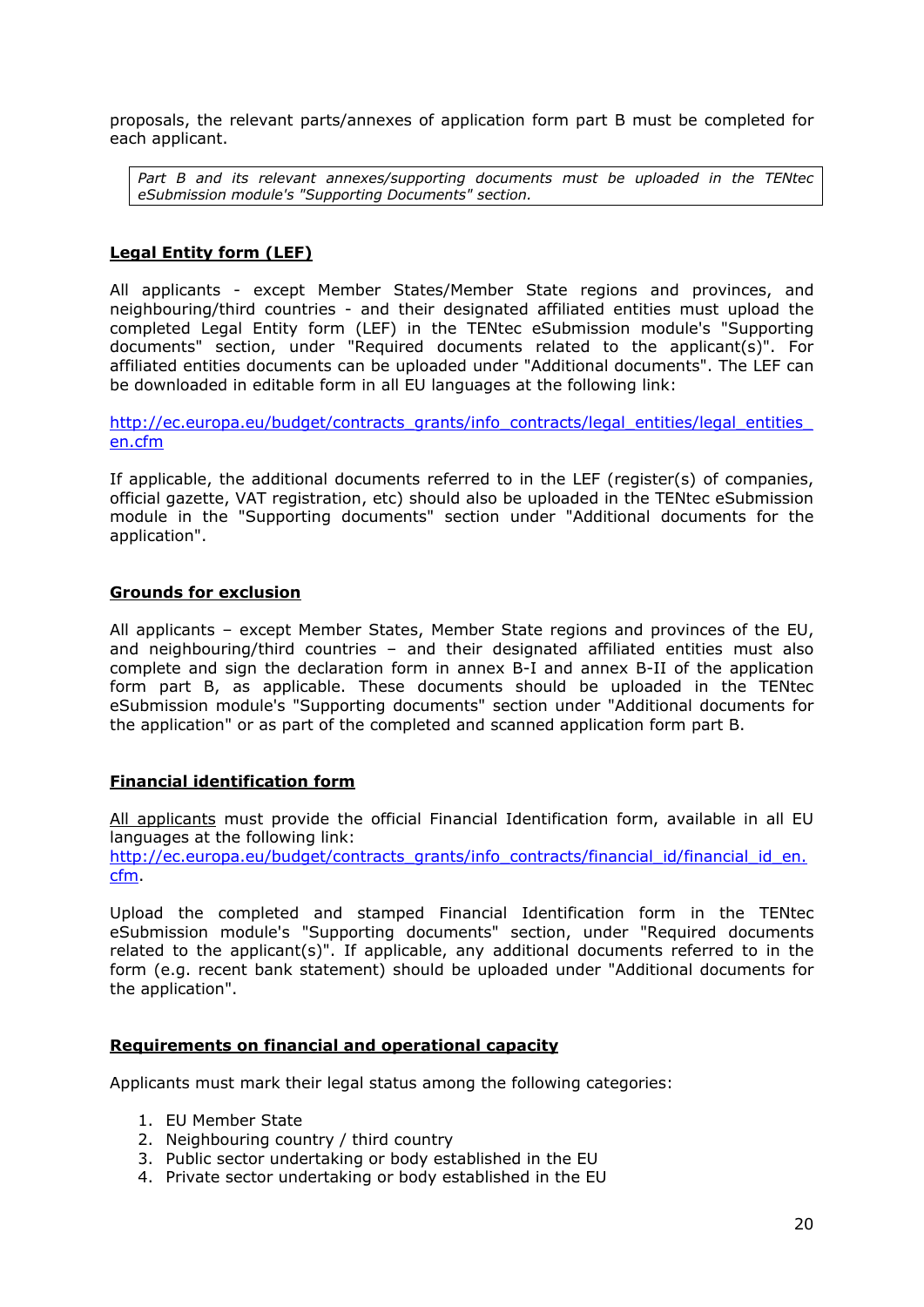proposals, the relevant parts/annexes of application form part B must be completed for each applicant.

> *Part B and its relevant annexes/supporting documents must be uploaded in the TENtec eSubmission module's "Supporting Documents" section.*

**Legal Entity form (LEF)**

All applicants - except Member States/Member State regions and provinces, and neighbouring/third countries - and their designated affiliated entities must upload the completed Legal Entity form (LEF) in the TENtec eSubmission module's "Supporting documents" section, under "Required documents related to the applicant(s)". For affiliated entities documents can be uploaded under "Additional documents". The LEF can be downloaded in editable form in all EU languages at the following link:

http://ec.europa.eu/budget/contracts_grants/info_contracts/legal_entities/legal_entities_en.cfm

If applicable, the additional documents referred to in the LEF (register(s) of companies, official gazette, VAT registration, etc) should also be uploaded in the TENtec eSubmission module in the "Supporting documents" section under "Additional documents for the application".

**Grounds for exclusion**

All applicants – except Member States, Member State regions and provinces of the EU, and neighbouring/third countries – and their designated affiliated entities must also complete and sign the declaration form in annex B-I and annex B-II of the application form part B, as applicable. These documents should be uploaded in the TENtec eSubmission module's "Supporting documents" section under "Additional documents for the application" or as part of the completed and scanned application form part B.

**Financial identification form**

All applicants must provide the official Financial Identification form, available in all EU languages at the following link:
http://ec.europa.eu/budget/contracts_grants/info_contracts/financial_id/financial_id_en.cfm.

Upload the completed and stamped Financial Identification form in the TENtec eSubmission module's "Supporting documents" section, under "Required documents related to the applicant(s)". If applicable, any additional documents referred to in the form (e.g. recent bank statement) should be uploaded under "Additional documents for the application".

**Requirements on financial and operational capacity**

Applicants must mark their legal status among the following categories:

1. EU Member State
2. Neighbouring country / third country
3. Public sector undertaking or body established in the EU
4. Private sector undertaking or body established in the EU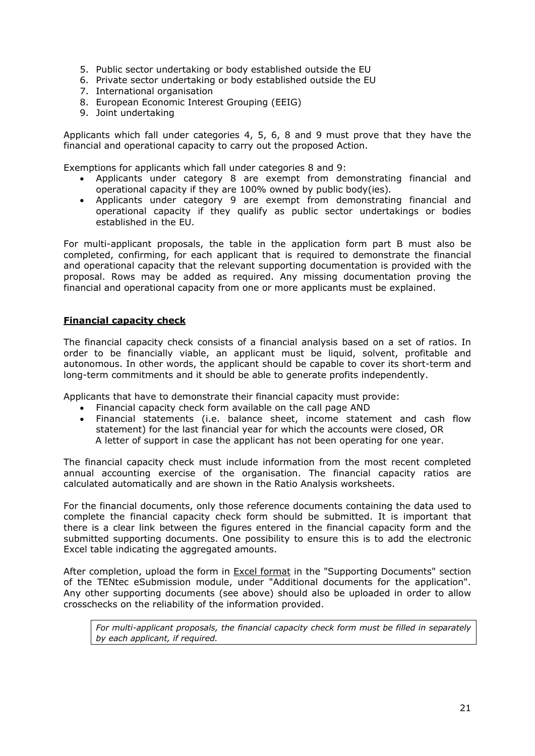5. Public sector undertaking or body established outside the EU
6. Private sector undertaking or body established outside the EU
7. International organisation
8. European Economic Interest Grouping (EEIG)
9. Joint undertaking

Applicants which fall under categories 4, 5, 6, 8 and 9 must prove that they have the financial and operational capacity to carry out the proposed Action.

Exemptions for applicants which fall under categories 8 and 9:

- Applicants under category 8 are exempt from demonstrating financial and operational capacity if they are 100% owned by public body(ies).
- Applicants under category 9 are exempt from demonstrating financial and operational capacity if they qualify as public sector undertakings or bodies established in the EU.

For multi-applicant proposals, the table in the application form part B must also be completed, confirming, for each applicant that is required to demonstrate the financial and operational capacity that the relevant supporting documentation is provided with the proposal. Rows may be added as required. Any missing documentation proving the financial and operational capacity from one or more applicants must be explained.

**Financial capacity check**

The financial capacity check consists of a financial analysis based on a set of ratios. In order to be financially viable, an applicant must be liquid, solvent, profitable and autonomous. In other words, the applicant should be capable to cover its short-term and long-term commitments and it should be able to generate profits independently.

Applicants that have to demonstrate their financial capacity must provide:

- Financial capacity check form available on the call page AND
- Financial statements (i.e. balance sheet, income statement and cash flow statement) for the last financial year for which the accounts were closed, OR
  A letter of support in case the applicant has not been operating for one year.

The financial capacity check must include information from the most recent completed annual accounting exercise of the organisation. The financial capacity ratios are calculated automatically and are shown in the Ratio Analysis worksheets.

For the financial documents, only those reference documents containing the data used to complete the financial capacity check form should be submitted. It is important that there is a clear link between the figures entered in the financial capacity form and the submitted supporting documents. One possibility to ensure this is to add the electronic Excel table indicating the aggregated amounts.

After completion, upload the form in Excel format in the "Supporting Documents" section of the TENtec eSubmission module, under "Additional documents for the application". Any other supporting documents (see above) should also be uploaded in order to allow crosschecks on the reliability of the information provided.

*For multi-applicant proposals, the financial capacity check form must be filled in separately by each applicant, if required.*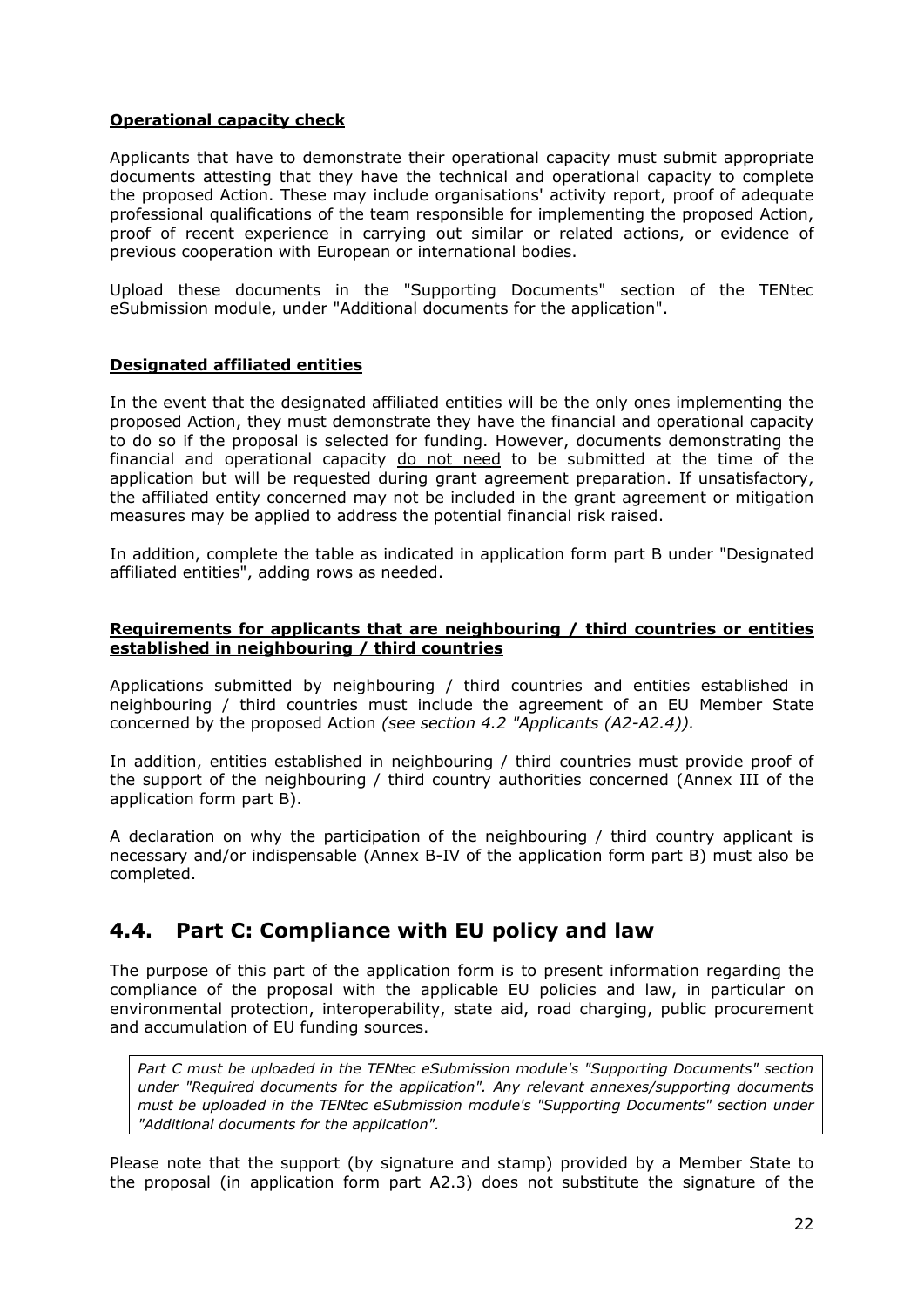**Operational capacity check**

Applicants that have to demonstrate their operational capacity must submit appropriate documents attesting that they have the technical and operational capacity to complete the proposed Action. These may include organisations' activity report, proof of adequate professional qualifications of the team responsible for implementing the proposed Action, proof of recent experience in carrying out similar or related actions, or evidence of previous cooperation with European or international bodies.

Upload these documents in the "Supporting Documents" section of the TENtec eSubmission module, under "Additional documents for the application".

**Designated affiliated entities**

In the event that the designated affiliated entities will be the only ones implementing the proposed Action, they must demonstrate they have the financial and operational capacity to do so if the proposal is selected for funding. However, documents demonstrating the financial and operational capacity do not need to be submitted at the time of the application but will be requested during grant agreement preparation. If unsatisfactory, the affiliated entity concerned may not be included in the grant agreement or mitigation measures may be applied to address the potential financial risk raised.

In addition, complete the table as indicated in application form part B under "Designated affiliated entities", adding rows as needed.

**Requirements for applicants that are neighbouring / third countries or entities established in neighbouring / third countries**

Applications submitted by neighbouring / third countries and entities established in neighbouring / third countries must include the agreement of an EU Member State concerned by the proposed Action *(see section 4.2 "Applicants (A2-A2.4)).*

In addition, entities established in neighbouring / third countries must provide proof of the support of the neighbouring / third country authorities concerned (Annex III of the application form part B).

A declaration on why the participation of the neighbouring / third country applicant is necessary and/or indispensable (Annex B-IV of the application form part B) must also be completed.

## 4.4. Part C: Compliance with EU policy and law

The purpose of this part of the application form is to present information regarding the compliance of the proposal with the applicable EU policies and law, in particular on environmental protection, interoperability, state aid, road charging, public procurement and accumulation of EU funding sources.

*Part C must be uploaded in the TENtec eSubmission module's "Supporting Documents" section under "Required documents for the application". Any relevant annexes/supporting documents must be uploaded in the TENtec eSubmission module's "Supporting Documents" section under "Additional documents for the application".*

Please note that the support (by signature and stamp) provided by a Member State to the proposal (in application form part A2.3) does not substitute the signature of the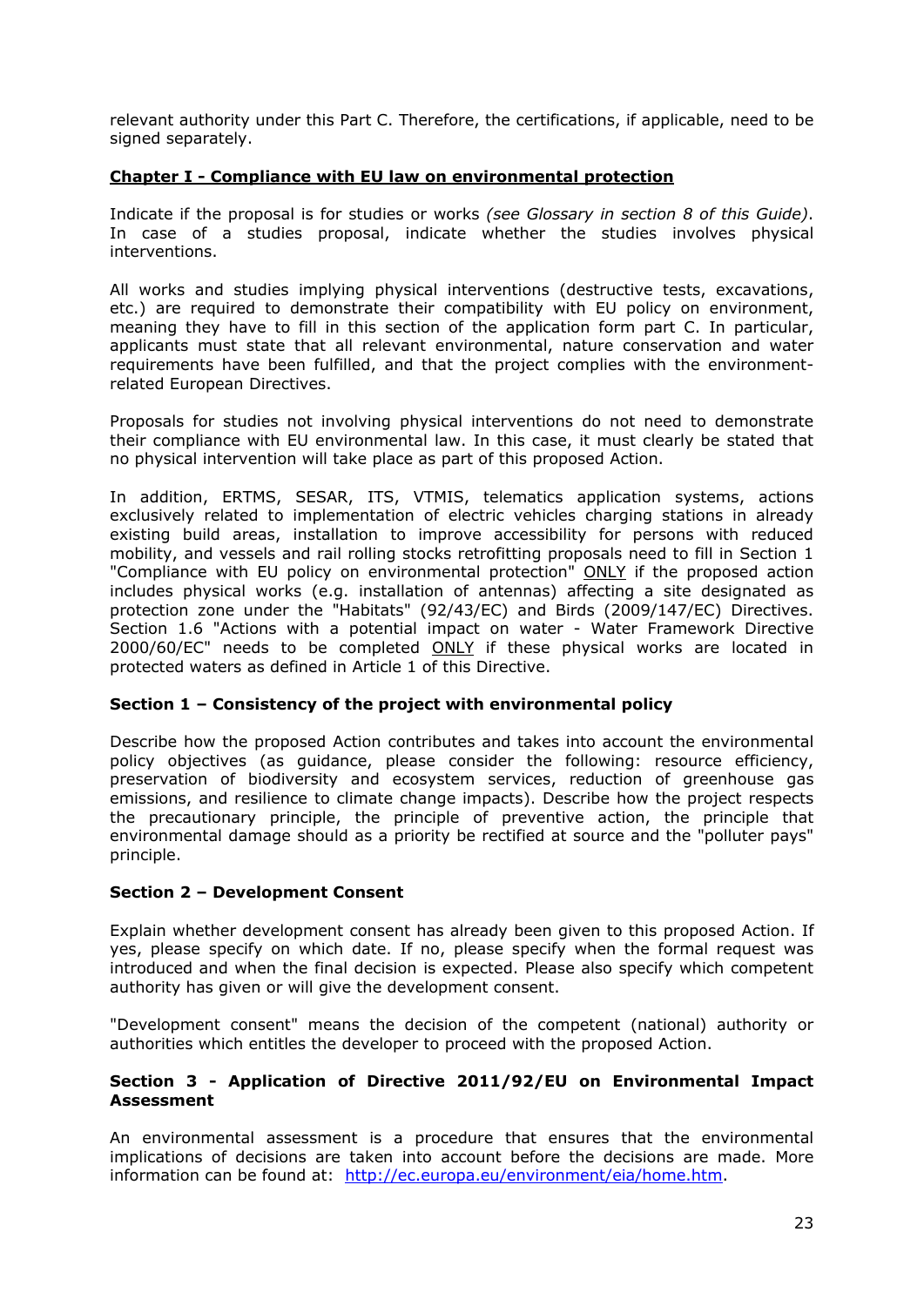relevant authority under this Part C. Therefore, the certifications, if applicable, need to be signed separately.

## Chapter I - Compliance with EU law on environmental protection

Indicate if the proposal is for studies or works *(see Glossary in section 8 of this Guide)*. In case of a studies proposal, indicate whether the studies involves physical interventions.

All works and studies implying physical interventions (destructive tests, excavations, etc.) are required to demonstrate their compatibility with EU policy on environment, meaning they have to fill in this section of the application form part C. In particular, applicants must state that all relevant environmental, nature conservation and water requirements have been fulfilled, and that the project complies with the environment-related European Directives.

Proposals for studies not involving physical interventions do not need to demonstrate their compliance with EU environmental law. In this case, it must clearly be stated that no physical intervention will take place as part of this proposed Action.

In addition, ERTMS, SESAR, ITS, VTMIS, telematics application systems, actions exclusively related to implementation of electric vehicles charging stations in already existing build areas, installation to improve accessibility for persons with reduced mobility, and vessels and rail rolling stocks retrofitting proposals need to fill in Section 1 "Compliance with EU policy on environmental protection" ONLY if the proposed action includes physical works (e.g. installation of antennas) affecting a site designated as protection zone under the "Habitats" (92/43/EC) and Birds (2009/147/EC) Directives. Section 1.6 "Actions with a potential impact on water - Water Framework Directive 2000/60/EC" needs to be completed ONLY if these physical works are located in protected waters as defined in Article 1 of this Directive.

### Section 1 – Consistency of the project with environmental policy

Describe how the proposed Action contributes and takes into account the environmental policy objectives (as guidance, please consider the following: resource efficiency, preservation of biodiversity and ecosystem services, reduction of greenhouse gas emissions, and resilience to climate change impacts). Describe how the project respects the precautionary principle, the principle of preventive action, the principle that environmental damage should as a priority be rectified at source and the "polluter pays" principle.

### Section 2 – Development Consent

Explain whether development consent has already been given to this proposed Action. If yes, please specify on which date. If no, please specify when the formal request was introduced and when the final decision is expected. Please also specify which competent authority has given or will give the development consent.

"Development consent" means the decision of the competent (national) authority or authorities which entitles the developer to proceed with the proposed Action.

### Section 3 - Application of Directive 2011/92/EU on Environmental Impact Assessment

An environmental assessment is a procedure that ensures that the environmental implications of decisions are taken into account before the decisions are made. More information can be found at: http://ec.europa.eu/environment/eia/home.htm.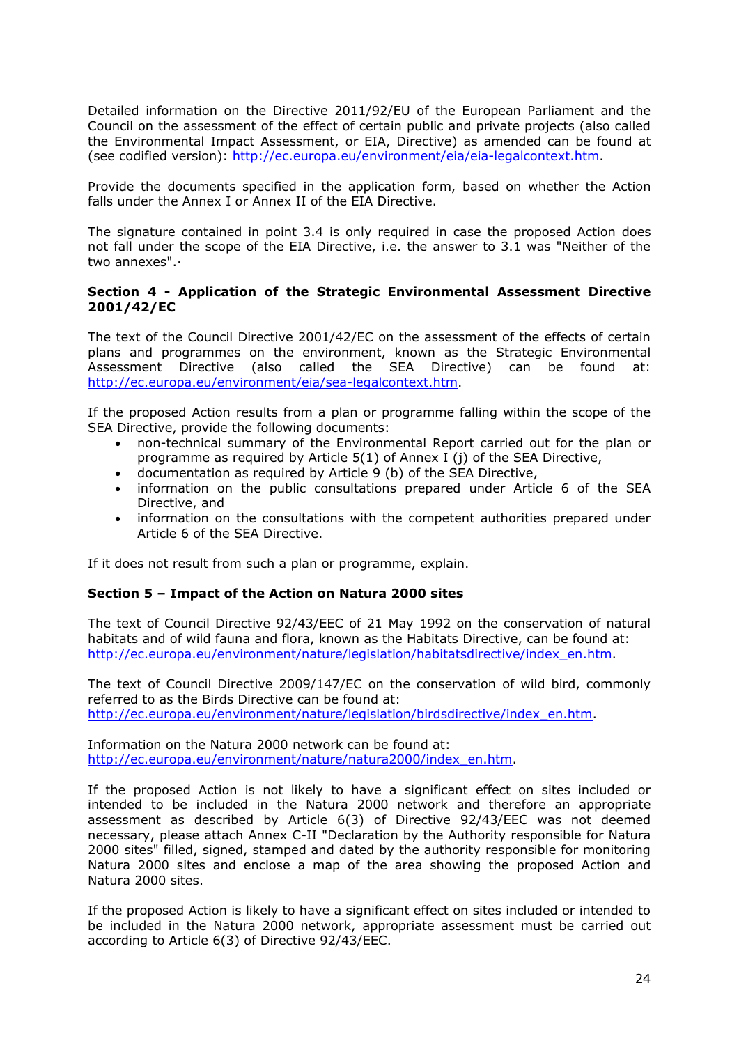Detailed information on the Directive 2011/92/EU of the European Parliament and the Council on the assessment of the effect of certain public and private projects (also called the Environmental Impact Assessment, or EIA, Directive) as amended can be found at (see codified version): http://ec.europa.eu/environment/eia/eia-legalcontext.htm.

Provide the documents specified in the application form, based on whether the Action falls under the Annex I or Annex II of the EIA Directive.

The signature contained in point 3.4 is only required in case the proposed Action does not fall under the scope of the EIA Directive, i.e. the answer to 3.1 was "Neither of the two annexes".·

**Section 4 - Application of the Strategic Environmental Assessment Directive 2001/42/EC**

The text of the Council Directive 2001/42/EC on the assessment of the effects of certain plans and programmes on the environment, known as the Strategic Environmental Assessment Directive (also called the SEA Directive) can be found at: http://ec.europa.eu/environment/eia/sea-legalcontext.htm.

If the proposed Action results from a plan or programme falling within the scope of the SEA Directive, provide the following documents:

- non-technical summary of the Environmental Report carried out for the plan or programme as required by Article 5(1) of Annex I (j) of the SEA Directive,
- documentation as required by Article 9 (b) of the SEA Directive,
- information on the public consultations prepared under Article 6 of the SEA Directive, and
- information on the consultations with the competent authorities prepared under Article 6 of the SEA Directive.

If it does not result from such a plan or programme, explain.

**Section 5 – Impact of the Action on Natura 2000 sites**

The text of Council Directive 92/43/EEC of 21 May 1992 on the conservation of natural habitats and of wild fauna and flora, known as the Habitats Directive, can be found at: http://ec.europa.eu/environment/nature/legislation/habitatsdirective/index_en.htm.

The text of Council Directive 2009/147/EC on the conservation of wild bird, commonly referred to as the Birds Directive can be found at: http://ec.europa.eu/environment/nature/legislation/birdsdirective/index_en.htm.

Information on the Natura 2000 network can be found at: http://ec.europa.eu/environment/nature/natura2000/index_en.htm.

If the proposed Action is not likely to have a significant effect on sites included or intended to be included in the Natura 2000 network and therefore an appropriate assessment as described by Article 6(3) of Directive 92/43/EEC was not deemed necessary, please attach Annex C-II "Declaration by the Authority responsible for Natura 2000 sites" filled, signed, stamped and dated by the authority responsible for monitoring Natura 2000 sites and enclose a map of the area showing the proposed Action and Natura 2000 sites.

If the proposed Action is likely to have a significant effect on sites included or intended to be included in the Natura 2000 network, appropriate assessment must be carried out according to Article 6(3) of Directive 92/43/EEC.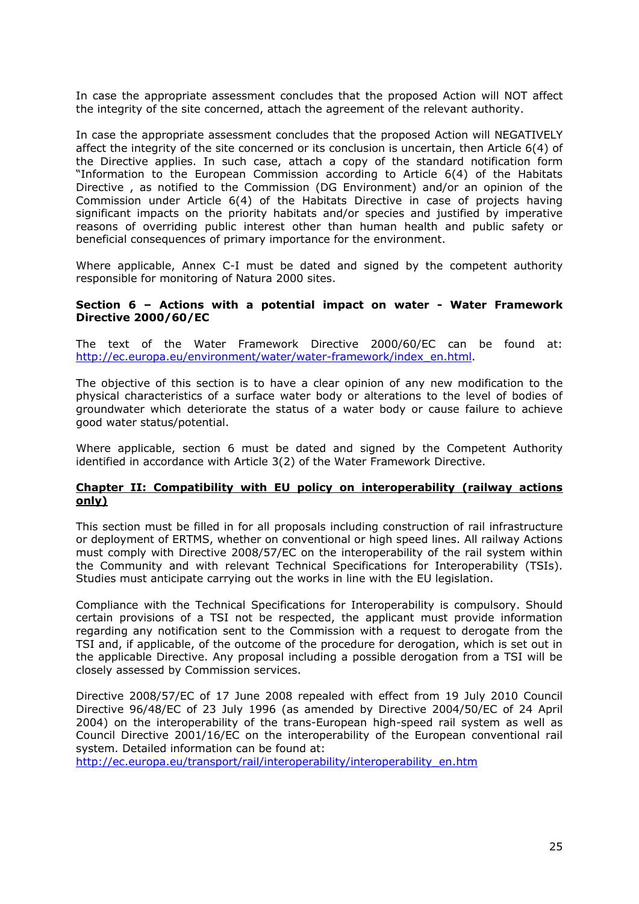In case the appropriate assessment concludes that the proposed Action will NOT affect the integrity of the site concerned, attach the agreement of the relevant authority.

In case the appropriate assessment concludes that the proposed Action will NEGATIVELY affect the integrity of the site concerned or its conclusion is uncertain, then Article 6(4) of the Directive applies. In such case, attach a copy of the standard notification form "Information to the European Commission according to Article 6(4) of the Habitats Directive , as notified to the Commission (DG Environment) and/or an opinion of the Commission under Article 6(4) of the Habitats Directive in case of projects having significant impacts on the priority habitats and/or species and justified by imperative reasons of overriding public interest other than human health and public safety or beneficial consequences of primary importance for the environment.

Where applicable, Annex C-I must be dated and signed by the competent authority responsible for monitoring of Natura 2000 sites.

**Section 6 – Actions with a potential impact on water - Water Framework Directive 2000/60/EC**

The text of the Water Framework Directive 2000/60/EC can be found at: http://ec.europa.eu/environment/water/water-framework/index_en.html.

The objective of this section is to have a clear opinion of any new modification to the physical characteristics of a surface water body or alterations to the level of bodies of groundwater which deteriorate the status of a water body or cause failure to achieve good water status/potential.

Where applicable, section 6 must be dated and signed by the Competent Authority identified in accordance with Article 3(2) of the Water Framework Directive.

## Chapter II: Compatibility with EU policy on interoperability (railway actions only)

This section must be filled in for all proposals including construction of rail infrastructure or deployment of ERTMS, whether on conventional or high speed lines. All railway Actions must comply with Directive 2008/57/EC on the interoperability of the rail system within the Community and with relevant Technical Specifications for Interoperability (TSIs). Studies must anticipate carrying out the works in line with the EU legislation.

Compliance with the Technical Specifications for Interoperability is compulsory. Should certain provisions of a TSI not be respected, the applicant must provide information regarding any notification sent to the Commission with a request to derogate from the TSI and, if applicable, of the outcome of the procedure for derogation, which is set out in the applicable Directive. Any proposal including a possible derogation from a TSI will be closely assessed by Commission services.

Directive 2008/57/EC of 17 June 2008 repealed with effect from 19 July 2010 Council Directive 96/48/EC of 23 July 1996 (as amended by Directive 2004/50/EC of 24 April 2004) on the interoperability of the trans-European high-speed rail system as well as Council Directive 2001/16/EC on the interoperability of the European conventional rail system. Detailed information can be found at:
http://ec.europa.eu/transport/rail/interoperability/interoperability_en.htm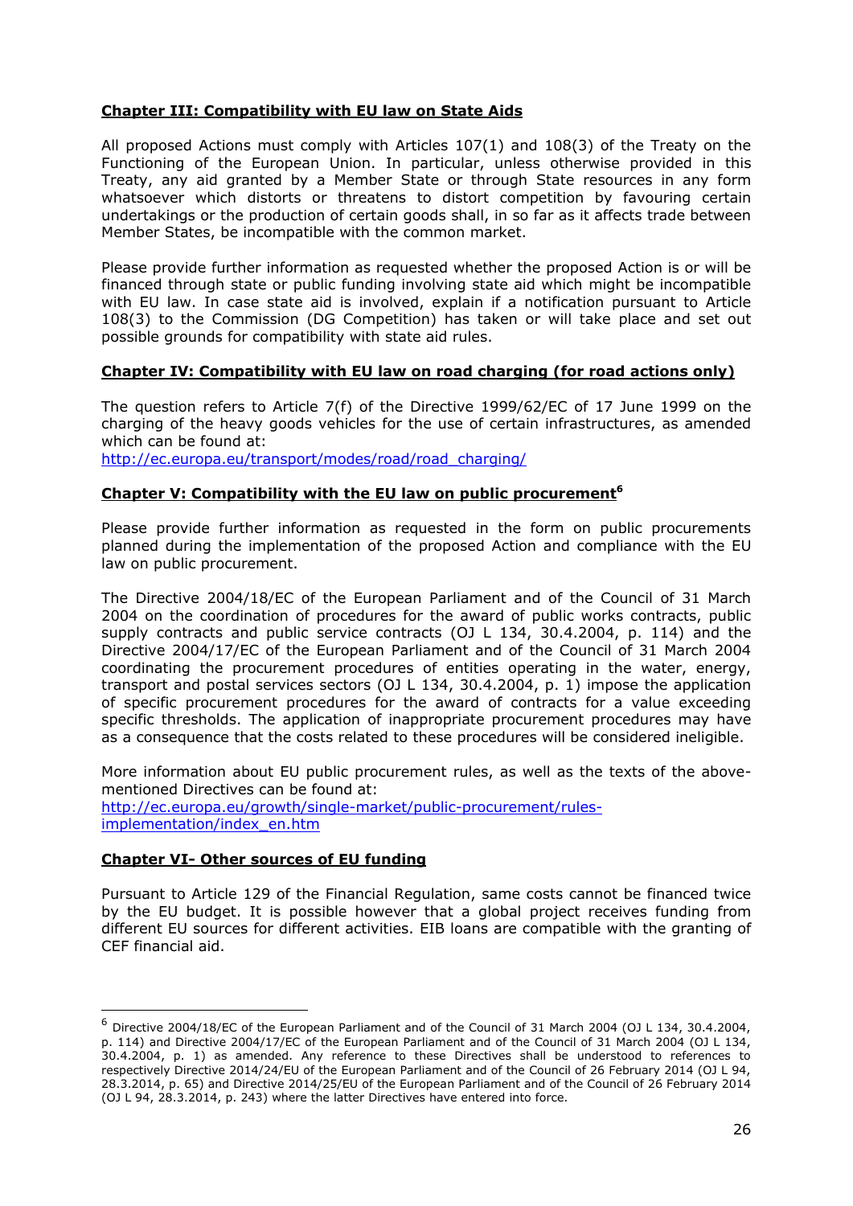## Chapter III: Compatibility with EU law on State Aids

All proposed Actions must comply with Articles 107(1) and 108(3) of the Treaty on the Functioning of the European Union. In particular, unless otherwise provided in this Treaty, any aid granted by a Member State or through State resources in any form whatsoever which distorts or threatens to distort competition by favouring certain undertakings or the production of certain goods shall, in so far as it affects trade between Member States, be incompatible with the common market.

Please provide further information as requested whether the proposed Action is or will be financed through state or public funding involving state aid which might be incompatible with EU law. In case state aid is involved, explain if a notification pursuant to Article 108(3) to the Commission (DG Competition) has taken or will take place and set out possible grounds for compatibility with state aid rules.

## Chapter IV: Compatibility with EU law on road charging (for road actions only)

The question refers to Article 7(f) of the Directive 1999/62/EC of 17 June 1999 on the charging of the heavy goods vehicles for the use of certain infrastructures, as amended which can be found at:
http://ec.europa.eu/transport/modes/road/road_charging/

## Chapter V: Compatibility with the EU law on public procurement[6]

Please provide further information as requested in the form on public procurements planned during the implementation of the proposed Action and compliance with the EU law on public procurement.

The Directive 2004/18/EC of the European Parliament and of the Council of 31 March 2004 on the coordination of procedures for the award of public works contracts, public supply contracts and public service contracts (OJ L 134, 30.4.2004, p. 114) and the Directive 2004/17/EC of the European Parliament and of the Council of 31 March 2004 coordinating the procurement procedures of entities operating in the water, energy, transport and postal services sectors (OJ L 134, 30.4.2004, p. 1) impose the application of specific procurement procedures for the award of contracts for a value exceeding specific thresholds. The application of inappropriate procurement procedures may have as a consequence that the costs related to these procedures will be considered ineligible.

More information about EU public procurement rules, as well as the texts of the above-mentioned Directives can be found at:
http://ec.europa.eu/growth/single-market/public-procurement/rules-implementation/index_en.htm

## Chapter VI- Other sources of EU funding

Pursuant to Article 129 of the Financial Regulation, same costs cannot be financed twice by the EU budget. It is possible however that a global project receives funding from different EU sources for different activities. EIB loans are compatible with the granting of CEF financial aid.

---

[6] Directive 2004/18/EC of the European Parliament and of the Council of 31 March 2004 (OJ L 134, 30.4.2004, p. 114) and Directive 2004/17/EC of the European Parliament and of the Council of 31 March 2004 (OJ L 134, 30.4.2004, p. 1) as amended. Any reference to these Directives shall be understood to references to respectively Directive 2014/24/EU of the European Parliament and of the Council of 26 February 2014 (OJ L 94, 28.3.2014, p. 65) and Directive 2014/25/EU of the European Parliament and of the Council of 26 February 2014 (OJ L 94, 28.3.2014, p. 243) where the latter Directives have entered into force.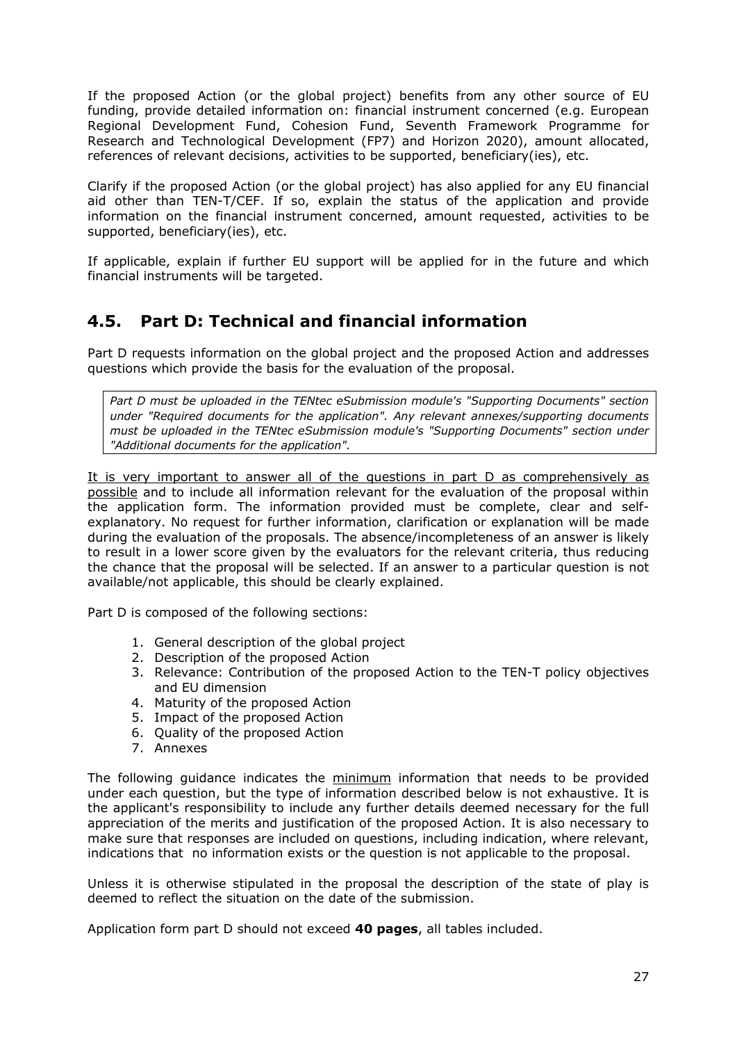If the proposed Action (or the global project) benefits from any other source of EU funding, provide detailed information on: financial instrument concerned (e.g. European Regional Development Fund, Cohesion Fund, Seventh Framework Programme for Research and Technological Development (FP7) and Horizon 2020), amount allocated, references of relevant decisions, activities to be supported, beneficiary(ies), etc.

Clarify if the proposed Action (or the global project) has also applied for any EU financial aid other than TEN-T/CEF. If so, explain the status of the application and provide information on the financial instrument concerned, amount requested, activities to be supported, beneficiary(ies), etc.

If applicable, explain if further EU support will be applied for in the future and which financial instruments will be targeted.

## 4.5. Part D: Technical and financial information

Part D requests information on the global project and the proposed Action and addresses questions which provide the basis for the evaluation of the proposal.

> *Part D must be uploaded in the TENtec eSubmission module's "Supporting Documents" section under "Required documents for the application". Any relevant annexes/supporting documents must be uploaded in the TENtec eSubmission module's "Supporting Documents" section under "Additional documents for the application".*

<u>It is very important to answer all of the questions in part D as comprehensively as possible</u> and to include all information relevant for the evaluation of the proposal within the application form. The information provided must be complete, clear and self-explanatory. No request for further information, clarification or explanation will be made during the evaluation of the proposals. The absence/incompleteness of an answer is likely to result in a lower score given by the evaluators for the relevant criteria, thus reducing the chance that the proposal will be selected. If an answer to a particular question is not available/not applicable, this should be clearly explained.

Part D is composed of the following sections:

1. General description of the global project
2. Description of the proposed Action
3. Relevance: Contribution of the proposed Action to the TEN-T policy objectives and EU dimension
4. Maturity of the proposed Action
5. Impact of the proposed Action
6. Quality of the proposed Action
7. Annexes

The following guidance indicates the <u>minimum</u> information that needs to be provided under each question, but the type of information described below is not exhaustive. It is the applicant's responsibility to include any further details deemed necessary for the full appreciation of the merits and justification of the proposed Action. It is also necessary to make sure that responses are included on questions, including indication, where relevant, indications that no information exists or the question is not applicable to the proposal.

Unless it is otherwise stipulated in the proposal the description of the state of play is deemed to reflect the situation on the date of the submission.

Application form part D should not exceed **40 pages**, all tables included.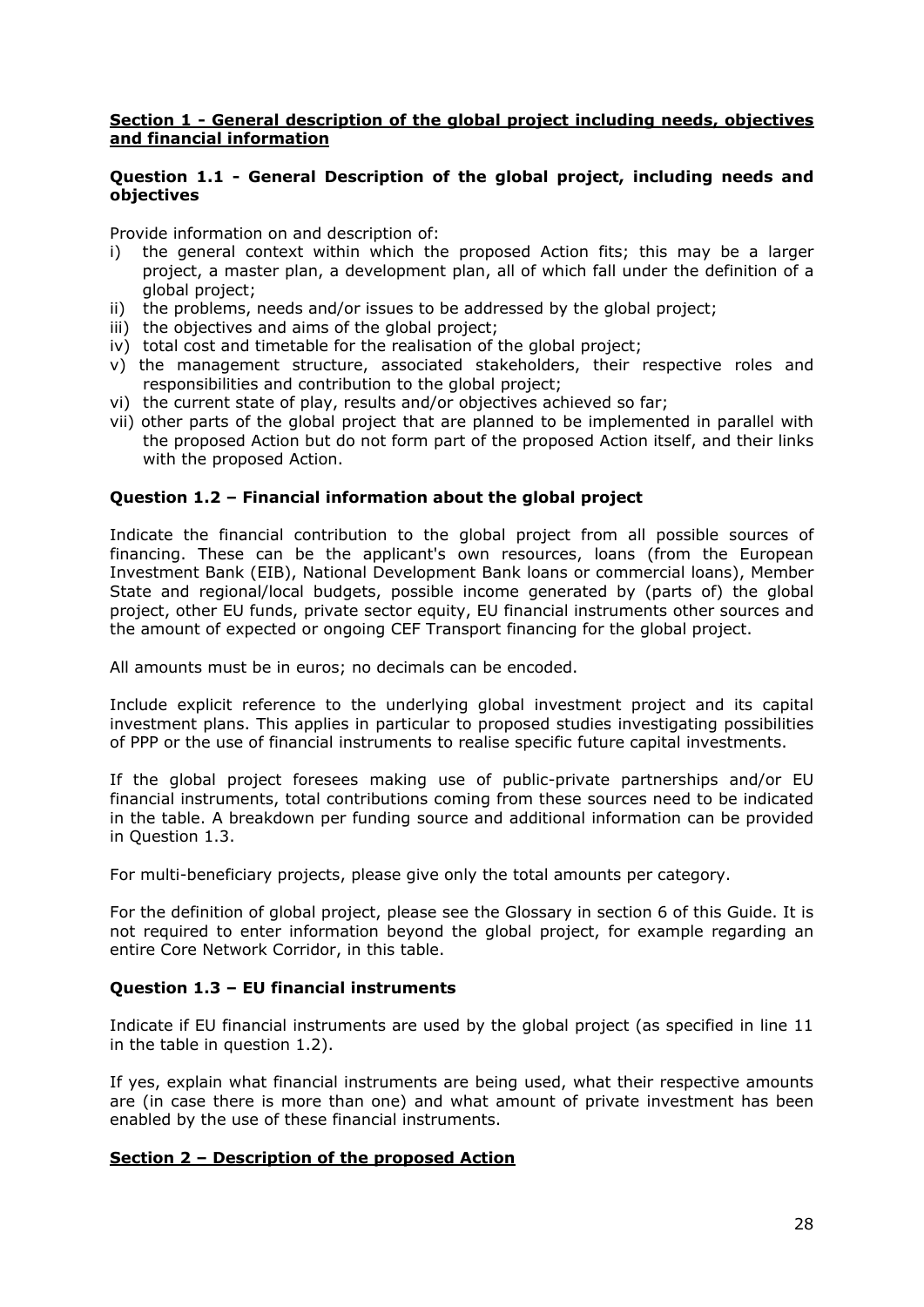## **Section 1 - General description of the global project including needs, objectives and financial information**

### Question 1.1 - General Description of the global project, including needs and objectives

Provide information on and description of:

- i) the general context within which the proposed Action fits; this may be a larger project, a master plan, a development plan, all of which fall under the definition of a global project;
- ii) the problems, needs and/or issues to be addressed by the global project;
- iii) the objectives and aims of the global project;
- iv) total cost and timetable for the realisation of the global project;
- v) the management structure, associated stakeholders, their respective roles and responsibilities and contribution to the global project;
- vi) the current state of play, results and/or objectives achieved so far;
- vii) other parts of the global project that are planned to be implemented in parallel with the proposed Action but do not form part of the proposed Action itself, and their links with the proposed Action.

### Question 1.2 – Financial information about the global project

Indicate the financial contribution to the global project from all possible sources of financing. These can be the applicant's own resources, loans (from the European Investment Bank (EIB), National Development Bank loans or commercial loans), Member State and regional/local budgets, possible income generated by (parts of) the global project, other EU funds, private sector equity, EU financial instruments other sources and the amount of expected or ongoing CEF Transport financing for the global project.

All amounts must be in euros; no decimals can be encoded.

Include explicit reference to the underlying global investment project and its capital investment plans. This applies in particular to proposed studies investigating possibilities of PPP or the use of financial instruments to realise specific future capital investments.

If the global project foresees making use of public-private partnerships and/or EU financial instruments, total contributions coming from these sources need to be indicated in the table. A breakdown per funding source and additional information can be provided in Question 1.3.

For multi-beneficiary projects, please give only the total amounts per category.

For the definition of global project, please see the Glossary in section 6 of this Guide. It is not required to enter information beyond the global project, for example regarding an entire Core Network Corridor, in this table.

### Question 1.3 – EU financial instruments

Indicate if EU financial instruments are used by the global project (as specified in line 11 in the table in question 1.2).

If yes, explain what financial instruments are being used, what their respective amounts are (in case there is more than one) and what amount of private investment has been enabled by the use of these financial instruments.

## **Section 2 – Description of the proposed Action**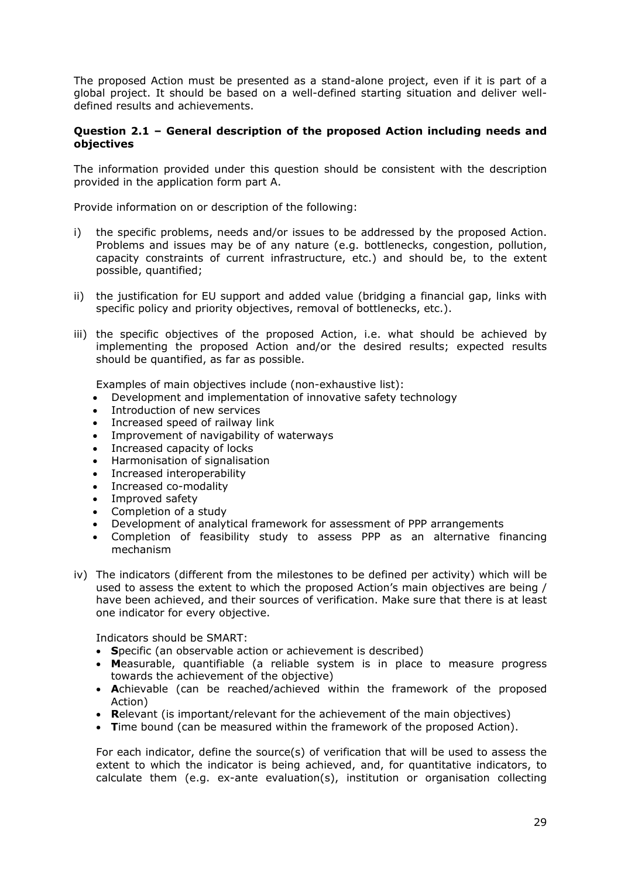The proposed Action must be presented as a stand-alone project, even if it is part of a global project. It should be based on a well-defined starting situation and deliver well-defined results and achievements.

### Question 2.1 – General description of the proposed Action including needs and objectives

The information provided under this question should be consistent with the description provided in the application form part A.

Provide information on or description of the following:

i) the specific problems, needs and/or issues to be addressed by the proposed Action. Problems and issues may be of any nature (e.g. bottlenecks, congestion, pollution, capacity constraints of current infrastructure, etc.) and should be, to the extent possible, quantified;

ii) the justification for EU support and added value (bridging a financial gap, links with specific policy and priority objectives, removal of bottlenecks, etc.).

iii) the specific objectives of the proposed Action, i.e. what should be achieved by implementing the proposed Action and/or the desired results; expected results should be quantified, as far as possible.

   Examples of main objectives include (non-exhaustive list):

   - Development and implementation of innovative safety technology
   - Introduction of new services
   - Increased speed of railway link
   - Improvement of navigability of waterways
   - Increased capacity of locks
   - Harmonisation of signalisation
   - Increased interoperability
   - Increased co-modality
   - Improved safety
   - Completion of a study
   - Development of analytical framework for assessment of PPP arrangements
   - Completion of feasibility study to assess PPP as an alternative financing mechanism

iv) The indicators (different from the milestones to be defined per activity) which will be used to assess the extent to which the proposed Action's main objectives are being / have been achieved, and their sources of verification. Make sure that there is at least one indicator for every objective.

   Indicators should be SMART:

   - **S**pecific (an observable action or achievement is described)
   - **M**easurable, quantifiable (a reliable system is in place to measure progress towards the achievement of the objective)
   - **A**chievable (can be reached/achieved within the framework of the proposed Action)
   - **R**elevant (is important/relevant for the achievement of the main objectives)
   - **T**ime bound (can be measured within the framework of the proposed Action).

   For each indicator, define the source(s) of verification that will be used to assess the extent to which the indicator is being achieved, and, for quantitative indicators, to calculate them (e.g. ex-ante evaluation(s), institution or organisation collecting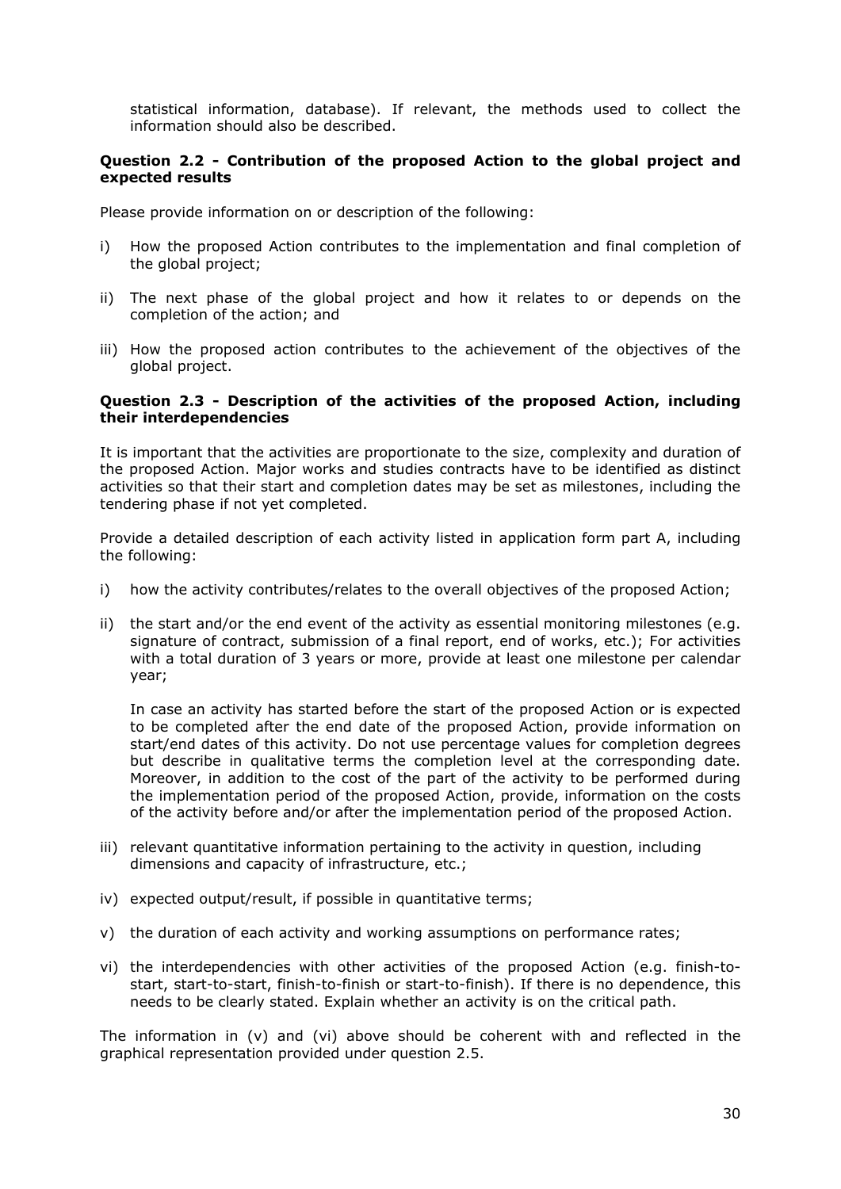statistical information, database). If relevant, the methods used to collect the information should also be described.

**Question 2.2 - Contribution of the proposed Action to the global project and expected results**

Please provide information on or description of the following:

i) How the proposed Action contributes to the implementation and final completion of the global project;

ii) The next phase of the global project and how it relates to or depends on the completion of the action; and

iii) How the proposed action contributes to the achievement of the objectives of the global project.

**Question 2.3 - Description of the activities of the proposed Action, including their interdependencies**

It is important that the activities are proportionate to the size, complexity and duration of the proposed Action. Major works and studies contracts have to be identified as distinct activities so that their start and completion dates may be set as milestones, including the tendering phase if not yet completed.

Provide a detailed description of each activity listed in application form part A, including the following:

i) how the activity contributes/relates to the overall objectives of the proposed Action;

ii) the start and/or the end event of the activity as essential monitoring milestones (e.g. signature of contract, submission of a final report, end of works, etc.); For activities with a total duration of 3 years or more, provide at least one milestone per calendar year;

   In case an activity has started before the start of the proposed Action or is expected to be completed after the end date of the proposed Action, provide information on start/end dates of this activity. Do not use percentage values for completion degrees but describe in qualitative terms the completion level at the corresponding date. Moreover, in addition to the cost of the part of the activity to be performed during the implementation period of the proposed Action, provide, information on the costs of the activity before and/or after the implementation period of the proposed Action.

iii) relevant quantitative information pertaining to the activity in question, including dimensions and capacity of infrastructure, etc.;

iv) expected output/result, if possible in quantitative terms;

v) the duration of each activity and working assumptions on performance rates;

vi) the interdependencies with other activities of the proposed Action (e.g. finish-to-start, start-to-start, finish-to-finish or start-to-finish). If there is no dependence, this needs to be clearly stated. Explain whether an activity is on the critical path.

The information in (v) and (vi) above should be coherent with and reflected in the graphical representation provided under question 2.5.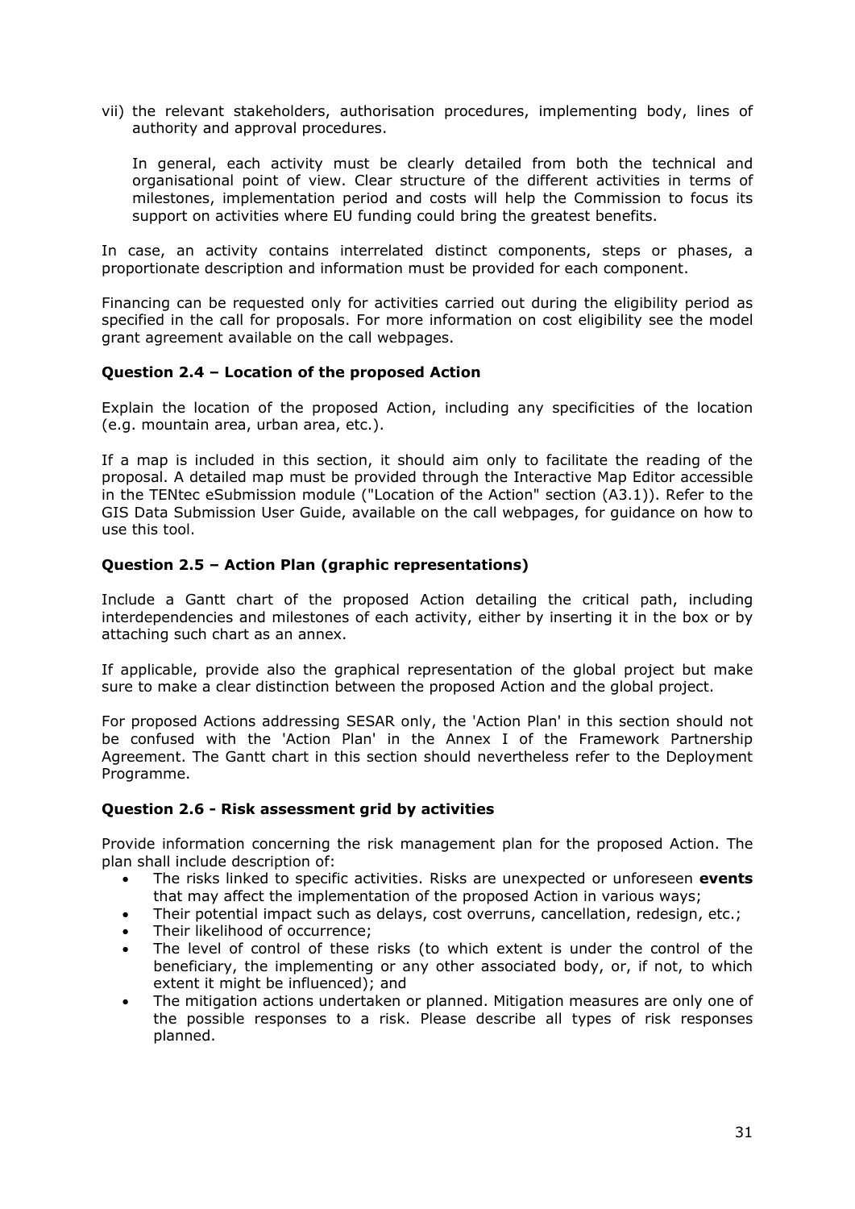vii) the relevant stakeholders, authorisation procedures, implementing body, lines of authority and approval procedures.

In general, each activity must be clearly detailed from both the technical and organisational point of view. Clear structure of the different activities in terms of milestones, implementation period and costs will help the Commission to focus its support on activities where EU funding could bring the greatest benefits.

In case, an activity contains interrelated distinct components, steps or phases, a proportionate description and information must be provided for each component.

Financing can be requested only for activities carried out during the eligibility period as specified in the call for proposals. For more information on cost eligibility see the model grant agreement available on the call webpages.

### Question 2.4 – Location of the proposed Action

Explain the location of the proposed Action, including any specificities of the location (e.g. mountain area, urban area, etc.).

If a map is included in this section, it should aim only to facilitate the reading of the proposal. A detailed map must be provided through the Interactive Map Editor accessible in the TENtec eSubmission module ("Location of the Action" section (A3.1)). Refer to the GIS Data Submission User Guide, available on the call webpages, for guidance on how to use this tool.

### Question 2.5 – Action Plan (graphic representations)

Include a Gantt chart of the proposed Action detailing the critical path, including interdependencies and milestones of each activity, either by inserting it in the box or by attaching such chart as an annex.

If applicable, provide also the graphical representation of the global project but make sure to make a clear distinction between the proposed Action and the global project.

For proposed Actions addressing SESAR only, the 'Action Plan' in this section should not be confused with the 'Action Plan' in the Annex I of the Framework Partnership Agreement. The Gantt chart in this section should nevertheless refer to the Deployment Programme.

### Question 2.6 - Risk assessment grid by activities

Provide information concerning the risk management plan for the proposed Action. The plan shall include description of:

- The risks linked to specific activities. Risks are unexpected or unforeseen **events** that may affect the implementation of the proposed Action in various ways;
- Their potential impact such as delays, cost overruns, cancellation, redesign, etc.;
- Their likelihood of occurrence;
- The level of control of these risks (to which extent is under the control of the beneficiary, the implementing or any other associated body, or, if not, to which extent it might be influenced); and
- The mitigation actions undertaken or planned. Mitigation measures are only one of the possible responses to a risk. Please describe all types of risk responses planned.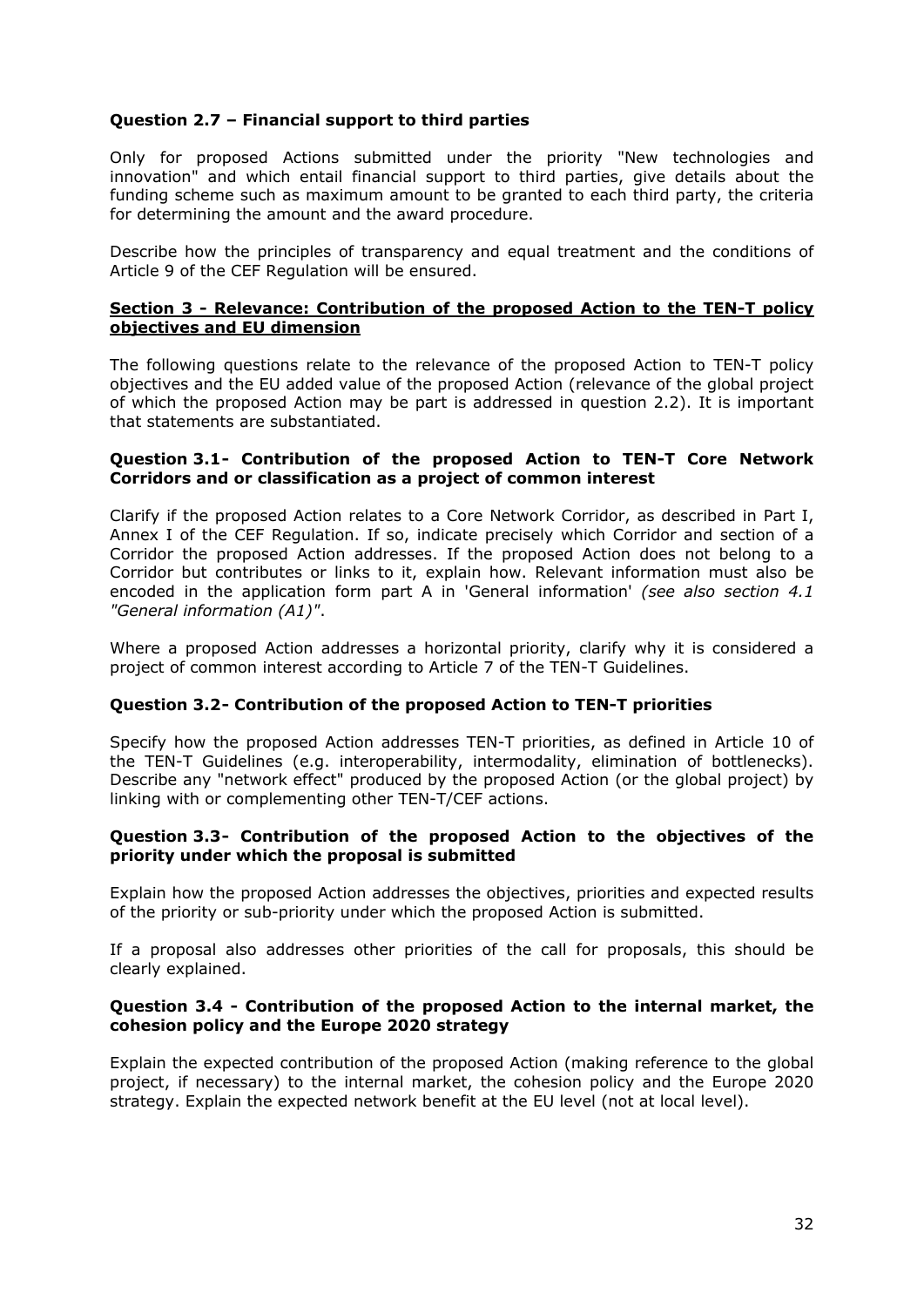**Question 2.7 – Financial support to third parties**

Only for proposed Actions submitted under the priority "New technologies and innovation" and which entail financial support to third parties, give details about the funding scheme such as maximum amount to be granted to each third party, the criteria for determining the amount and the award procedure.

Describe how the principles of transparency and equal treatment and the conditions of Article 9 of the CEF Regulation will be ensured.

## Section 3 - Relevance: Contribution of the proposed Action to the TEN-T policy objectives and EU dimension

The following questions relate to the relevance of the proposed Action to TEN-T policy objectives and the EU added value of the proposed Action (relevance of the global project of which the proposed Action may be part is addressed in question 2.2). It is important that statements are substantiated.

**Question 3.1- Contribution of the proposed Action to TEN-T Core Network Corridors and or classification as a project of common interest**

Clarify if the proposed Action relates to a Core Network Corridor, as described in Part I, Annex I of the CEF Regulation. If so, indicate precisely which Corridor and section of a Corridor the proposed Action addresses. If the proposed Action does not belong to a Corridor but contributes or links to it, explain how. Relevant information must also be encoded in the application form part A in 'General information' *(see also section 4.1 "General information (A1)"*.

Where a proposed Action addresses a horizontal priority, clarify why it is considered a project of common interest according to Article 7 of the TEN-T Guidelines.

**Question 3.2- Contribution of the proposed Action to TEN-T priorities**

Specify how the proposed Action addresses TEN-T priorities, as defined in Article 10 of the TEN-T Guidelines (e.g. interoperability, intermodality, elimination of bottlenecks). Describe any "network effect" produced by the proposed Action (or the global project) by linking with or complementing other TEN-T/CEF actions.

**Question 3.3- Contribution of the proposed Action to the objectives of the priority under which the proposal is submitted**

Explain how the proposed Action addresses the objectives, priorities and expected results of the priority or sub-priority under which the proposed Action is submitted.

If a proposal also addresses other priorities of the call for proposals, this should be clearly explained.

**Question 3.4 - Contribution of the proposed Action to the internal market, the cohesion policy and the Europe 2020 strategy**

Explain the expected contribution of the proposed Action (making reference to the global project, if necessary) to the internal market, the cohesion policy and the Europe 2020 strategy. Explain the expected network benefit at the EU level (not at local level).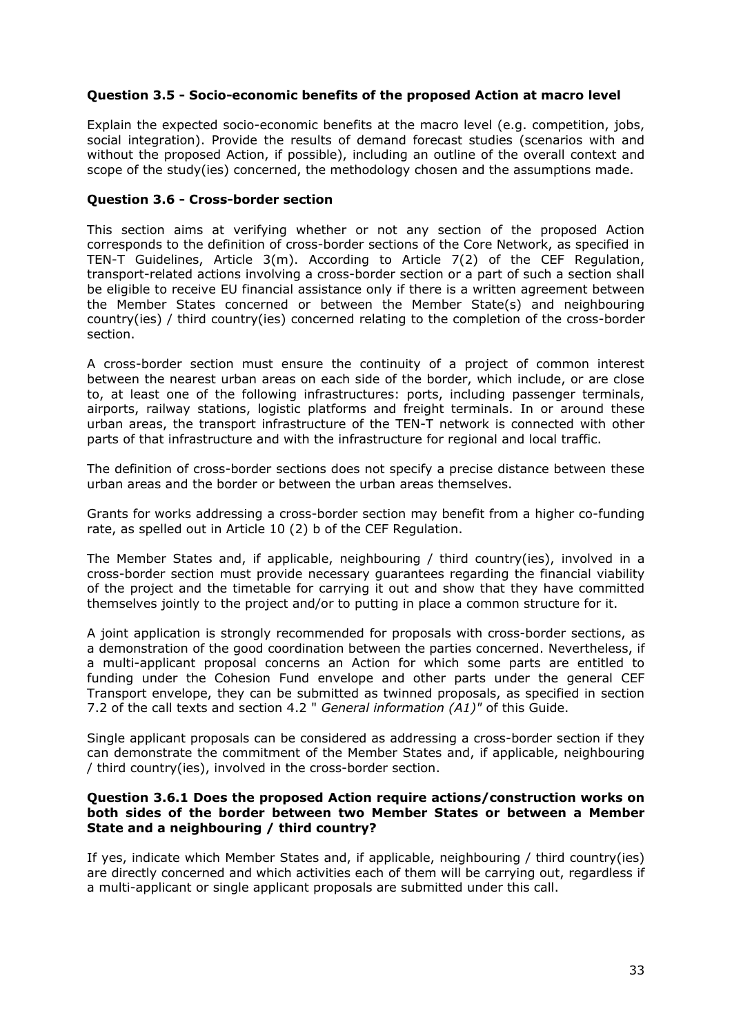**Question 3.5 - Socio-economic benefits of the proposed Action at macro level**

Explain the expected socio-economic benefits at the macro level (e.g. competition, jobs, social integration). Provide the results of demand forecast studies (scenarios with and without the proposed Action, if possible), including an outline of the overall context and scope of the study(ies) concerned, the methodology chosen and the assumptions made.

**Question 3.6 - Cross-border section**

This section aims at verifying whether or not any section of the proposed Action corresponds to the definition of cross-border sections of the Core Network, as specified in TEN-T Guidelines, Article 3(m). According to Article 7(2) of the CEF Regulation, transport-related actions involving a cross-border section or a part of such a section shall be eligible to receive EU financial assistance only if there is a written agreement between the Member States concerned or between the Member State(s) and neighbouring country(ies) / third country(ies) concerned relating to the completion of the cross-border section.

A cross-border section must ensure the continuity of a project of common interest between the nearest urban areas on each side of the border, which include, or are close to, at least one of the following infrastructures: ports, including passenger terminals, airports, railway stations, logistic platforms and freight terminals. In or around these urban areas, the transport infrastructure of the TEN-T network is connected with other parts of that infrastructure and with the infrastructure for regional and local traffic.

The definition of cross-border sections does not specify a precise distance between these urban areas and the border or between the urban areas themselves.

Grants for works addressing a cross-border section may benefit from a higher co-funding rate, as spelled out in Article 10 (2) b of the CEF Regulation.

The Member States and, if applicable, neighbouring / third country(ies), involved in a cross-border section must provide necessary guarantees regarding the financial viability of the project and the timetable for carrying it out and show that they have committed themselves jointly to the project and/or to putting in place a common structure for it.

A joint application is strongly recommended for proposals with cross-border sections, as a demonstration of the good coordination between the parties concerned. Nevertheless, if a multi-applicant proposal concerns an Action for which some parts are entitled to funding under the Cohesion Fund envelope and other parts under the general CEF Transport envelope, they can be submitted as twinned proposals, as specified in section 7.2 of the call texts and section 4.2 " *General information (A1)*" of this Guide.

Single applicant proposals can be considered as addressing a cross-border section if they can demonstrate the commitment of the Member States and, if applicable, neighbouring / third country(ies), involved in the cross-border section.

**Question 3.6.1 Does the proposed Action require actions/construction works on both sides of the border between two Member States or between a Member State and a neighbouring / third country?**

If yes, indicate which Member States and, if applicable, neighbouring / third country(ies) are directly concerned and which activities each of them will be carrying out, regardless if a multi-applicant or single applicant proposals are submitted under this call.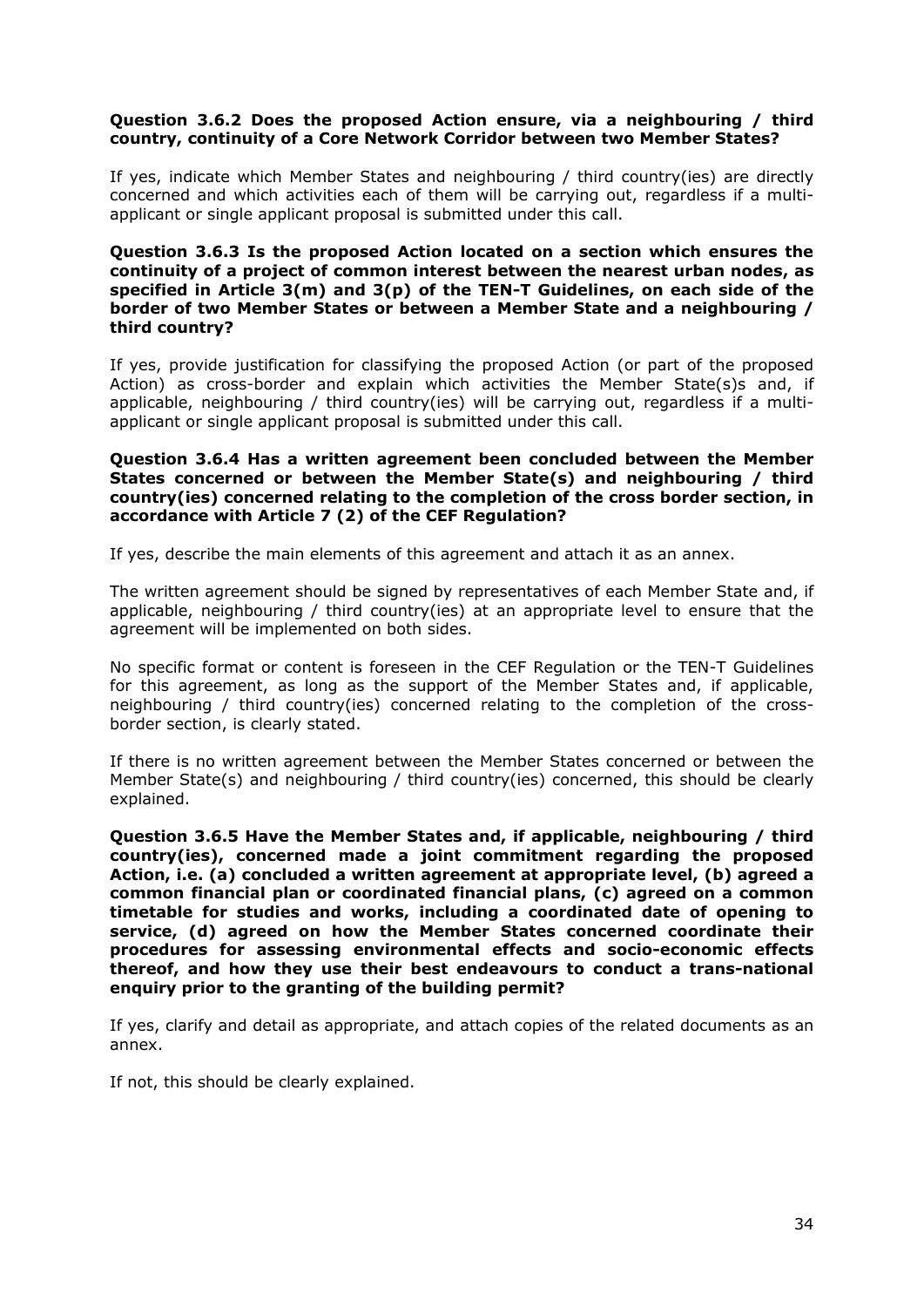**Question 3.6.2 Does the proposed Action ensure, via a neighbouring / third country, continuity of a Core Network Corridor between two Member States?**

If yes, indicate which Member States and neighbouring / third country(ies) are directly concerned and which activities each of them will be carrying out, regardless if a multi-applicant or single applicant proposal is submitted under this call.

**Question 3.6.3 Is the proposed Action located on a section which ensures the continuity of a project of common interest between the nearest urban nodes, as specified in Article 3(m) and 3(p) of the TEN-T Guidelines, on each side of the border of two Member States or between a Member State and a neighbouring / third country?**

If yes, provide justification for classifying the proposed Action (or part of the proposed Action) as cross-border and explain which activities the Member State(s)s and, if applicable, neighbouring / third country(ies) will be carrying out, regardless if a multi-applicant or single applicant proposal is submitted under this call.

**Question 3.6.4 Has a written agreement been concluded between the Member States concerned or between the Member State(s) and neighbouring / third country(ies) concerned relating to the completion of the cross border section, in accordance with Article 7 (2) of the CEF Regulation?**

If yes, describe the main elements of this agreement and attach it as an annex.

The written agreement should be signed by representatives of each Member State and, if applicable, neighbouring / third country(ies) at an appropriate level to ensure that the agreement will be implemented on both sides.

No specific format or content is foreseen in the CEF Regulation or the TEN-T Guidelines for this agreement, as long as the support of the Member States and, if applicable, neighbouring / third country(ies) concerned relating to the completion of the cross-border section, is clearly stated.

If there is no written agreement between the Member States concerned or between the Member State(s) and neighbouring / third country(ies) concerned, this should be clearly explained.

**Question 3.6.5 Have the Member States and, if applicable, neighbouring / third country(ies), concerned made a joint commitment regarding the proposed Action, i.e. (a) concluded a written agreement at appropriate level, (b) agreed a common financial plan or coordinated financial plans, (c) agreed on a common timetable for studies and works, including a coordinated date of opening to service, (d) agreed on how the Member States concerned coordinate their procedures for assessing environmental effects and socio-economic effects thereof, and how they use their best endeavours to conduct a trans-national enquiry prior to the granting of the building permit?**

If yes, clarify and detail as appropriate, and attach copies of the related documents as an annex.

If not, this should be clearly explained.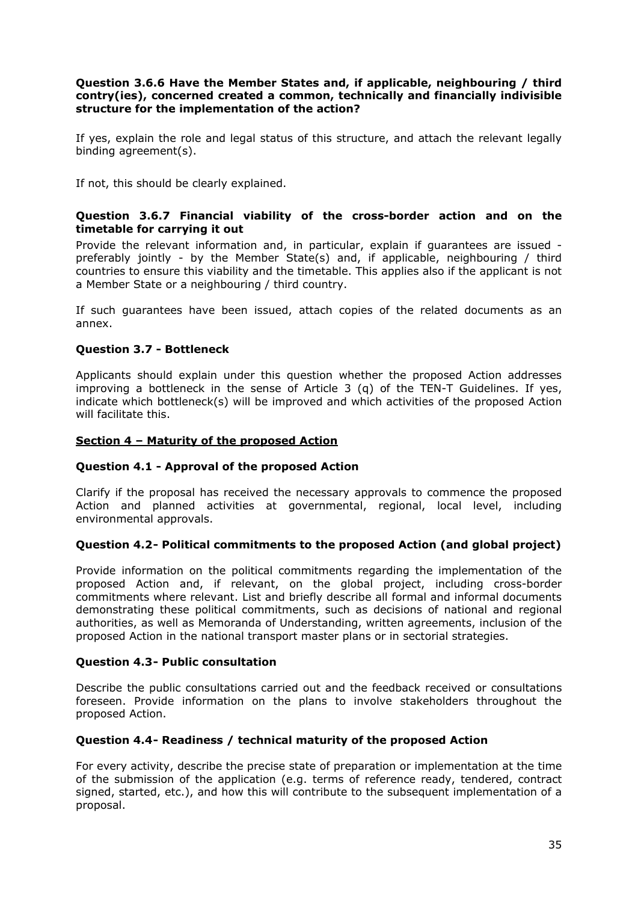**Question 3.6.6 Have the Member States and, if applicable, neighbouring / third contry(ies), concerned created a common, technically and financially indivisible structure for the implementation of the action?**

If yes, explain the role and legal status of this structure, and attach the relevant legally binding agreement(s).

If not, this should be clearly explained.

**Question 3.6.7 Financial viability of the cross-border action and on the timetable for carrying it out**

Provide the relevant information and, in particular, explain if guarantees are issued - preferably jointly - by the Member State(s) and, if applicable, neighbouring / third countries to ensure this viability and the timetable. This applies also if the applicant is not a Member State or a neighbouring / third country.

If such guarantees have been issued, attach copies of the related documents as an annex.

**Question 3.7 - Bottleneck**

Applicants should explain under this question whether the proposed Action addresses improving a bottleneck in the sense of Article 3 (q) of the TEN-T Guidelines. If yes, indicate which bottleneck(s) will be improved and which activities of the proposed Action will facilitate this.

## Section 4 – Maturity of the proposed Action

**Question 4.1 - Approval of the proposed Action**

Clarify if the proposal has received the necessary approvals to commence the proposed Action and planned activities at governmental, regional, local level, including environmental approvals.

**Question 4.2- Political commitments to the proposed Action (and global project)**

Provide information on the political commitments regarding the implementation of the proposed Action and, if relevant, on the global project, including cross-border commitments where relevant. List and briefly describe all formal and informal documents demonstrating these political commitments, such as decisions of national and regional authorities, as well as Memoranda of Understanding, written agreements, inclusion of the proposed Action in the national transport master plans or in sectorial strategies.

**Question 4.3- Public consultation**

Describe the public consultations carried out and the feedback received or consultations foreseen. Provide information on the plans to involve stakeholders throughout the proposed Action.

**Question 4.4- Readiness / technical maturity of the proposed Action**

For every activity, describe the precise state of preparation or implementation at the time of the submission of the application (e.g. terms of reference ready, tendered, contract signed, started, etc.), and how this will contribute to the subsequent implementation of a proposal.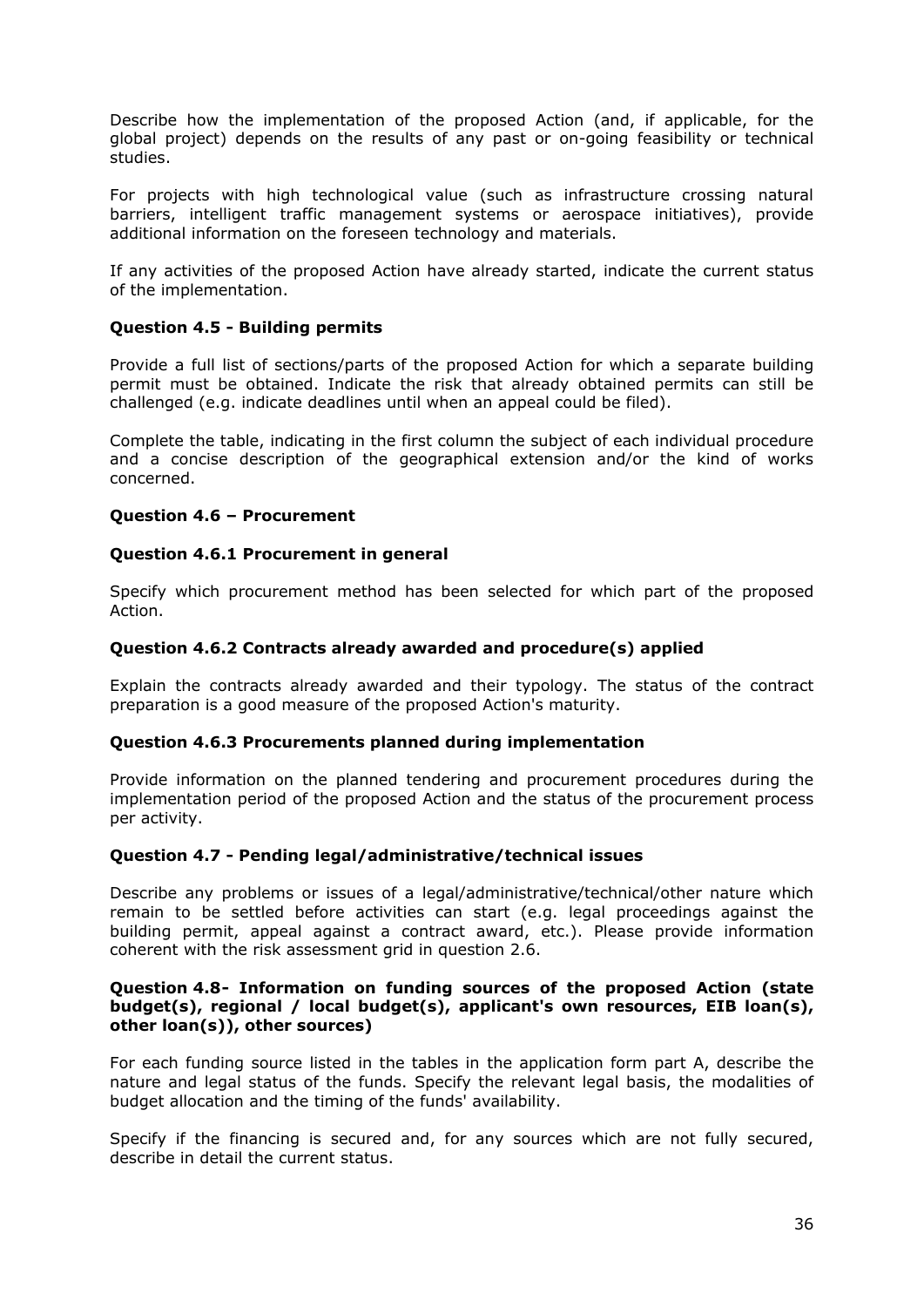Describe how the implementation of the proposed Action (and, if applicable, for the global project) depends on the results of any past or on-going feasibility or technical studies.

For projects with high technological value (such as infrastructure crossing natural barriers, intelligent traffic management systems or aerospace initiatives), provide additional information on the foreseen technology and materials.

If any activities of the proposed Action have already started, indicate the current status of the implementation.

**Question 4.5 - Building permits**

Provide a full list of sections/parts of the proposed Action for which a separate building permit must be obtained. Indicate the risk that already obtained permits can still be challenged (e.g. indicate deadlines until when an appeal could be filed).

Complete the table, indicating in the first column the subject of each individual procedure and a concise description of the geographical extension and/or the kind of works concerned.

**Question 4.6 – Procurement**

**Question 4.6.1 Procurement in general**

Specify which procurement method has been selected for which part of the proposed Action.

**Question 4.6.2 Contracts already awarded and procedure(s) applied**

Explain the contracts already awarded and their typology. The status of the contract preparation is a good measure of the proposed Action's maturity.

**Question 4.6.3 Procurements planned during implementation**

Provide information on the planned tendering and procurement procedures during the implementation period of the proposed Action and the status of the procurement process per activity.

**Question 4.7 - Pending legal/administrative/technical issues**

Describe any problems or issues of a legal/administrative/technical/other nature which remain to be settled before activities can start (e.g. legal proceedings against the building permit, appeal against a contract award, etc.). Please provide information coherent with the risk assessment grid in question 2.6.

**Question 4.8- Information on funding sources of the proposed Action (state budget(s), regional / local budget(s), applicant's own resources, EIB loan(s), other loan(s)), other sources)**

For each funding source listed in the tables in the application form part A, describe the nature and legal status of the funds. Specify the relevant legal basis, the modalities of budget allocation and the timing of the funds' availability.

Specify if the financing is secured and, for any sources which are not fully secured, describe in detail the current status.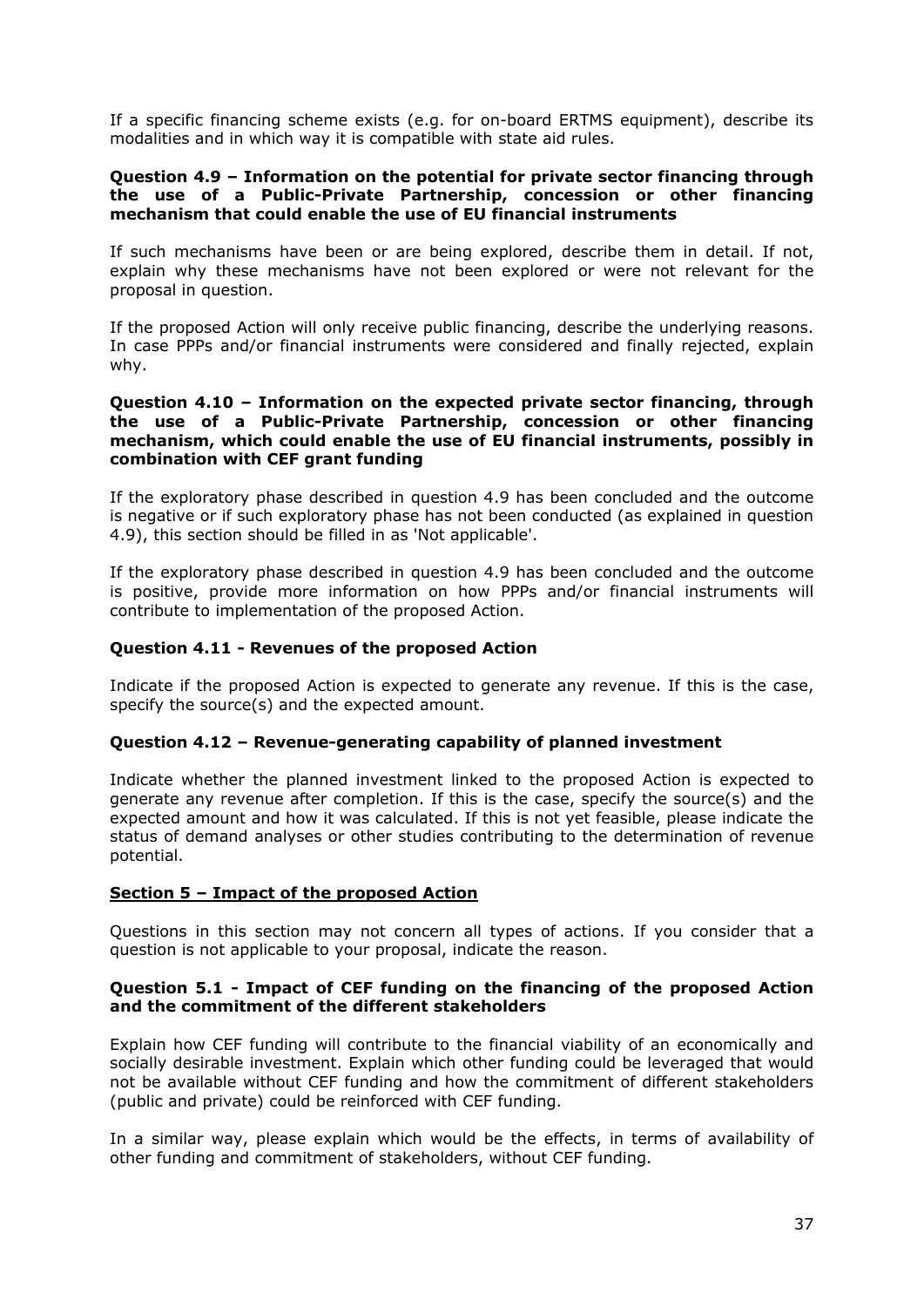If a specific financing scheme exists (e.g. for on-board ERTMS equipment), describe its modalities and in which way it is compatible with state aid rules.

**Question 4.9 – Information on the potential for private sector financing through the use of a Public-Private Partnership, concession or other financing mechanism that could enable the use of EU financial instruments**

If such mechanisms have been or are being explored, describe them in detail. If not, explain why these mechanisms have not been explored or were not relevant for the proposal in question.

If the proposed Action will only receive public financing, describe the underlying reasons. In case PPPs and/or financial instruments were considered and finally rejected, explain why.

**Question 4.10 – Information on the expected private sector financing, through the use of a Public-Private Partnership, concession or other financing mechanism, which could enable the use of EU financial instruments, possibly in combination with CEF grant funding**

If the exploratory phase described in question 4.9 has been concluded and the outcome is negative or if such exploratory phase has not been conducted (as explained in question 4.9), this section should be filled in as 'Not applicable'.

If the exploratory phase described in question 4.9 has been concluded and the outcome is positive, provide more information on how PPPs and/or financial instruments will contribute to implementation of the proposed Action.

**Question 4.11 - Revenues of the proposed Action**

Indicate if the proposed Action is expected to generate any revenue. If this is the case, specify the source(s) and the expected amount.

**Question 4.12 – Revenue-generating capability of planned investment**

Indicate whether the planned investment linked to the proposed Action is expected to generate any revenue after completion. If this is the case, specify the source(s) and the expected amount and how it was calculated. If this is not yet feasible, please indicate the status of demand analyses or other studies contributing to the determination of revenue potential.

## Section 5 – Impact of the proposed Action

Questions in this section may not concern all types of actions. If you consider that a question is not applicable to your proposal, indicate the reason.

**Question 5.1 - Impact of CEF funding on the financing of the proposed Action and the commitment of the different stakeholders**

Explain how CEF funding will contribute to the financial viability of an economically and socially desirable investment. Explain which other funding could be leveraged that would not be available without CEF funding and how the commitment of different stakeholders (public and private) could be reinforced with CEF funding.

In a similar way, please explain which would be the effects, in terms of availability of other funding and commitment of stakeholders, without CEF funding.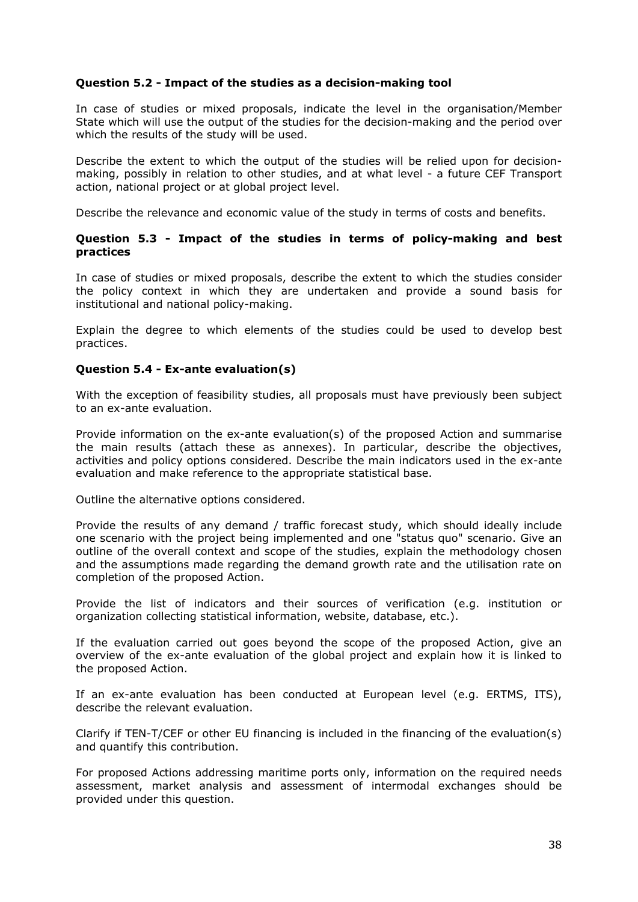**Question 5.2 - Impact of the studies as a decision-making tool**

In case of studies or mixed proposals, indicate the level in the organisation/Member State which will use the output of the studies for the decision-making and the period over which the results of the study will be used.

Describe the extent to which the output of the studies will be relied upon for decision-making, possibly in relation to other studies, and at what level - a future CEF Transport action, national project or at global project level.

Describe the relevance and economic value of the study in terms of costs and benefits.

**Question 5.3 - Impact of the studies in terms of policy-making and best practices**

In case of studies or mixed proposals, describe the extent to which the studies consider the policy context in which they are undertaken and provide a sound basis for institutional and national policy-making.

Explain the degree to which elements of the studies could be used to develop best practices.

**Question 5.4 - Ex-ante evaluation(s)**

With the exception of feasibility studies, all proposals must have previously been subject to an ex-ante evaluation.

Provide information on the ex-ante evaluation(s) of the proposed Action and summarise the main results (attach these as annexes). In particular, describe the objectives, activities and policy options considered. Describe the main indicators used in the ex-ante evaluation and make reference to the appropriate statistical base.

Outline the alternative options considered.

Provide the results of any demand / traffic forecast study, which should ideally include one scenario with the project being implemented and one "status quo" scenario. Give an outline of the overall context and scope of the studies, explain the methodology chosen and the assumptions made regarding the demand growth rate and the utilisation rate on completion of the proposed Action.

Provide the list of indicators and their sources of verification (e.g. institution or organization collecting statistical information, website, database, etc.).

If the evaluation carried out goes beyond the scope of the proposed Action, give an overview of the ex-ante evaluation of the global project and explain how it is linked to the proposed Action.

If an ex-ante evaluation has been conducted at European level (e.g. ERTMS, ITS), describe the relevant evaluation.

Clarify if TEN-T/CEF or other EU financing is included in the financing of the evaluation(s) and quantify this contribution.

For proposed Actions addressing maritime ports only, information on the required needs assessment, market analysis and assessment of intermodal exchanges should be provided under this question.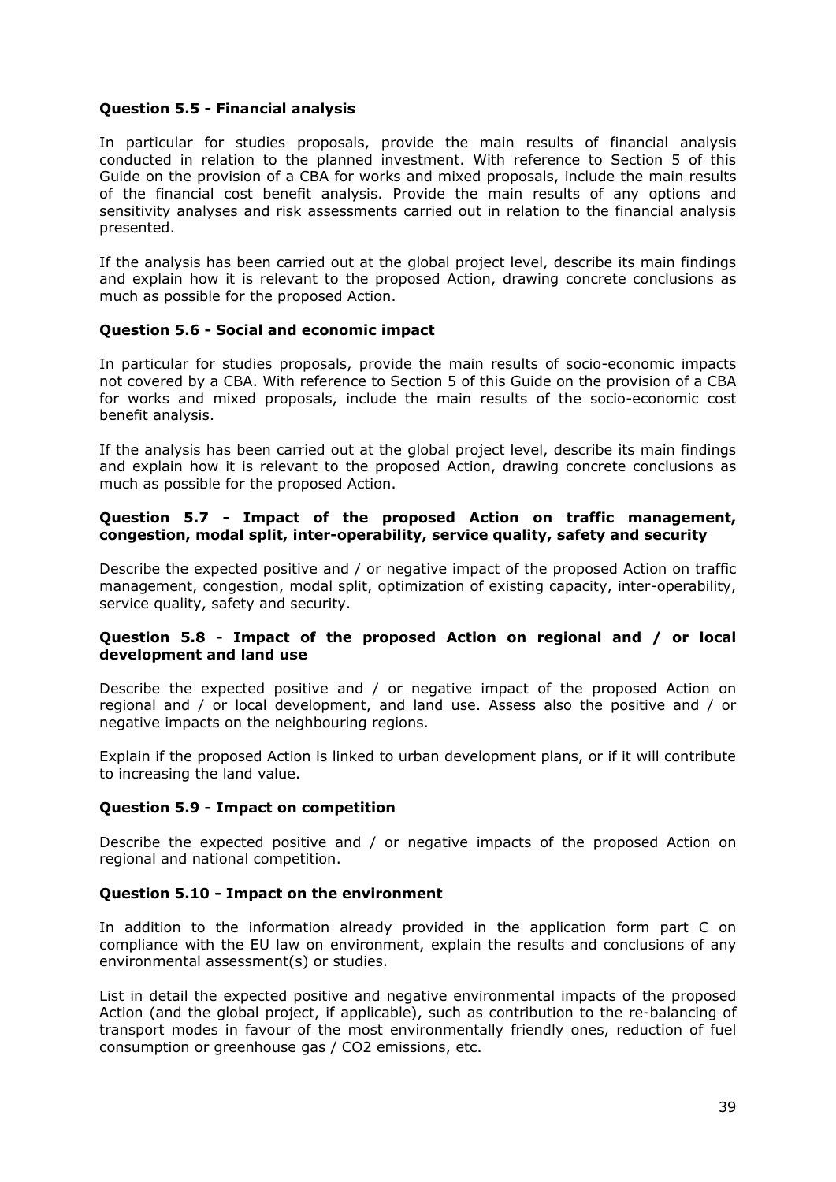**Question 5.5 - Financial analysis**

In particular for studies proposals, provide the main results of financial analysis conducted in relation to the planned investment. With reference to Section 5 of this Guide on the provision of a CBA for works and mixed proposals, include the main results of the financial cost benefit analysis. Provide the main results of any options and sensitivity analyses and risk assessments carried out in relation to the financial analysis presented.

If the analysis has been carried out at the global project level, describe its main findings and explain how it is relevant to the proposed Action, drawing concrete conclusions as much as possible for the proposed Action.

**Question 5.6 - Social and economic impact**

In particular for studies proposals, provide the main results of socio-economic impacts not covered by a CBA. With reference to Section 5 of this Guide on the provision of a CBA for works and mixed proposals, include the main results of the socio-economic cost benefit analysis.

If the analysis has been carried out at the global project level, describe its main findings and explain how it is relevant to the proposed Action, drawing concrete conclusions as much as possible for the proposed Action.

**Question 5.7 - Impact of the proposed Action on traffic management, congestion, modal split, inter-operability, service quality, safety and security**

Describe the expected positive and / or negative impact of the proposed Action on traffic management, congestion, modal split, optimization of existing capacity, inter-operability, service quality, safety and security.

**Question 5.8 - Impact of the proposed Action on regional and / or local development and land use**

Describe the expected positive and / or negative impact of the proposed Action on regional and / or local development, and land use. Assess also the positive and / or negative impacts on the neighbouring regions.

Explain if the proposed Action is linked to urban development plans, or if it will contribute to increasing the land value.

**Question 5.9 - Impact on competition**

Describe the expected positive and / or negative impacts of the proposed Action on regional and national competition.

**Question 5.10 - Impact on the environment**

In addition to the information already provided in the application form part C on compliance with the EU law on environment, explain the results and conclusions of any environmental assessment(s) or studies.

List in detail the expected positive and negative environmental impacts of the proposed Action (and the global project, if applicable), such as contribution to the re-balancing of transport modes in favour of the most environmentally friendly ones, reduction of fuel consumption or greenhouse gas / $CO_2$ emissions, etc.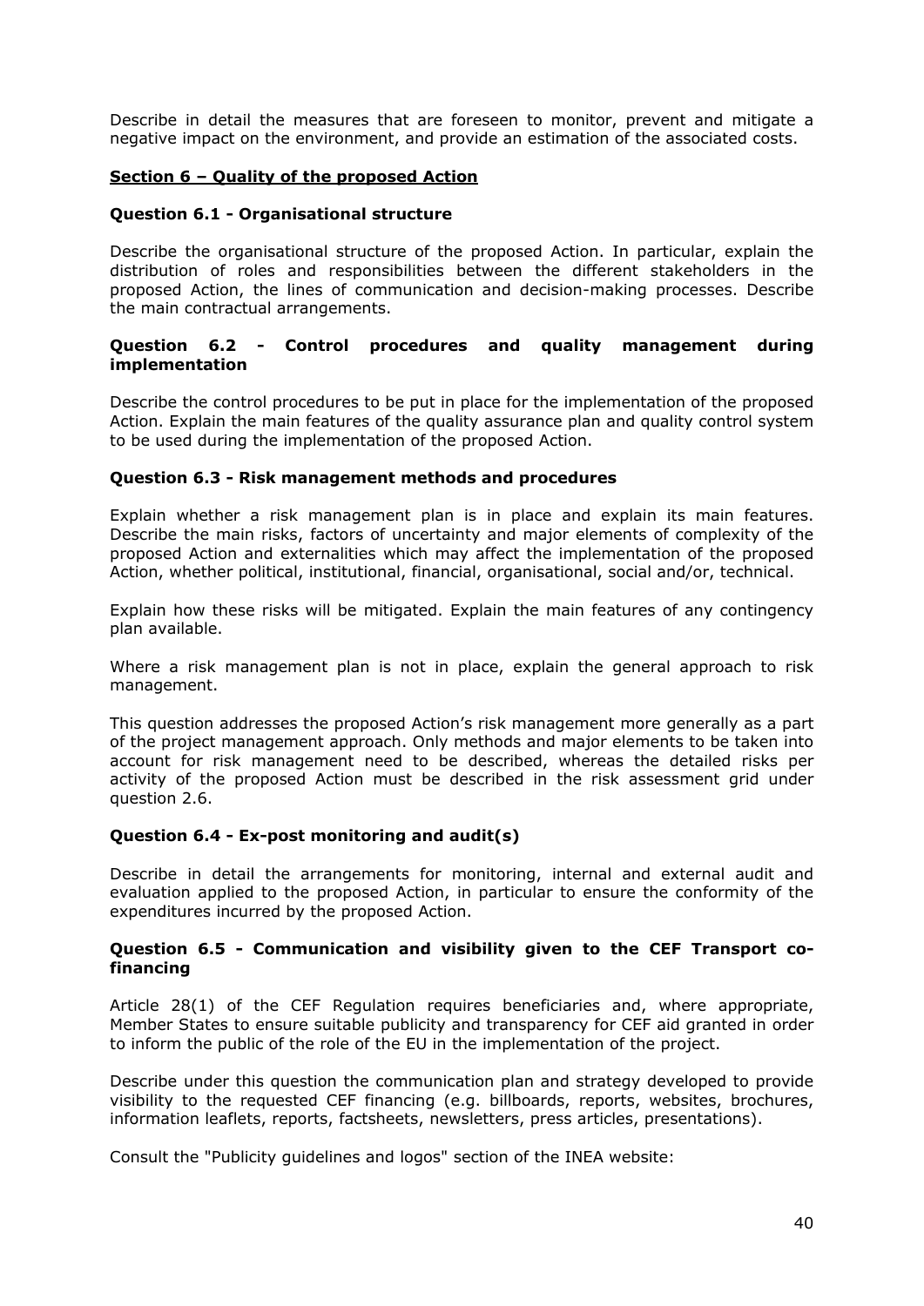Describe in detail the measures that are foreseen to monitor, prevent and mitigate a negative impact on the environment, and provide an estimation of the associated costs.

## Section 6 – Quality of the proposed Action

### Question 6.1 - Organisational structure

Describe the organisational structure of the proposed Action. In particular, explain the distribution of roles and responsibilities between the different stakeholders in the proposed Action, the lines of communication and decision-making processes. Describe the main contractual arrangements.

### Question 6.2 - Control procedures and quality management during implementation

Describe the control procedures to be put in place for the implementation of the proposed Action. Explain the main features of the quality assurance plan and quality control system to be used during the implementation of the proposed Action.

### Question 6.3 - Risk management methods and procedures

Explain whether a risk management plan is in place and explain its main features. Describe the main risks, factors of uncertainty and major elements of complexity of the proposed Action and externalities which may affect the implementation of the proposed Action, whether political, institutional, financial, organisational, social and/or, technical.

Explain how these risks will be mitigated. Explain the main features of any contingency plan available.

Where a risk management plan is not in place, explain the general approach to risk management.

This question addresses the proposed Action's risk management more generally as a part of the project management approach. Only methods and major elements to be taken into account for risk management need to be described, whereas the detailed risks per activity of the proposed Action must be described in the risk assessment grid under question 2.6.

### Question 6.4 - Ex-post monitoring and audit(s)

Describe in detail the arrangements for monitoring, internal and external audit and evaluation applied to the proposed Action, in particular to ensure the conformity of the expenditures incurred by the proposed Action.

### Question 6.5 - Communication and visibility given to the CEF Transport co-financing

Article 28(1) of the CEF Regulation requires beneficiaries and, where appropriate, Member States to ensure suitable publicity and transparency for CEF aid granted in order to inform the public of the role of the EU in the implementation of the project.

Describe under this question the communication plan and strategy developed to provide visibility to the requested CEF financing (e.g. billboards, reports, websites, brochures, information leaflets, reports, factsheets, newsletters, press articles, presentations).

Consult the "Publicity guidelines and logos" section of the INEA website: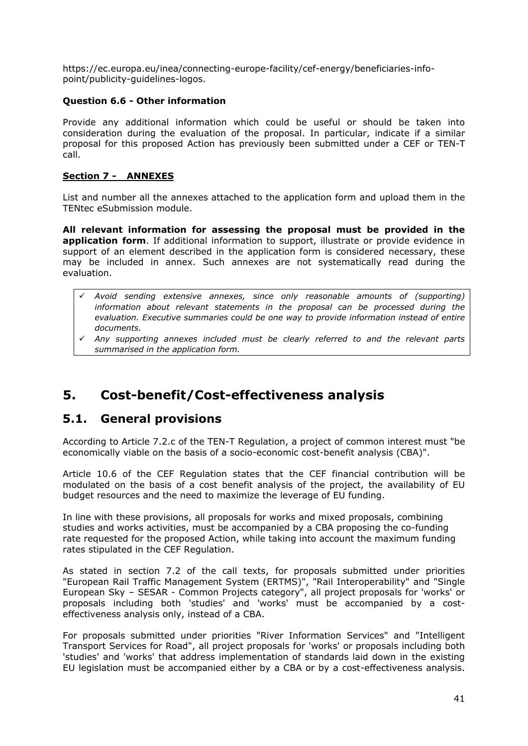https://ec.europa.eu/inea/connecting-europe-facility/cef-energy/beneficiaries-info-point/publicity-guidelines-logos.

**Question 6.6 - Other information**

Provide any additional information which could be useful or should be taken into consideration during the evaluation of the proposal. In particular, indicate if a similar proposal for this proposed Action has previously been submitted under a CEF or TEN-T call.

**Section 7 - ANNEXES**

List and number all the annexes attached to the application form and upload them in the TENtec eSubmission module.

**All relevant information for assessing the proposal must be provided in the application form**. If additional information to support, illustrate or provide evidence in support of an element described in the application form is considered necessary, these may be included in annex. Such annexes are not systematically read during the evaluation.

- ✓ *Avoid sending extensive annexes, since only reasonable amounts of (supporting) information about relevant statements in the proposal can be processed during the evaluation. Executive summaries could be one way to provide information instead of entire documents.*
- ✓ *Any supporting annexes included must be clearly referred to and the relevant parts summarised in the application form.*

# 5. Cost-benefit/Cost-effectiveness analysis

## 5.1. General provisions

According to Article 7.2.c of the TEN-T Regulation, a project of common interest must "be economically viable on the basis of a socio-economic cost-benefit analysis (CBA)".

Article 10.6 of the CEF Regulation states that the CEF financial contribution will be modulated on the basis of a cost benefit analysis of the project, the availability of EU budget resources and the need to maximize the leverage of EU funding.

In line with these provisions, all proposals for works and mixed proposals, combining studies and works activities, must be accompanied by a CBA proposing the co-funding rate requested for the proposed Action, while taking into account the maximum funding rates stipulated in the CEF Regulation.

As stated in section 7.2 of the call texts, for proposals submitted under priorities "European Rail Traffic Management System (ERTMS)", "Rail Interoperability" and "Single European Sky – SESAR - Common Projects category", all project proposals for 'works' or proposals including both 'studies' and 'works' must be accompanied by a cost-effectiveness analysis only, instead of a CBA.

For proposals submitted under priorities "River Information Services" and "Intelligent Transport Services for Road", all project proposals for 'works' or proposals including both 'studies' and 'works' that address implementation of standards laid down in the existing EU legislation must be accompanied either by a CBA or by a cost-effectiveness analysis.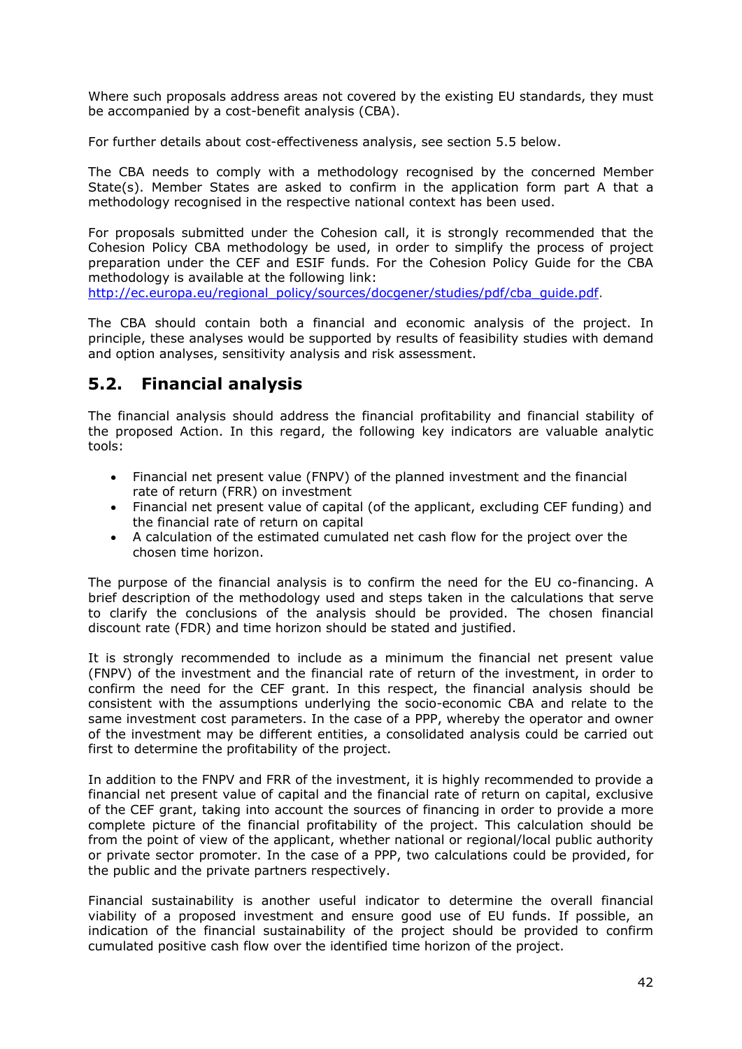Where such proposals address areas not covered by the existing EU standards, they must be accompanied by a cost-benefit analysis (CBA).

For further details about cost-effectiveness analysis, see section 5.5 below.

The CBA needs to comply with a methodology recognised by the concerned Member State(s). Member States are asked to confirm in the application form part A that a methodology recognised in the respective national context has been used.

For proposals submitted under the Cohesion call, it is strongly recommended that the Cohesion Policy CBA methodology be used, in order to simplify the process of project preparation under the CEF and ESIF funds. For the Cohesion Policy Guide for the CBA methodology is available at the following link: [http://ec.europa.eu/regional_policy/sources/docgener/studies/pdf/cba_guide.pdf](http://ec.europa.eu/regional_policy/sources/docgener/studies/pdf/cba_guide.pdf).

The CBA should contain both a financial and economic analysis of the project. In principle, these analyses would be supported by results of feasibility studies with demand and option analyses, sensitivity analysis and risk assessment.

## 5.2. Financial analysis

The financial analysis should address the financial profitability and financial stability of the proposed Action. In this regard, the following key indicators are valuable analytic tools:

- Financial net present value (FNPV) of the planned investment and the financial rate of return (FRR) on investment
- Financial net present value of capital (of the applicant, excluding CEF funding) and the financial rate of return on capital
- A calculation of the estimated cumulated net cash flow for the project over the chosen time horizon.

The purpose of the financial analysis is to confirm the need for the EU co-financing. A brief description of the methodology used and steps taken in the calculations that serve to clarify the conclusions of the analysis should be provided. The chosen financial discount rate (FDR) and time horizon should be stated and justified.

It is strongly recommended to include as a minimum the financial net present value (FNPV) of the investment and the financial rate of return of the investment, in order to confirm the need for the CEF grant. In this respect, the financial analysis should be consistent with the assumptions underlying the socio-economic CBA and relate to the same investment cost parameters. In the case of a PPP, whereby the operator and owner of the investment may be different entities, a consolidated analysis could be carried out first to determine the profitability of the project.

In addition to the FNPV and FRR of the investment, it is highly recommended to provide a financial net present value of capital and the financial rate of return on capital, exclusive of the CEF grant, taking into account the sources of financing in order to provide a more complete picture of the financial profitability of the project. This calculation should be from the point of view of the applicant, whether national or regional/local public authority or private sector promoter. In the case of a PPP, two calculations could be provided, for the public and the private partners respectively.

Financial sustainability is another useful indicator to determine the overall financial viability of a proposed investment and ensure good use of EU funds. If possible, an indication of the financial sustainability of the project should be provided to confirm cumulated positive cash flow over the identified time horizon of the project.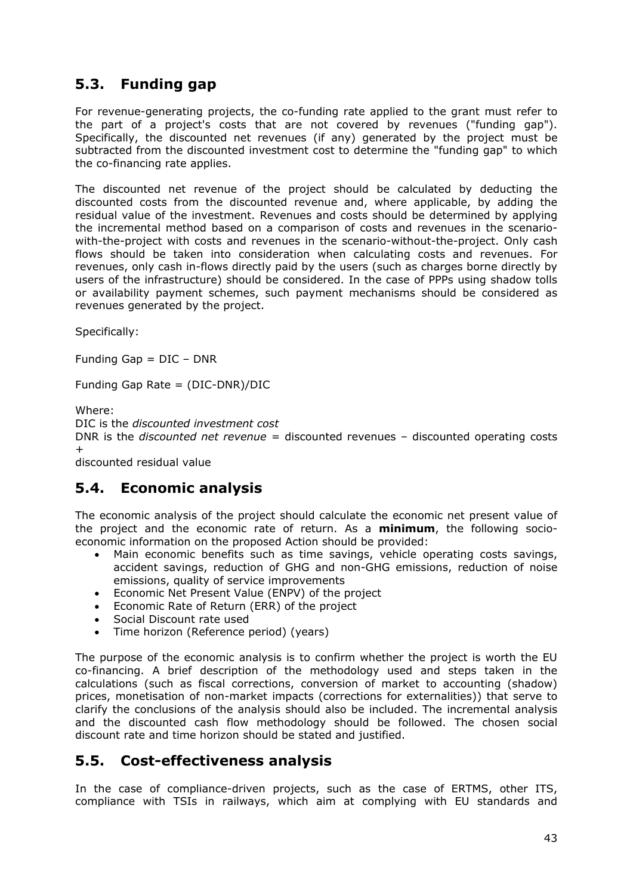## 5.3. Funding gap

For revenue-generating projects, the co-funding rate applied to the grant must refer to the part of a project's costs that are not covered by revenues ("funding gap"). Specifically, the discounted net revenues (if any) generated by the project must be subtracted from the discounted investment cost to determine the "funding gap" to which the co-financing rate applies.

The discounted net revenue of the project should be calculated by deducting the discounted costs from the discounted revenue and, where applicable, by adding the residual value of the investment. Revenues and costs should be determined by applying the incremental method based on a comparison of costs and revenues in the scenario-with-the-project with costs and revenues in the scenario-without-the-project. Only cash flows should be taken into consideration when calculating costs and revenues. For revenues, only cash in-flows directly paid by the users (such as charges borne directly by users of the infrastructure) should be considered. In the case of PPPs using shadow tolls or availability payment schemes, such payment mechanisms should be considered as revenues generated by the project.

Specifically:

Funding Gap = DIC – DNR

Funding Gap Rate = (DIC-DNR)/DIC

Where:
DIC is the *discounted investment cost*
DNR is the *discounted net revenue* = discounted revenues – discounted operating costs +
discounted residual value

## 5.4. Economic analysis

The economic analysis of the project should calculate the economic net present value of the project and the economic rate of return. As a **minimum**, the following socio-economic information on the proposed Action should be provided:

- Main economic benefits such as time savings, vehicle operating costs savings, accident savings, reduction of GHG and non-GHG emissions, reduction of noise emissions, quality of service improvements
- Economic Net Present Value (ENPV) of the project
- Economic Rate of Return (ERR) of the project
- Social Discount rate used
- Time horizon (Reference period) (years)

The purpose of the economic analysis is to confirm whether the project is worth the EU co-financing. A brief description of the methodology used and steps taken in the calculations (such as fiscal corrections, conversion of market to accounting (shadow) prices, monetisation of non-market impacts (corrections for externalities)) that serve to clarify the conclusions of the analysis should also be included. The incremental analysis and the discounted cash flow methodology should be followed. The chosen social discount rate and time horizon should be stated and justified.

## 5.5. Cost-effectiveness analysis

In the case of compliance-driven projects, such as the case of ERTMS, other ITS, compliance with TSIs in railways, which aim at complying with EU standards and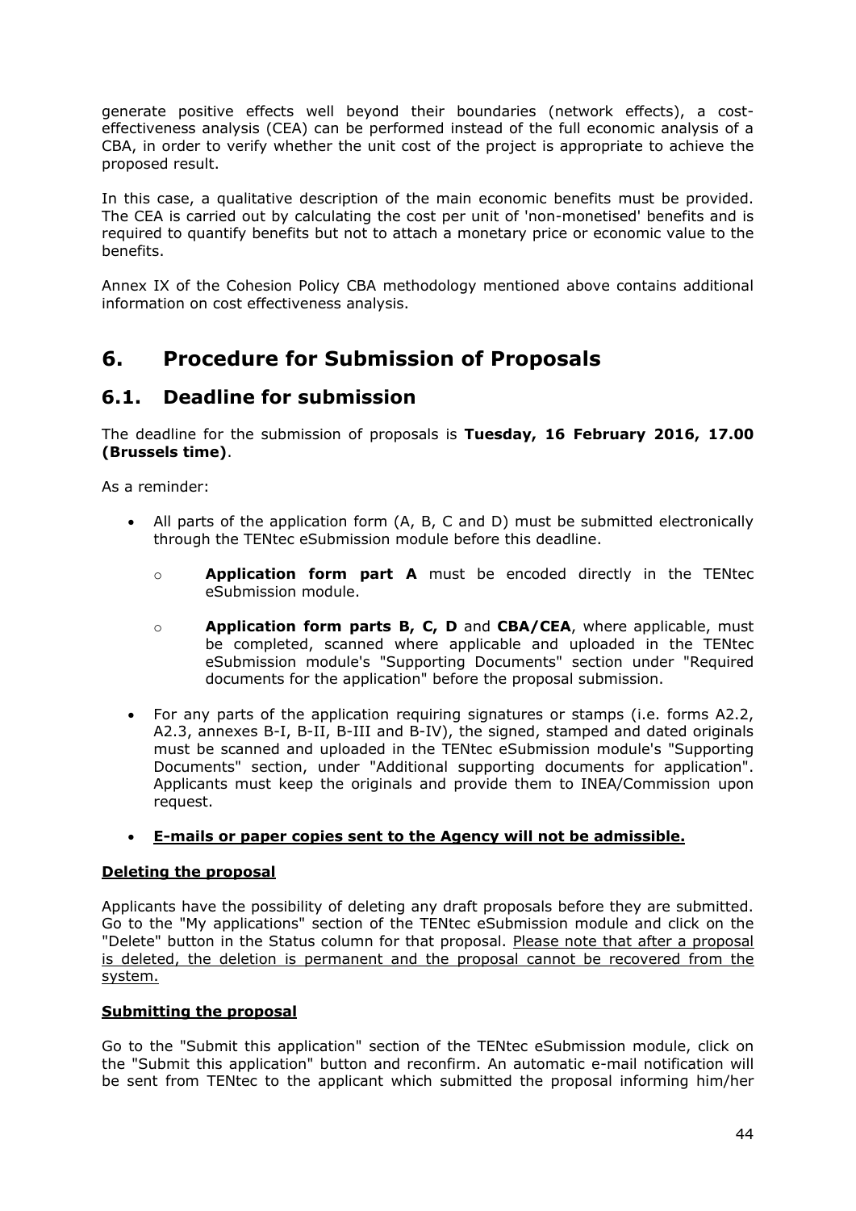generate positive effects well beyond their boundaries (network effects), a cost-effectiveness analysis (CEA) can be performed instead of the full economic analysis of a CBA, in order to verify whether the unit cost of the project is appropriate to achieve the proposed result.

In this case, a qualitative description of the main economic benefits must be provided. The CEA is carried out by calculating the cost per unit of 'non-monetised' benefits and is required to quantify benefits but not to attach a monetary price or economic value to the benefits.

Annex IX of the Cohesion Policy CBA methodology mentioned above contains additional information on cost effectiveness analysis.

# 6. Procedure for Submission of Proposals

## 6.1. Deadline for submission

The deadline for the submission of proposals is **Tuesday, 16 February 2016, 17.00 (Brussels time)**.

As a reminder:

- All parts of the application form (A, B, C and D) must be submitted electronically through the TENtec eSubmission module before this deadline.
  - **Application form part A** must be encoded directly in the TENtec eSubmission module.
  - **Application form parts B, C, D** and **CBA/CEA**, where applicable, must be completed, scanned where applicable and uploaded in the TENtec eSubmission module's "Supporting Documents" section under "Required documents for the application" before the proposal submission.
- For any parts of the application requiring signatures or stamps (i.e. forms A2.2, A2.3, annexes B-I, B-II, B-III and B-IV), the signed, stamped and dated originals must be scanned and uploaded in the TENtec eSubmission module's "Supporting Documents" section, under "Additional supporting documents for application". Applicants must keep the originals and provide them to INEA/Commission upon request.
- **E-mails or paper copies sent to the Agency will not be admissible.**

**Deleting the proposal**

Applicants have the possibility of deleting any draft proposals before they are submitted. Go to the "My applications" section of the TENtec eSubmission module and click on the "Delete" button in the Status column for that proposal. Please note that after a proposal is deleted, the deletion is permanent and the proposal cannot be recovered from the system.

**Submitting the proposal**

Go to the "Submit this application" section of the TENtec eSubmission module, click on the "Submit this application" button and reconfirm. An automatic e-mail notification will be sent from TENtec to the applicant which submitted the proposal informing him/her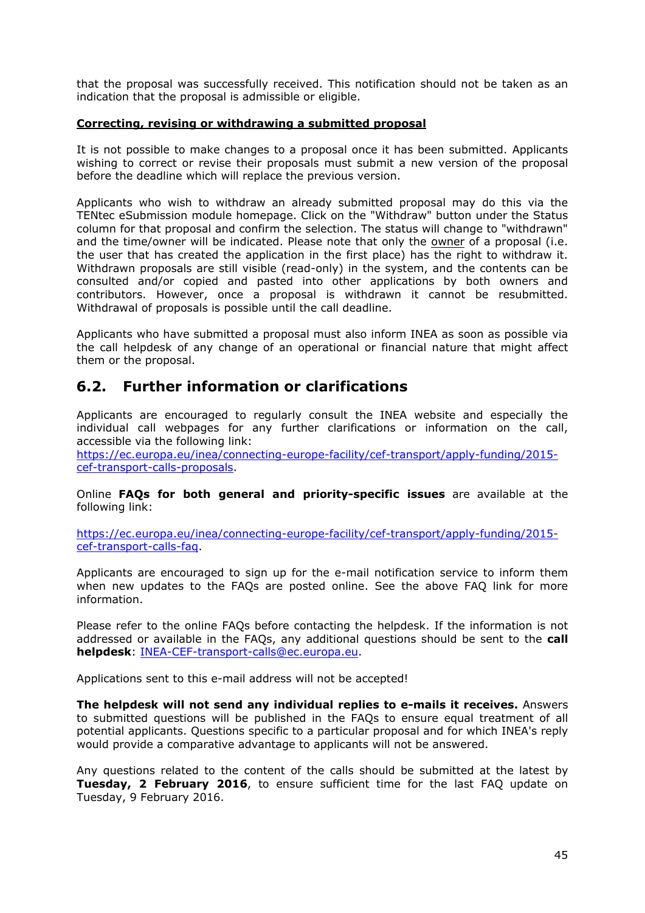that the proposal was successfully received. This notification should not be taken as an indication that the proposal is admissible or eligible.

**Correcting, revising or withdrawing a submitted proposal**

It is not possible to make changes to a proposal once it has been submitted. Applicants wishing to correct or revise their proposals must submit a new version of the proposal before the deadline which will replace the previous version.

Applicants who wish to withdraw an already submitted proposal may do this via the TENtec eSubmission module homepage. Click on the "Withdraw" button under the Status column for that proposal and confirm the selection. The status will change to "withdrawn" and the time/owner will be indicated. Please note that only the owner of a proposal (i.e. the user that has created the application in the first place) has the right to withdraw it. Withdrawn proposals are still visible (read-only) in the system, and the contents can be consulted and/or copied and pasted into other applications by both owners and contributors. However, once a proposal is withdrawn it cannot be resubmitted. Withdrawal of proposals is possible until the call deadline.

Applicants who have submitted a proposal must also inform INEA as soon as possible via the call helpdesk of any change of an operational or financial nature that might affect them or the proposal.

## 6.2. Further information or clarifications

Applicants are encouraged to regularly consult the INEA website and especially the individual call webpages for any further clarifications or information on the call, accessible via the following link:
https://ec.europa.eu/inea/connecting-europe-facility/cef-transport/apply-funding/2015-cef-transport-calls-proposals.

Online **FAQs for both general and priority-specific issues** are available at the following link:

https://ec.europa.eu/inea/connecting-europe-facility/cef-transport/apply-funding/2015-cef-transport-calls-faq.

Applicants are encouraged to sign up for the e-mail notification service to inform them when new updates to the FAQs are posted online. See the above FAQ link for more information.

Please refer to the online FAQs before contacting the helpdesk. If the information is not addressed or available in the FAQs, any additional questions should be sent to the **call helpdesk**: INEA-CEF-transport-calls@ec.europa.eu.

Applications sent to this e-mail address will not be accepted!

**The helpdesk will not send any individual replies to e-mails it receives.** Answers to submitted questions will be published in the FAQs to ensure equal treatment of all potential applicants. Questions specific to a particular proposal and for which INEA's reply would provide a comparative advantage to applicants will not be answered.

Any questions related to the content of the calls should be submitted at the latest by **Tuesday, 2 February 2016**, to ensure sufficient time for the last FAQ update on Tuesday, 9 February 2016.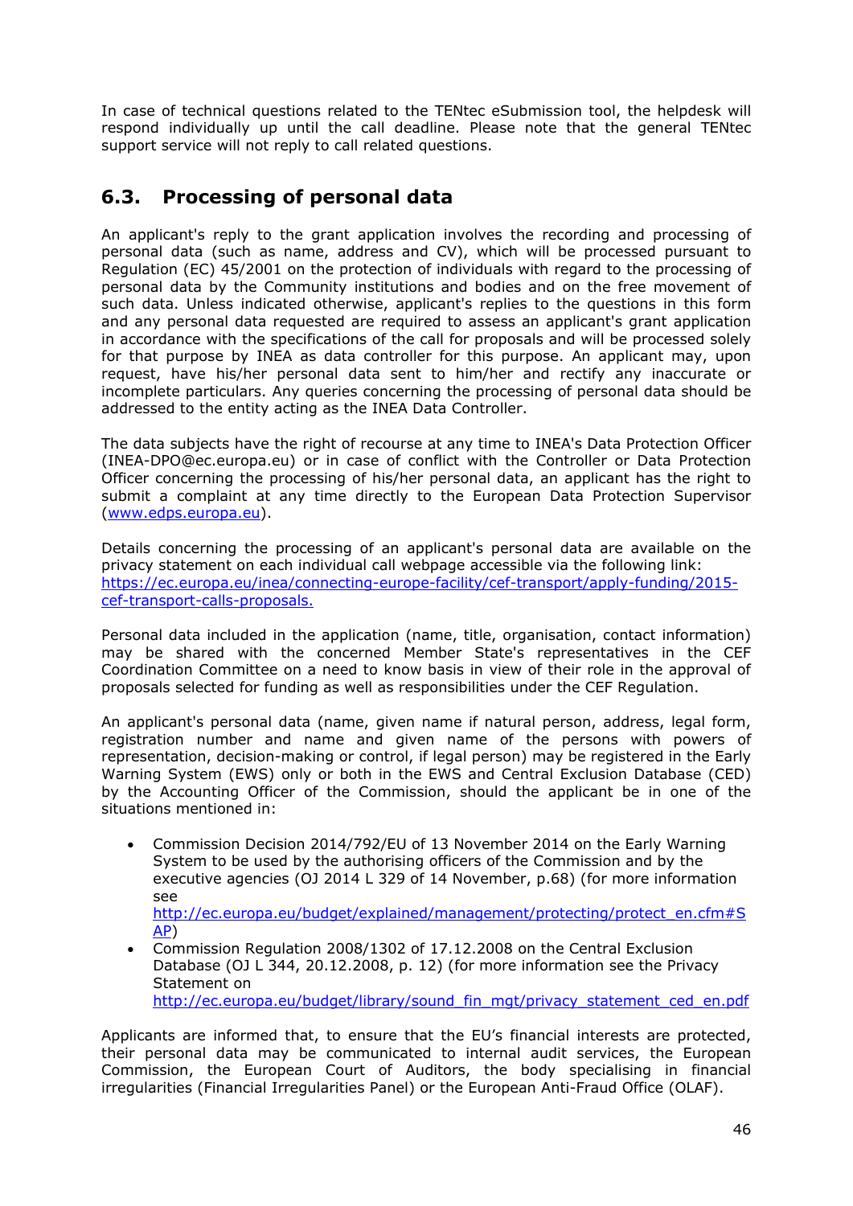In case of technical questions related to the TENtec eSubmission tool, the helpdesk will respond individually up until the call deadline. Please note that the general TENtec support service will not reply to call related questions.

## 6.3. Processing of personal data

An applicant's reply to the grant application involves the recording and processing of personal data (such as name, address and CV), which will be processed pursuant to Regulation (EC) 45/2001 on the protection of individuals with regard to the processing of personal data by the Community institutions and bodies and on the free movement of such data. Unless indicated otherwise, applicant's replies to the questions in this form and any personal data requested are required to assess an applicant's grant application in accordance with the specifications of the call for proposals and will be processed solely for that purpose by INEA as data controller for this purpose. An applicant may, upon request, have his/her personal data sent to him/her and rectify any inaccurate or incomplete particulars. Any queries concerning the processing of personal data should be addressed to the entity acting as the INEA Data Controller.

The data subjects have the right of recourse at any time to INEA's Data Protection Officer (INEA-DPO@ec.europa.eu) or in case of conflict with the Controller or Data Protection Officer concerning the processing of his/her personal data, an applicant has the right to submit a complaint at any time directly to the European Data Protection Supervisor ([www.edps.europa.eu](www.edps.europa.eu)).

Details concerning the processing of an applicant's personal data are available on the privacy statement on each individual call webpage accessible via the following link: [https://ec.europa.eu/inea/connecting-europe-facility/cef-transport/apply-funding/2015-cef-transport-calls-proposals.](https://ec.europa.eu/inea/connecting-europe-facility/cef-transport/apply-funding/2015-cef-transport-calls-proposals)

Personal data included in the application (name, title, organisation, contact information) may be shared with the concerned Member State's representatives in the CEF Coordination Committee on a need to know basis in view of their role in the approval of proposals selected for funding as well as responsibilities under the CEF Regulation.

An applicant's personal data (name, given name if natural person, address, legal form, registration number and name and given name of the persons with powers of representation, decision-making or control, if legal person) may be registered in the Early Warning System (EWS) only or both in the EWS and Central Exclusion Database (CED) by the Accounting Officer of the Commission, should the applicant be in one of the situations mentioned in:

- Commission Decision 2014/792/EU of 13 November 2014 on the Early Warning System to be used by the authorising officers of the Commission and by the executive agencies (OJ 2014 L 329 of 14 November, p.68) (for more information see [http://ec.europa.eu/budget/explained/management/protecting/protect_en.cfm#SAP](http://ec.europa.eu/budget/explained/management/protecting/protect_en.cfm#SAP))
- Commission Regulation 2008/1302 of 17.12.2008 on the Central Exclusion Database (OJ L 344, 20.12.2008, p. 12) (for more information see the Privacy Statement on [http://ec.europa.eu/budget/library/sound_fin_mgt/privacy_statement_ced_en.pdf](http://ec.europa.eu/budget/library/sound_fin_mgt/privacy_statement_ced_en.pdf)

Applicants are informed that, to ensure that the EU's financial interests are protected, their personal data may be communicated to internal audit services, the European Commission, the European Court of Auditors, the body specialising in financial irregularities (Financial Irregularities Panel) or the European Anti-Fraud Office (OLAF).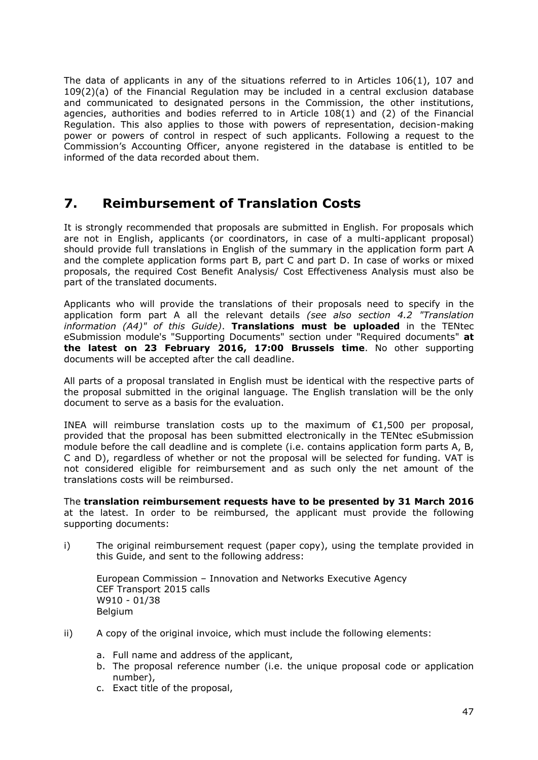The data of applicants in any of the situations referred to in Articles 106(1), 107 and 109(2)(a) of the Financial Regulation may be included in a central exclusion database and communicated to designated persons in the Commission, the other institutions, agencies, authorities and bodies referred to in Article 108(1) and (2) of the Financial Regulation. This also applies to those with powers of representation, decision-making power or powers of control in respect of such applicants. Following a request to the Commission's Accounting Officer, anyone registered in the database is entitled to be informed of the data recorded about them.

# 7. Reimbursement of Translation Costs

It is strongly recommended that proposals are submitted in English. For proposals which are not in English, applicants (or coordinators, in case of a multi-applicant proposal) should provide full translations in English of the summary in the application form part A and the complete application forms part B, part C and part D. In case of works or mixed proposals, the required Cost Benefit Analysis/ Cost Effectiveness Analysis must also be part of the translated documents.

Applicants who will provide the translations of their proposals need to specify in the application form part A all the relevant details *(see also section 4.2 "Translation information (A4)" of this Guide)*. **Translations must be uploaded** in the TENtec eSubmission module's "Supporting Documents" section under "Required documents" **at the latest on 23 February 2016, 17:00 Brussels time**. No other supporting documents will be accepted after the call deadline.

All parts of a proposal translated in English must be identical with the respective parts of the proposal submitted in the original language. The English translation will be the only document to serve as a basis for the evaluation.

INEA will reimburse translation costs up to the maximum of €1,500 per proposal, provided that the proposal has been submitted electronically in the TENtec eSubmission module before the call deadline and is complete (i.e. contains application form parts A, B, C and D), regardless of whether or not the proposal will be selected for funding. VAT is not considered eligible for reimbursement and as such only the net amount of the translations costs will be reimbursed.

The **translation reimbursement requests have to be presented by 31 March 2016** at the latest. In order to be reimbursed, the applicant must provide the following supporting documents:

i) The original reimbursement request (paper copy), using the template provided in this Guide, and sent to the following address:

   European Commission – Innovation and Networks Executive Agency
   CEF Transport 2015 calls
   W910 - 01/38
   Belgium

ii) A copy of the original invoice, which must include the following elements:

   a. Full name and address of the applicant,
   b. The proposal reference number (i.e. the unique proposal code or application number),
   c. Exact title of the proposal,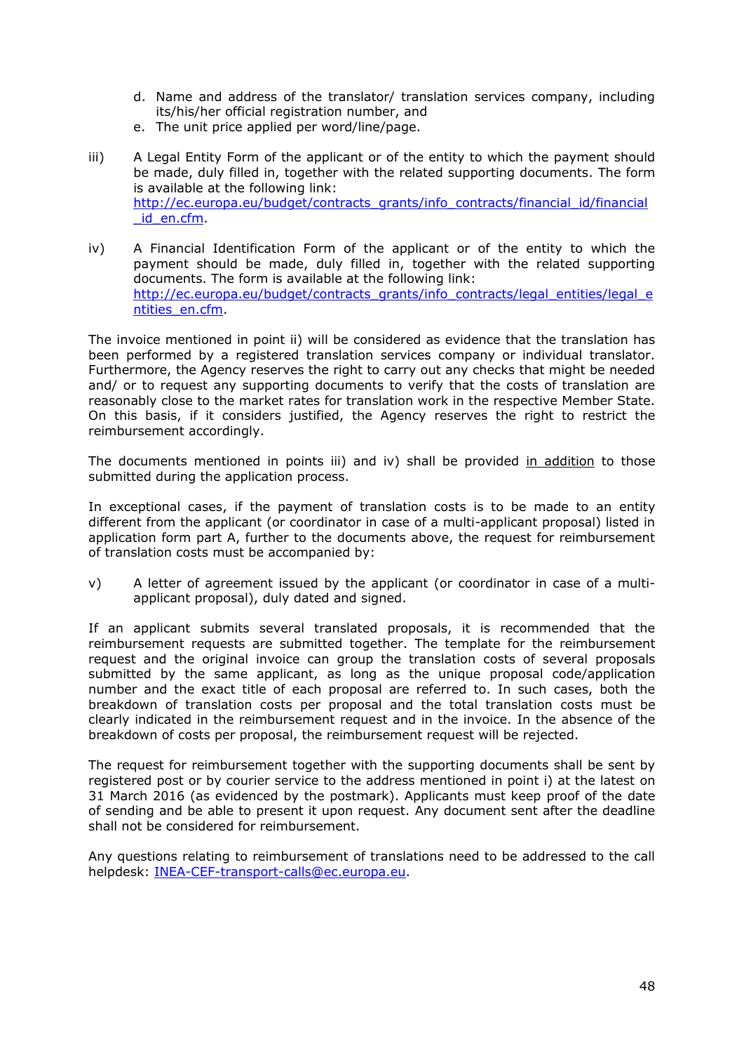d. Name and address of the translator/ translation services company, including its/his/her official registration number, and
e. The unit price applied per word/line/page.

iii) A Legal Entity Form of the applicant or of the entity to which the payment should be made, duly filled in, together with the related supporting documents. The form is available at the following link: [http://ec.europa.eu/budget/contracts_grants/info_contracts/financial_id/financial_id_en.cfm](http://ec.europa.eu/budget/contracts_grants/info_contracts/financial_id/financial_id_en.cfm).

iv) A Financial Identification Form of the applicant or of the entity to which the payment should be made, duly filled in, together with the related supporting documents. The form is available at the following link: [http://ec.europa.eu/budget/contracts_grants/info_contracts/legal_entities/legal_entities_en.cfm](http://ec.europa.eu/budget/contracts_grants/info_contracts/legal_entities/legal_entities_en.cfm).

The invoice mentioned in point ii) will be considered as evidence that the translation has been performed by a registered translation services company or individual translator. Furthermore, the Agency reserves the right to carry out any checks that might be needed and/ or to request any supporting documents to verify that the costs of translation are reasonably close to the market rates for translation work in the respective Member State. On this basis, if it considers justified, the Agency reserves the right to restrict the reimbursement accordingly.

The documents mentioned in points iii) and iv) shall be provided in addition to those submitted during the application process.

In exceptional cases, if the payment of translation costs is to be made to an entity different from the applicant (or coordinator in case of a multi-applicant proposal) listed in application form part A, further to the documents above, the request for reimbursement of translation costs must be accompanied by:

v) A letter of agreement issued by the applicant (or coordinator in case of a multi-applicant proposal), duly dated and signed.

If an applicant submits several translated proposals, it is recommended that the reimbursement requests are submitted together. The template for the reimbursement request and the original invoice can group the translation costs of several proposals submitted by the same applicant, as long as the unique proposal code/application number and the exact title of each proposal are referred to. In such cases, both the breakdown of translation costs per proposal and the total translation costs must be clearly indicated in the reimbursement request and in the invoice. In the absence of the breakdown of costs per proposal, the reimbursement request will be rejected.

The request for reimbursement together with the supporting documents shall be sent by registered post or by courier service to the address mentioned in point i) at the latest on 31 March 2016 (as evidenced by the postmark). Applicants must keep proof of the date of sending and be able to present it upon request. Any document sent after the deadline shall not be considered for reimbursement.

Any questions relating to reimbursement of translations need to be addressed to the call helpdesk: [INEA-CEF-transport-calls@ec.europa.eu](mailto:INEA-CEF-transport-calls@ec.europa.eu).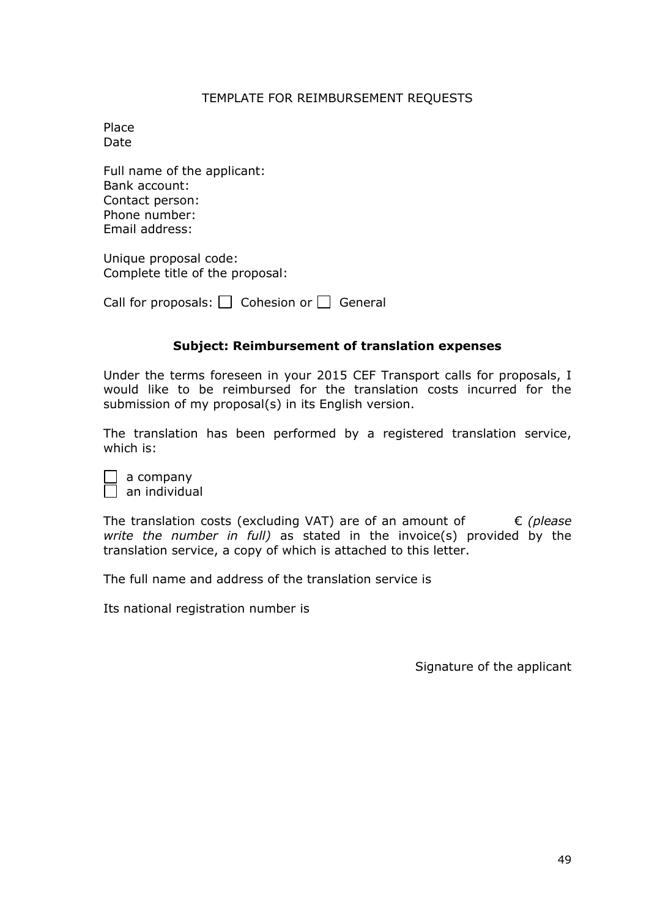TEMPLATE FOR REIMBURSEMENT REQUESTS

Place
Date

Full name of the applicant:
Bank account:
Contact person:
Phone number:
Email address:

Unique proposal code:
Complete title of the proposal:

Call for proposals: ☐ Cohesion or ☐ General

**Subject: Reimbursement of translation expenses**

Under the terms foreseen in your 2015 CEF Transport calls for proposals, I would like to be reimbursed for the translation costs incurred for the submission of my proposal(s) in its English version.

The translation has been performed by a registered translation service, which is:

☐ a company
☐ an individual

The translation costs (excluding VAT) are of an amount of € *(please write the number in full)* as stated in the invoice(s) provided by the translation service, a copy of which is attached to this letter.

The full name and address of the translation service is

Its national registration number is

Signature of the applicant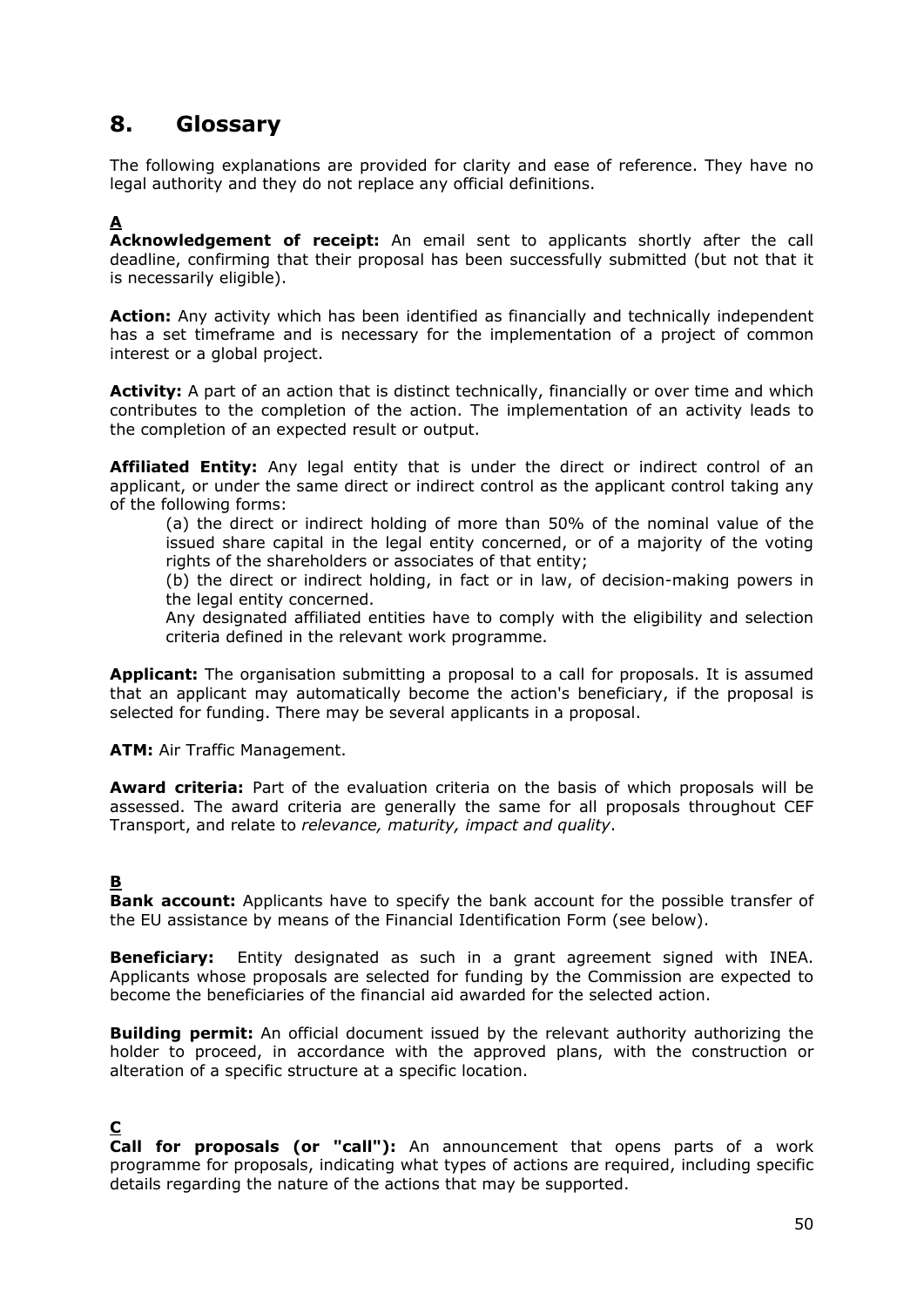## 8. Glossary

The following explanations are provided for clarity and ease of reference. They have no legal authority and they do not replace any official definitions.

**A**

**Acknowledgement of receipt:** An email sent to applicants shortly after the call deadline, confirming that their proposal has been successfully submitted (but not that it is necessarily eligible).

**Action:** Any activity which has been identified as financially and technically independent has a set timeframe and is necessary for the implementation of a project of common interest or a global project.

**Activity:** A part of an action that is distinct technically, financially or over time and which contributes to the completion of the action. The implementation of an activity leads to the completion of an expected result or output.

**Affiliated Entity:** Any legal entity that is under the direct or indirect control of an applicant, or under the same direct or indirect control as the applicant control taking any of the following forms:

(a) the direct or indirect holding of more than 50% of the nominal value of the issued share capital in the legal entity concerned, or of a majority of the voting rights of the shareholders or associates of that entity;

(b) the direct or indirect holding, in fact or in law, of decision-making powers in the legal entity concerned.

Any designated affiliated entities have to comply with the eligibility and selection criteria defined in the relevant work programme.

**Applicant:** The organisation submitting a proposal to a call for proposals. It is assumed that an applicant may automatically become the action's beneficiary, if the proposal is selected for funding. There may be several applicants in a proposal.

**ATM:** Air Traffic Management.

**Award criteria:** Part of the evaluation criteria on the basis of which proposals will be assessed. The award criteria are generally the same for all proposals throughout CEF Transport, and relate to *relevance, maturity, impact and quality*.

**B**

**Bank account:** Applicants have to specify the bank account for the possible transfer of the EU assistance by means of the Financial Identification Form (see below).

**Beneficiary:** Entity designated as such in a grant agreement signed with INEA. Applicants whose proposals are selected for funding by the Commission are expected to become the beneficiaries of the financial aid awarded for the selected action.

**Building permit:** An official document issued by the relevant authority authorizing the holder to proceed, in accordance with the approved plans, with the construction or alteration of a specific structure at a specific location.

**C**

**Call for proposals (or "call"):** An announcement that opens parts of a work programme for proposals, indicating what types of actions are required, including specific details regarding the nature of the actions that may be supported.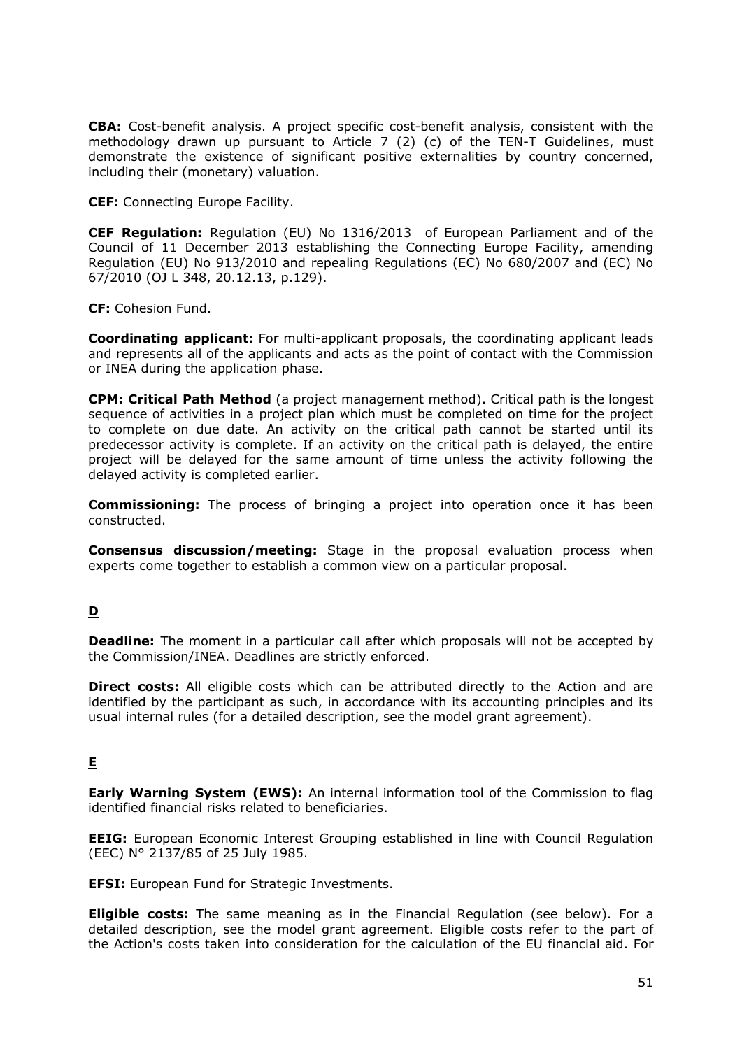**CBA:** Cost-benefit analysis. A project specific cost-benefit analysis, consistent with the methodology drawn up pursuant to Article 7 (2) (c) of the TEN-T Guidelines, must demonstrate the existence of significant positive externalities by country concerned, including their (monetary) valuation.

**CEF:** Connecting Europe Facility.

**CEF Regulation:** Regulation (EU) No 1316/2013 of European Parliament and of the Council of 11 December 2013 establishing the Connecting Europe Facility, amending Regulation (EU) No 913/2010 and repealing Regulations (EC) No 680/2007 and (EC) No 67/2010 (OJ L 348, 20.12.13, p.129).

**CF:** Cohesion Fund.

**Coordinating applicant:** For multi-applicant proposals, the coordinating applicant leads and represents all of the applicants and acts as the point of contact with the Commission or INEA during the application phase.

**CPM: Critical Path Method** (a project management method). Critical path is the longest sequence of activities in a project plan which must be completed on time for the project to complete on due date. An activity on the critical path cannot be started until its predecessor activity is complete. If an activity on the critical path is delayed, the entire project will be delayed for the same amount of time unless the activity following the delayed activity is completed earlier.

**Commissioning:** The process of bringing a project into operation once it has been constructed.

**Consensus discussion/meeting:** Stage in the proposal evaluation process when experts come together to establish a common view on a particular proposal.

## D

**Deadline:** The moment in a particular call after which proposals will not be accepted by the Commission/INEA. Deadlines are strictly enforced.

**Direct costs:** All eligible costs which can be attributed directly to the Action and are identified by the participant as such, in accordance with its accounting principles and its usual internal rules (for a detailed description, see the model grant agreement).

## E

**Early Warning System (EWS):** An internal information tool of the Commission to flag identified financial risks related to beneficiaries.

**EEIG:** European Economic Interest Grouping established in line with Council Regulation (EEC) N° 2137/85 of 25 July 1985.

**EFSI:** European Fund for Strategic Investments.

**Eligible costs:** The same meaning as in the Financial Regulation (see below). For a detailed description, see the model grant agreement. Eligible costs refer to the part of the Action's costs taken into consideration for the calculation of the EU financial aid. For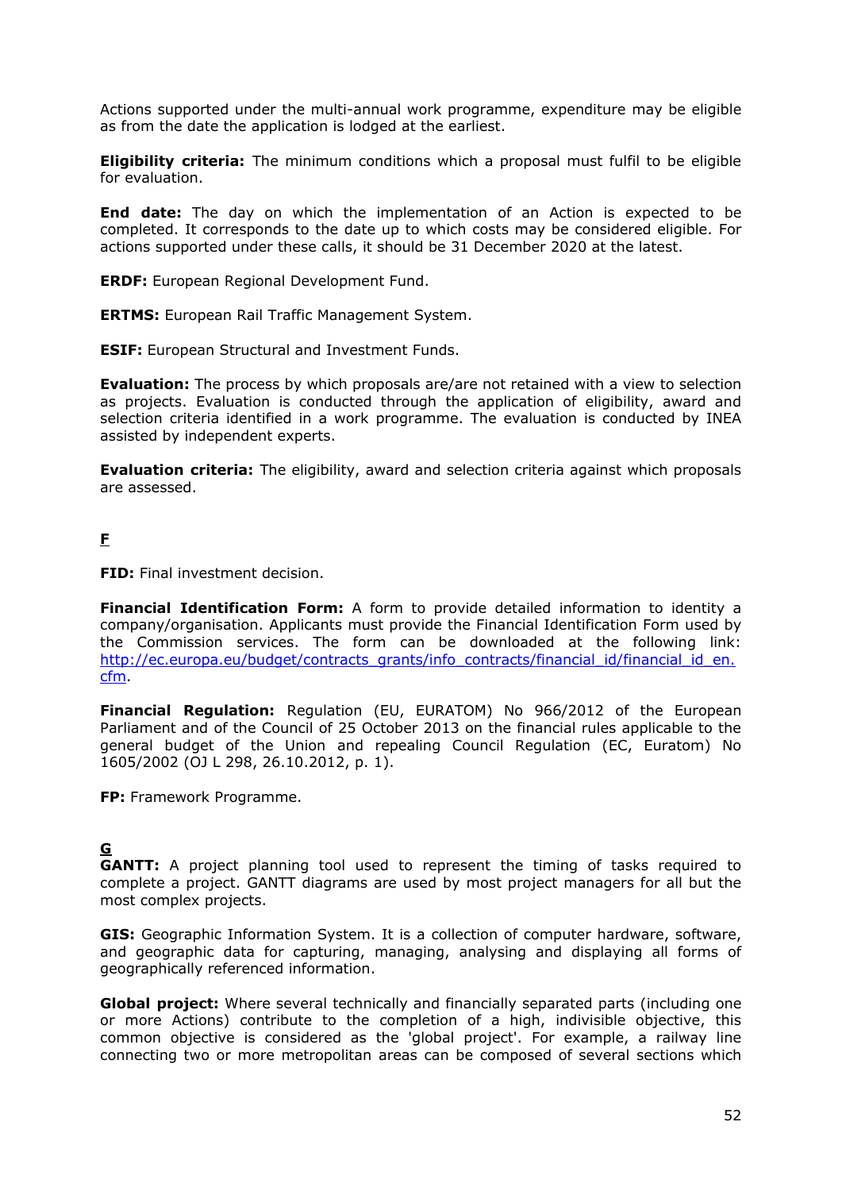Actions supported under the multi-annual work programme, expenditure may be eligible as from the date the application is lodged at the earliest.

**Eligibility criteria:** The minimum conditions which a proposal must fulfil to be eligible for evaluation.

**End date:** The day on which the implementation of an Action is expected to be completed. It corresponds to the date up to which costs may be considered eligible. For actions supported under these calls, it should be 31 December 2020 at the latest.

**ERDF:** European Regional Development Fund.

**ERTMS:** European Rail Traffic Management System.

**ESIF:** European Structural and Investment Funds.

**Evaluation:** The process by which proposals are/are not retained with a view to selection as projects. Evaluation is conducted through the application of eligibility, award and selection criteria identified in a work programme. The evaluation is conducted by INEA assisted by independent experts.

**Evaluation criteria:** The eligibility, award and selection criteria against which proposals are assessed.

## F

**FID:** Final investment decision.

**Financial Identification Form:** A form to provide detailed information to identity a company/organisation. Applicants must provide the Financial Identification Form used by the Commission services. The form can be downloaded at the following link: http://ec.europa.eu/budget/contracts_grants/info_contracts/financial_id/financial_id_en.cfm.

**Financial Regulation:** Regulation (EU, EURATOM) No 966/2012 of the European Parliament and of the Council of 25 October 2013 on the financial rules applicable to the general budget of the Union and repealing Council Regulation (EC, Euratom) No 1605/2002 (OJ L 298, 26.10.2012, p. 1).

**FP:** Framework Programme.

## G

**GANTT:** A project planning tool used to represent the timing of tasks required to complete a project. GANTT diagrams are used by most project managers for all but the most complex projects.

**GIS:** Geographic Information System. It is a collection of computer hardware, software, and geographic data for capturing, managing, analysing and displaying all forms of geographically referenced information.

**Global project:** Where several technically and financially separated parts (including one or more Actions) contribute to the completion of a high, indivisible objective, this common objective is considered as the 'global project'. For example, a railway line connecting two or more metropolitan areas can be composed of several sections which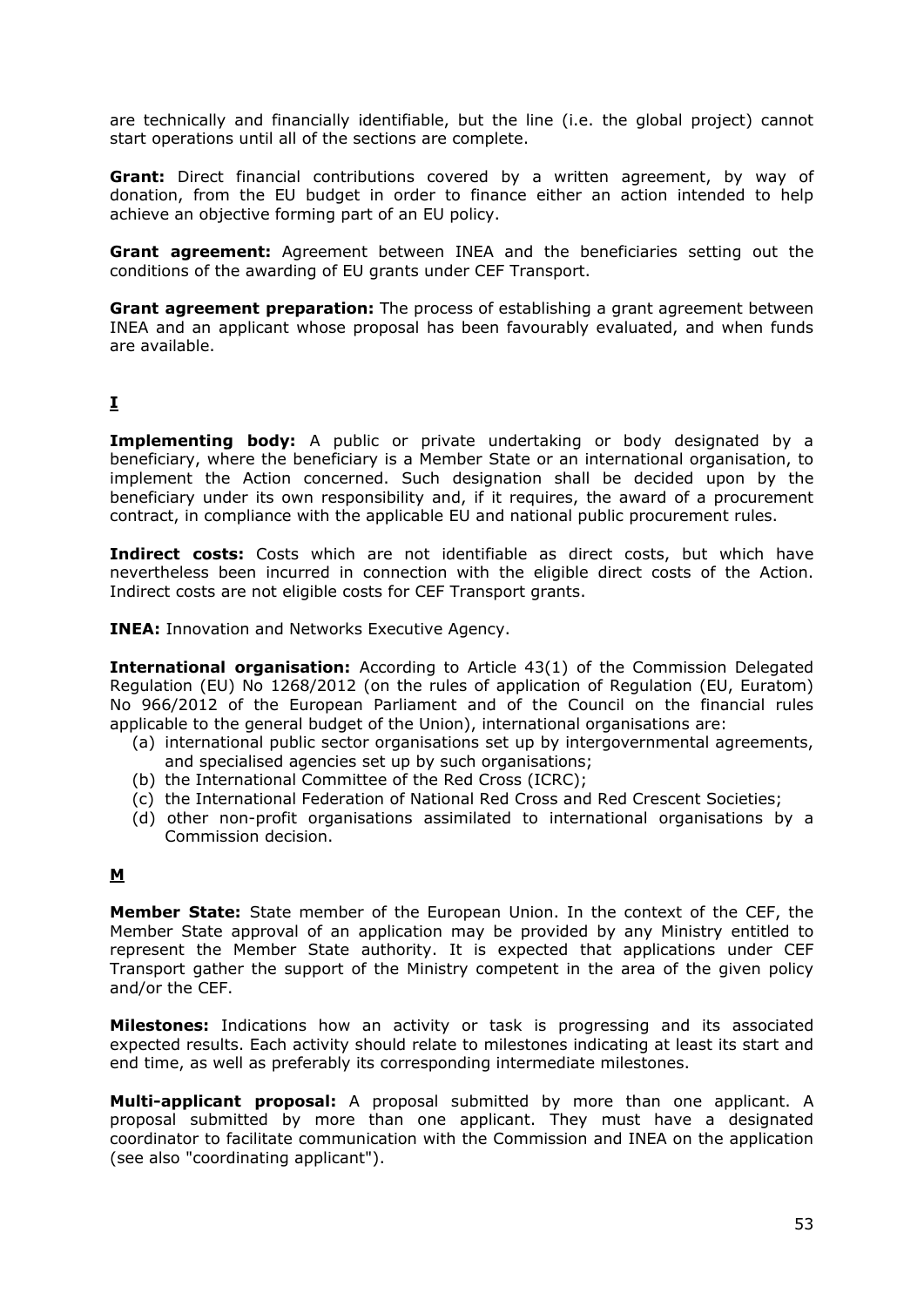are technically and financially identifiable, but the line (i.e. the global project) cannot start operations until all of the sections are complete.

**Grant:** Direct financial contributions covered by a written agreement, by way of donation, from the EU budget in order to finance either an action intended to help achieve an objective forming part of an EU policy.

**Grant agreement:** Agreement between INEA and the beneficiaries setting out the conditions of the awarding of EU grants under CEF Transport.

**Grant agreement preparation:** The process of establishing a grant agreement between INEA and an applicant whose proposal has been favourably evaluated, and when funds are available.

## I

**Implementing body:** A public or private undertaking or body designated by a beneficiary, where the beneficiary is a Member State or an international organisation, to implement the Action concerned. Such designation shall be decided upon by the beneficiary under its own responsibility and, if it requires, the award of a procurement contract, in compliance with the applicable EU and national public procurement rules.

**Indirect costs:** Costs which are not identifiable as direct costs, but which have nevertheless been incurred in connection with the eligible direct costs of the Action. Indirect costs are not eligible costs for CEF Transport grants.

**INEA:** Innovation and Networks Executive Agency.

**International organisation:** According to Article 43(1) of the Commission Delegated Regulation (EU) No 1268/2012 (on the rules of application of Regulation (EU, Euratom) No 966/2012 of the European Parliament and of the Council on the financial rules applicable to the general budget of the Union), international organisations are:

(a) international public sector organisations set up by intergovernmental agreements, and specialised agencies set up by such organisations;
(b) the International Committee of the Red Cross (ICRC);
(c) the International Federation of National Red Cross and Red Crescent Societies;
(d) other non-profit organisations assimilated to international organisations by a Commission decision.

## M

**Member State:** State member of the European Union. In the context of the CEF, the Member State approval of an application may be provided by any Ministry entitled to represent the Member State authority. It is expected that applications under CEF Transport gather the support of the Ministry competent in the area of the given policy and/or the CEF.

**Milestones:** Indications how an activity or task is progressing and its associated expected results. Each activity should relate to milestones indicating at least its start and end time, as well as preferably its corresponding intermediate milestones.

**Multi-applicant proposal:** A proposal submitted by more than one applicant. A proposal submitted by more than one applicant. They must have a designated coordinator to facilitate communication with the Commission and INEA on the application (see also "coordinating applicant").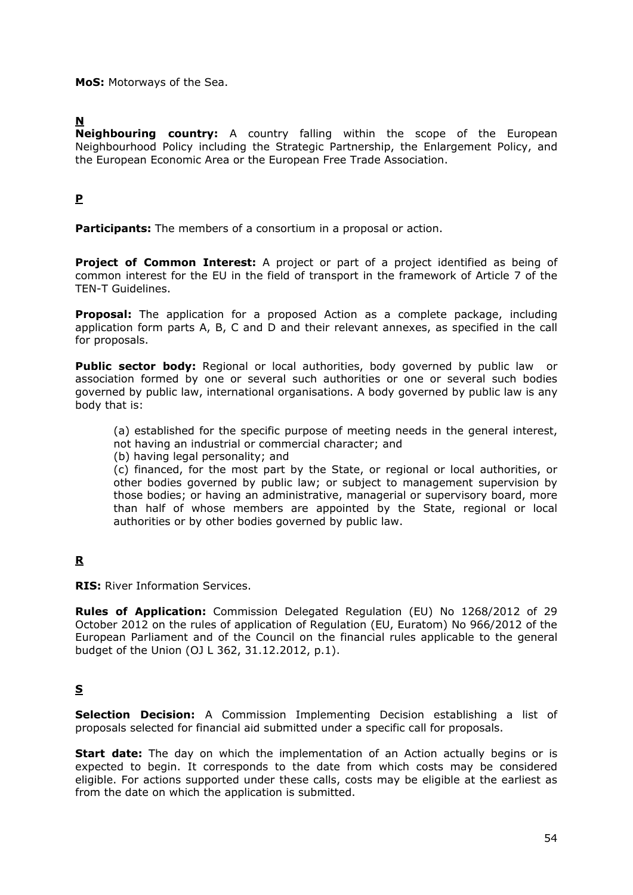**MoS:** Motorways of the Sea.

## N

**Neighbouring country:** A country falling within the scope of the European Neighbourhood Policy including the Strategic Partnership, the Enlargement Policy, and the European Economic Area or the European Free Trade Association.

## P

**Participants:** The members of a consortium in a proposal or action.

**Project of Common Interest:** A project or part of a project identified as being of common interest for the EU in the field of transport in the framework of Article 7 of the TEN-T Guidelines.

**Proposal:** The application for a proposed Action as a complete package, including application form parts A, B, C and D and their relevant annexes, as specified in the call for proposals.

**Public sector body:** Regional or local authorities, body governed by public law or association formed by one or several such authorities or one or several such bodies governed by public law, international organisations. A body governed by public law is any body that is:

(a) established for the specific purpose of meeting needs in the general interest, not having an industrial or commercial character; and
(b) having legal personality; and
(c) financed, for the most part by the State, or regional or local authorities, or other bodies governed by public law; or subject to management supervision by those bodies; or having an administrative, managerial or supervisory board, more than half of whose members are appointed by the State, regional or local authorities or by other bodies governed by public law.

## R

**RIS:** River Information Services.

**Rules of Application:** Commission Delegated Regulation (EU) No 1268/2012 of 29 October 2012 on the rules of application of Regulation (EU, Euratom) No 966/2012 of the European Parliament and of the Council on the financial rules applicable to the general budget of the Union (OJ L 362, 31.12.2012, p.1).

## S

**Selection Decision:** A Commission Implementing Decision establishing a list of proposals selected for financial aid submitted under a specific call for proposals.

**Start date:** The day on which the implementation of an Action actually begins or is expected to begin. It corresponds to the date from which costs may be considered eligible. For actions supported under these calls, costs may be eligible at the earliest as from the date on which the application is submitted.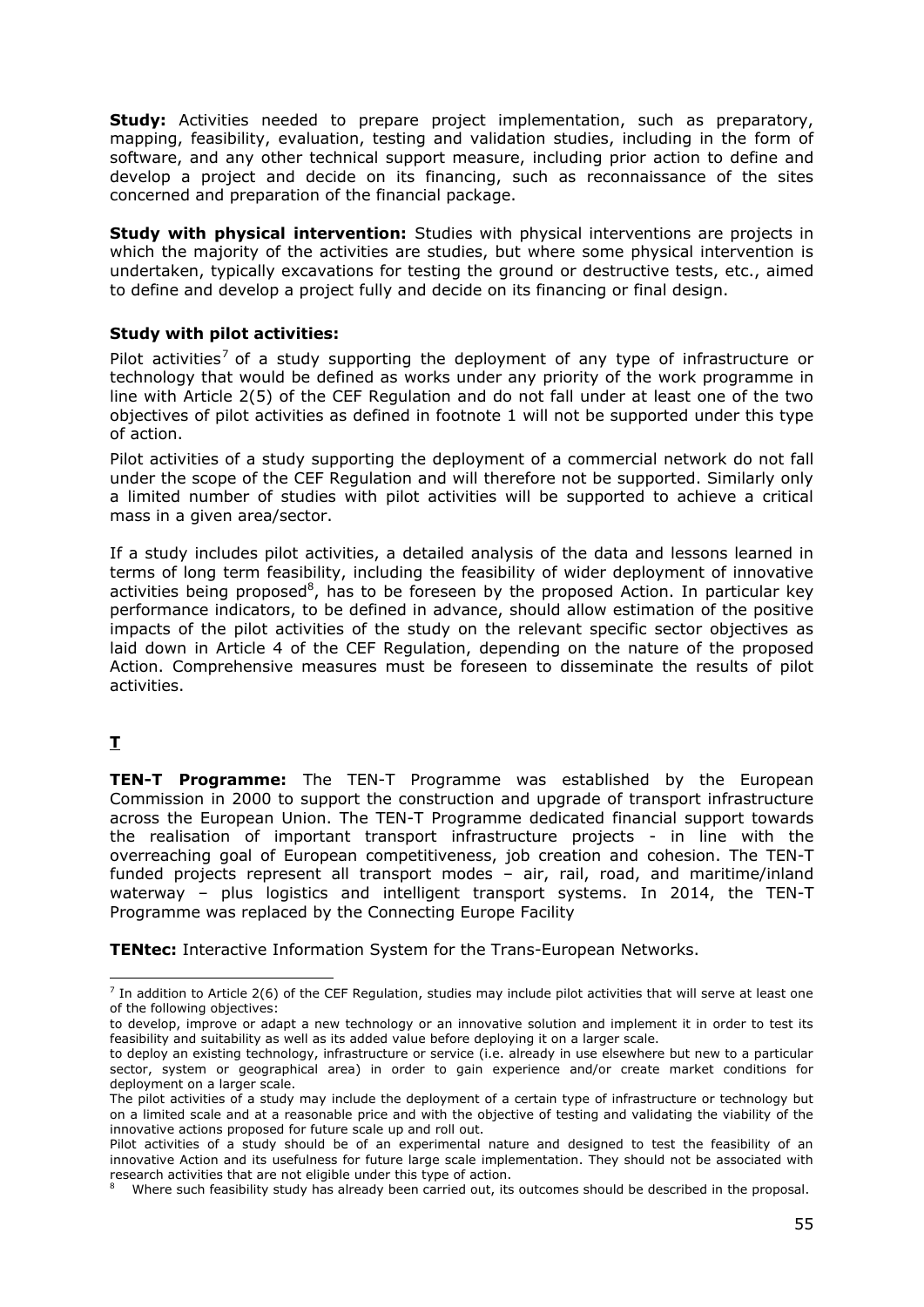**Study:** Activities needed to prepare project implementation, such as preparatory, mapping, feasibility, evaluation, testing and validation studies, including in the form of software, and any other technical support measure, including prior action to define and develop a project and decide on its financing, such as reconnaissance of the sites concerned and preparation of the financial package.

**Study with physical intervention:** Studies with physical interventions are projects in which the majority of the activities are studies, but where some physical intervention is undertaken, typically excavations for testing the ground or destructive tests, etc., aimed to define and develop a project fully and decide on its financing or final design.

**Study with pilot activities:**

Pilot activities[7] of a study supporting the deployment of any type of infrastructure or technology that would be defined as works under any priority of the work programme in line with Article 2(5) of the CEF Regulation and do not fall under at least one of the two objectives of pilot activities as defined in footnote 1 will not be supported under this type of action.

Pilot activities of a study supporting the deployment of a commercial network do not fall under the scope of the CEF Regulation and will therefore not be supported. Similarly only a limited number of studies with pilot activities will be supported to achieve a critical mass in a given area/sector.

If a study includes pilot activities, a detailed analysis of the data and lessons learned in terms of long term feasibility, including the feasibility of wider deployment of innovative activities being proposed[8], has to be foreseen by the proposed Action. In particular key performance indicators, to be defined in advance, should allow estimation of the positive impacts of the pilot activities of the study on the relevant specific sector objectives as laid down in Article 4 of the CEF Regulation, depending on the nature of the proposed Action. Comprehensive measures must be foreseen to disseminate the results of pilot activities.

## T

**TEN-T Programme:** The TEN-T Programme was established by the European Commission in 2000 to support the construction and upgrade of transport infrastructure across the European Union. The TEN-T Programme dedicated financial support towards the realisation of important transport infrastructure projects - in line with the overreaching goal of European competitiveness, job creation and cohesion. The TEN-T funded projects represent all transport modes – air, rail, road, and maritime/inland waterway – plus logistics and intelligent transport systems. In 2014, the TEN-T Programme was replaced by the Connecting Europe Facility

**TENtec:** Interactive Information System for the Trans-European Networks.

---

[7] In addition to Article 2(6) of the CEF Regulation, studies may include pilot activities that will serve at least one of the following objectives:
to develop, improve or adapt a new technology or an innovative solution and implement it in order to test its feasibility and suitability as well as its added value before deploying it on a larger scale.
to deploy an existing technology, infrastructure or service (i.e. already in use elsewhere but new to a particular sector, system or geographical area) in order to gain experience and/or create market conditions for deployment on a larger scale.
The pilot activities of a study may include the deployment of a certain type of infrastructure or technology but on a limited scale and at a reasonable price and with the objective of testing and validating the viability of the innovative actions proposed for future scale up and roll out.
Pilot activities of a study should be of an experimental nature and designed to test the feasibility of an innovative Action and its usefulness for future large scale implementation. They should not be associated with research activities that are not eligible under this type of action.

[8] Where such feasibility study has already been carried out, its outcomes should be described in the proposal.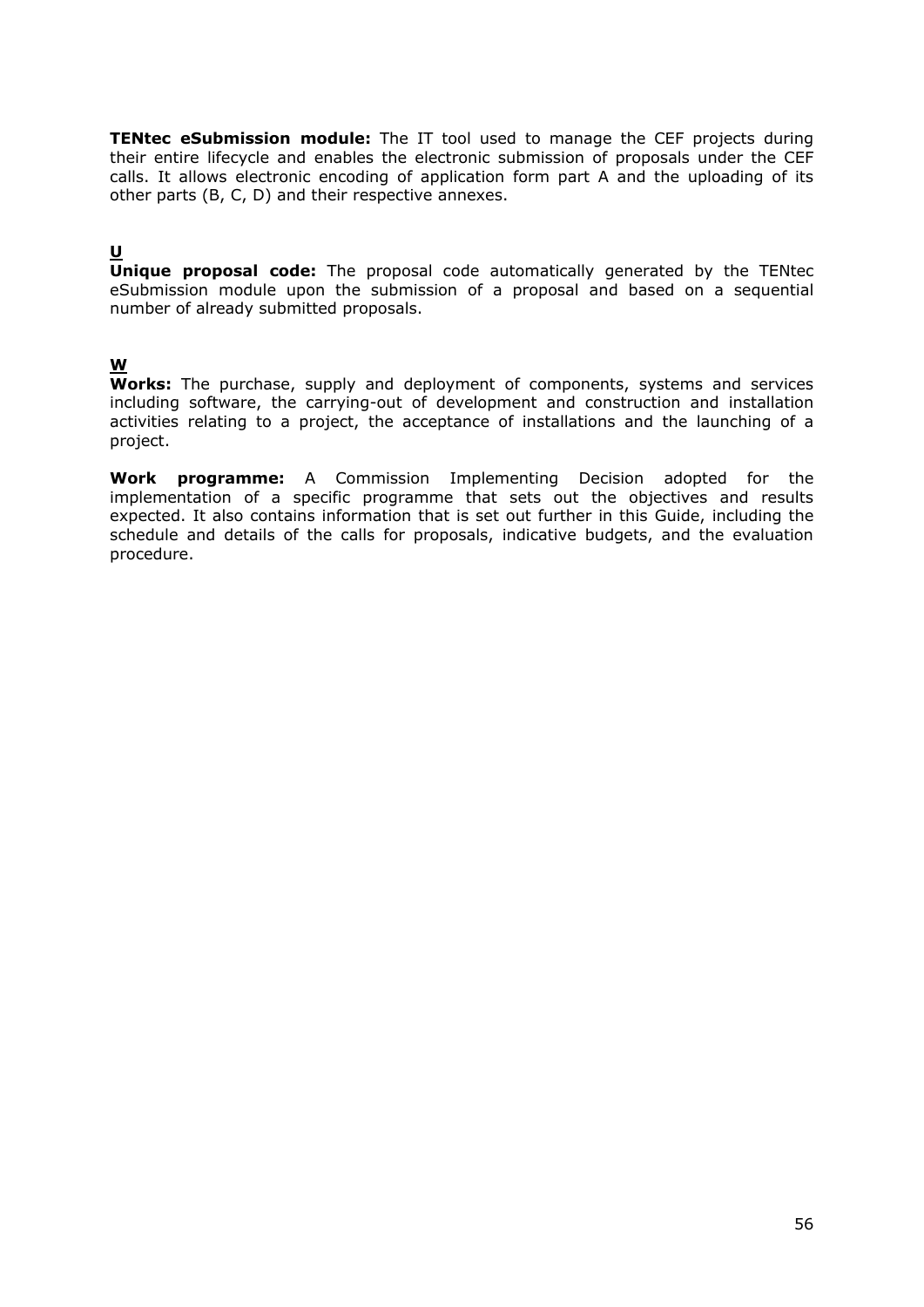**TENtec eSubmission module:** The IT tool used to manage the CEF projects during their entire lifecycle and enables the electronic submission of proposals under the CEF calls. It allows electronic encoding of application form part A and the uploading of its other parts (B, C, D) and their respective annexes.

**U**

**Unique proposal code:** The proposal code automatically generated by the TENtec eSubmission module upon the submission of a proposal and based on a sequential number of already submitted proposals.

**W**

**Works:** The purchase, supply and deployment of components, systems and services including software, the carrying-out of development and construction and installation activities relating to a project, the acceptance of installations and the launching of a project.

**Work programme:** A Commission Implementing Decision adopted for the implementation of a specific programme that sets out the objectives and results expected. It also contains information that is set out further in this Guide, including the schedule and details of the calls for proposals, indicative budgets, and the evaluation procedure.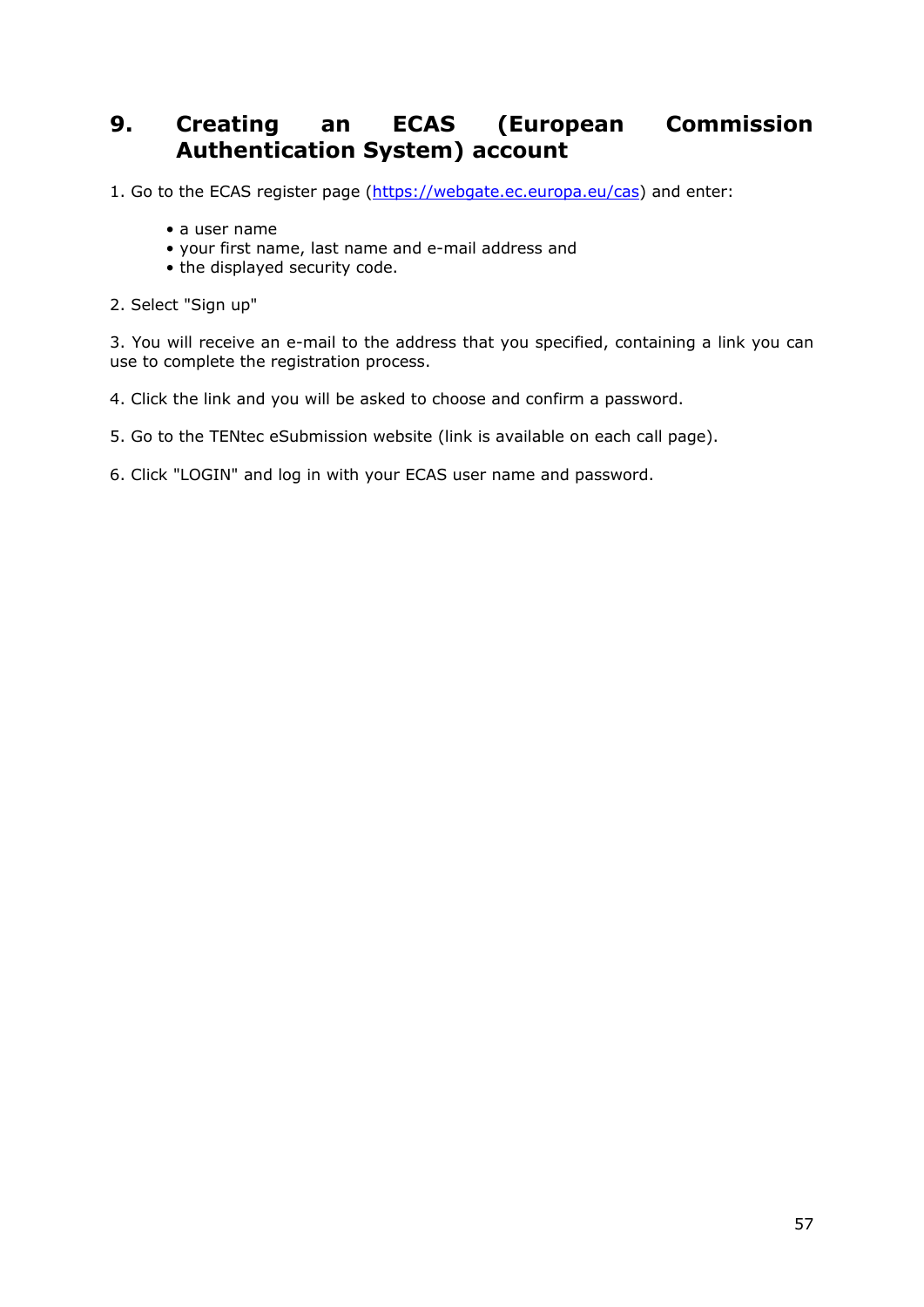# 9. Creating an ECAS (European Commission Authentication System) account

1. Go to the ECAS register page ([https://webgate.ec.europa.eu/cas](https://webgate.ec.europa.eu/cas)) and enter:

   - a user name
   - your first name, last name and e-mail address and
   - the displayed security code.

2. Select "Sign up"

3. You will receive an e-mail to the address that you specified, containing a link you can use to complete the registration process.

4. Click the link and you will be asked to choose and confirm a password.

5. Go to the TENtec eSubmission website (link is available on each call page).

6. Click "LOGIN" and log in with your ECAS user name and password.